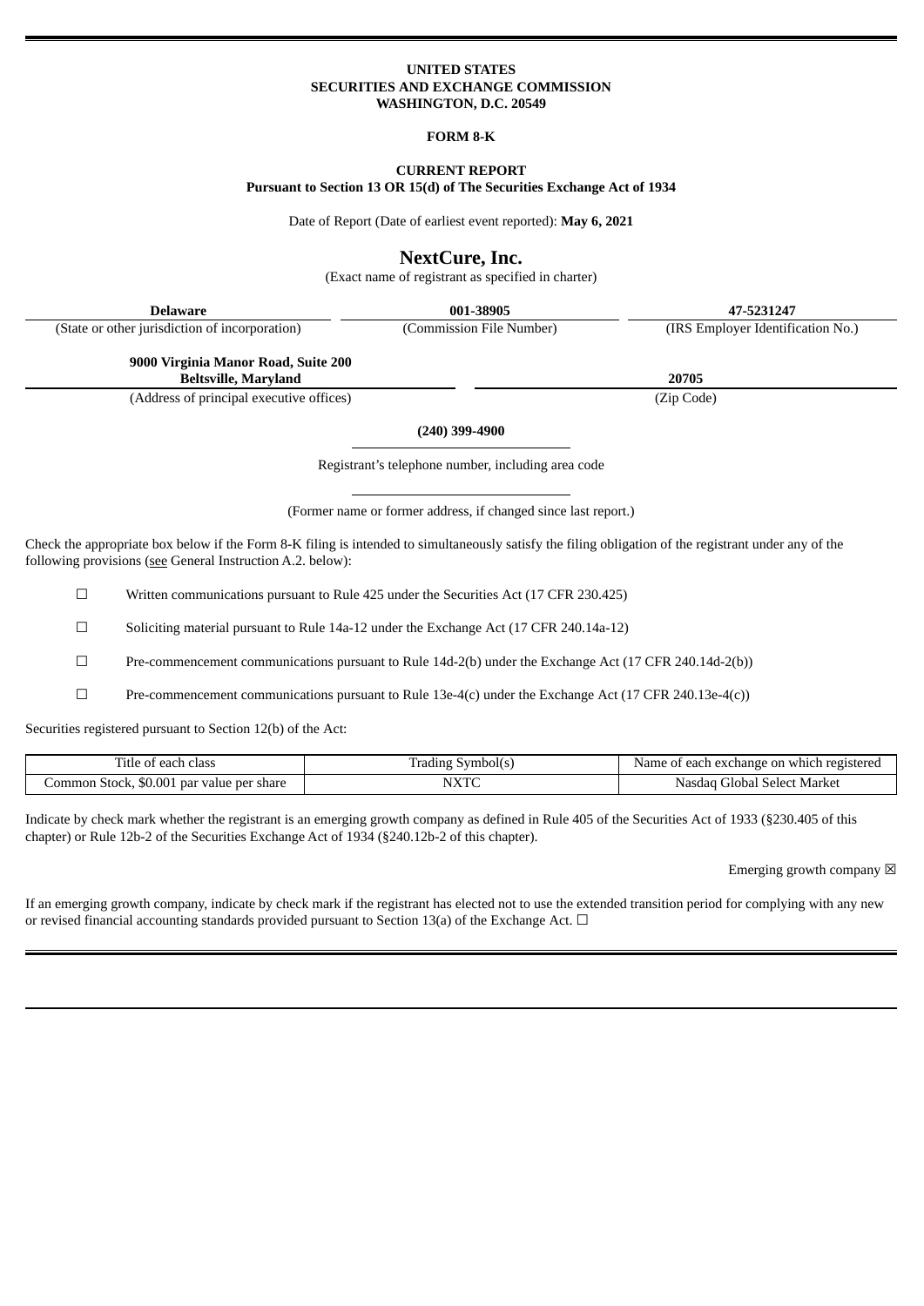**UNITED STATES**
**SECURITIES AND EXCHANGE COMMISSION**
**WASHINGTON, D.C. 20549**

**FORM 8-K**

**CURRENT REPORT**
**Pursuant to Section 13 OR 15(d) of The Securities Exchange Act of 1934**

Date of Report (Date of earliest event reported): **May 6, 2021**

# NextCure, Inc.

(Exact name of registrant as specified in charter)

| **Delaware** | **001-38905** | **47-5231247** |
|---|---|---|
| (State or other jurisdiction of incorporation) | (Commission File Number) | (IRS Employer Identification No.) |

| **9000 Virginia Manor Road, Suite 200** **Beltsville, Maryland** | **20705** |
|---|---|
| (Address of principal executive offices) | (Zip Code) |

**(240) 399-4900**

Registrant's telephone number, including area code

(Former name or former address, if changed since last report.)

Check the appropriate box below if the Form 8-K filing is intended to simultaneously satisfy the filing obligation of the registrant under any of the following provisions (see General Instruction A.2. below):

☐ Written communications pursuant to Rule 425 under the Securities Act (17 CFR 230.425)

☐ Soliciting material pursuant to Rule 14a-12 under the Exchange Act (17 CFR 240.14a-12)

☐ Pre-commencement communications pursuant to Rule 14d-2(b) under the Exchange Act (17 CFR 240.14d-2(b))

☐ Pre-commencement communications pursuant to Rule 13e-4(c) under the Exchange Act (17 CFR 240.13e-4(c))

Securities registered pursuant to Section 12(b) of the Act:

| Title of each class | Trading Symbol(s) | Name of each exchange on which registered |
|---|---|---|
| Common Stock, $0.001 par value per share | NXTC | Nasdaq Global Select Market |

Indicate by check mark whether the registrant is an emerging growth company as defined in Rule 405 of the Securities Act of 1933 (§230.405 of this chapter) or Rule 12b-2 of the Securities Exchange Act of 1934 (§240.12b-2 of this chapter).

Emerging growth company ☒

If an emerging growth company, indicate by check mark if the registrant has elected not to use the extended transition period for complying with any new or revised financial accounting standards provided pursuant to Section 13(a) of the Exchange Act. ☐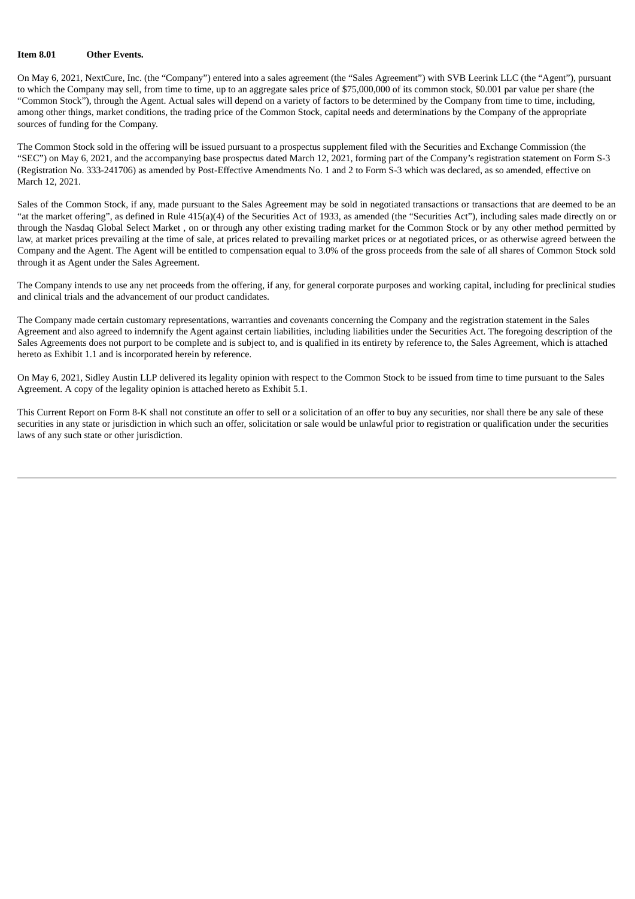**Item 8.01 Other Events.**

On May 6, 2021, NextCure, Inc. (the "Company") entered into a sales agreement (the "Sales Agreement") with SVB Leerink LLC (the "Agent"), pursuant to which the Company may sell, from time to time, up to an aggregate sales price of $75,000,000 of its common stock, $0.001 par value per share (the "Common Stock"), through the Agent. Actual sales will depend on a variety of factors to be determined by the Company from time to time, including, among other things, market conditions, the trading price of the Common Stock, capital needs and determinations by the Company of the appropriate sources of funding for the Company.

The Common Stock sold in the offering will be issued pursuant to a prospectus supplement filed with the Securities and Exchange Commission (the "SEC") on May 6, 2021, and the accompanying base prospectus dated March 12, 2021, forming part of the Company's registration statement on Form S-3 (Registration No. 333-241706) as amended by Post-Effective Amendments No. 1 and 2 to Form S-3 which was declared, as so amended, effective on March 12, 2021.

Sales of the Common Stock, if any, made pursuant to the Sales Agreement may be sold in negotiated transactions or transactions that are deemed to be an "at the market offering", as defined in Rule 415(a)(4) of the Securities Act of 1933, as amended (the "Securities Act"), including sales made directly on or through the Nasdaq Global Select Market , on or through any other existing trading market for the Common Stock or by any other method permitted by law, at market prices prevailing at the time of sale, at prices related to prevailing market prices or at negotiated prices, or as otherwise agreed between the Company and the Agent. The Agent will be entitled to compensation equal to 3.0% of the gross proceeds from the sale of all shares of Common Stock sold through it as Agent under the Sales Agreement.

The Company intends to use any net proceeds from the offering, if any, for general corporate purposes and working capital, including for preclinical studies and clinical trials and the advancement of our product candidates.

The Company made certain customary representations, warranties and covenants concerning the Company and the registration statement in the Sales Agreement and also agreed to indemnify the Agent against certain liabilities, including liabilities under the Securities Act. The foregoing description of the Sales Agreements does not purport to be complete and is subject to, and is qualified in its entirety by reference to, the Sales Agreement, which is attached hereto as Exhibit 1.1 and is incorporated herein by reference.

On May 6, 2021, Sidley Austin LLP delivered its legality opinion with respect to the Common Stock to be issued from time to time pursuant to the Sales Agreement. A copy of the legality opinion is attached hereto as Exhibit 5.1.

This Current Report on Form 8-K shall not constitute an offer to sell or a solicitation of an offer to buy any securities, nor shall there be any sale of these securities in any state or jurisdiction in which such an offer, solicitation or sale would be unlawful prior to registration or qualification under the securities laws of any such state or other jurisdiction.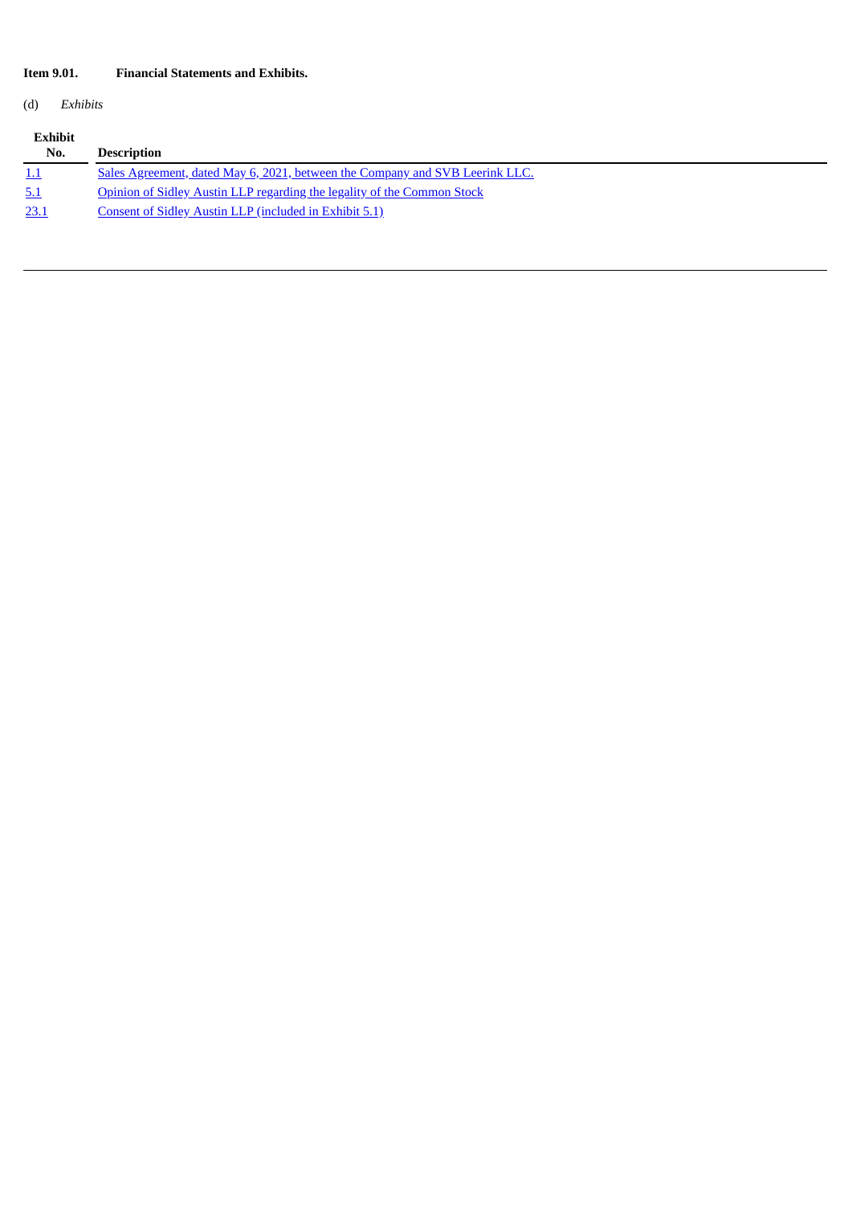**Item 9.01. Financial Statements and Exhibits.**

(d) *Exhibits*

| Exhibit No. | Description |
|---|---|
| 1.1 | Sales Agreement, dated May 6, 2021, between the Company and SVB Leerink LLC. |
| 5.1 | Opinion of Sidley Austin LLP regarding the legality of the Common Stock |
| 23.1 | Consent of Sidley Austin LLP (included in Exhibit 5.1) |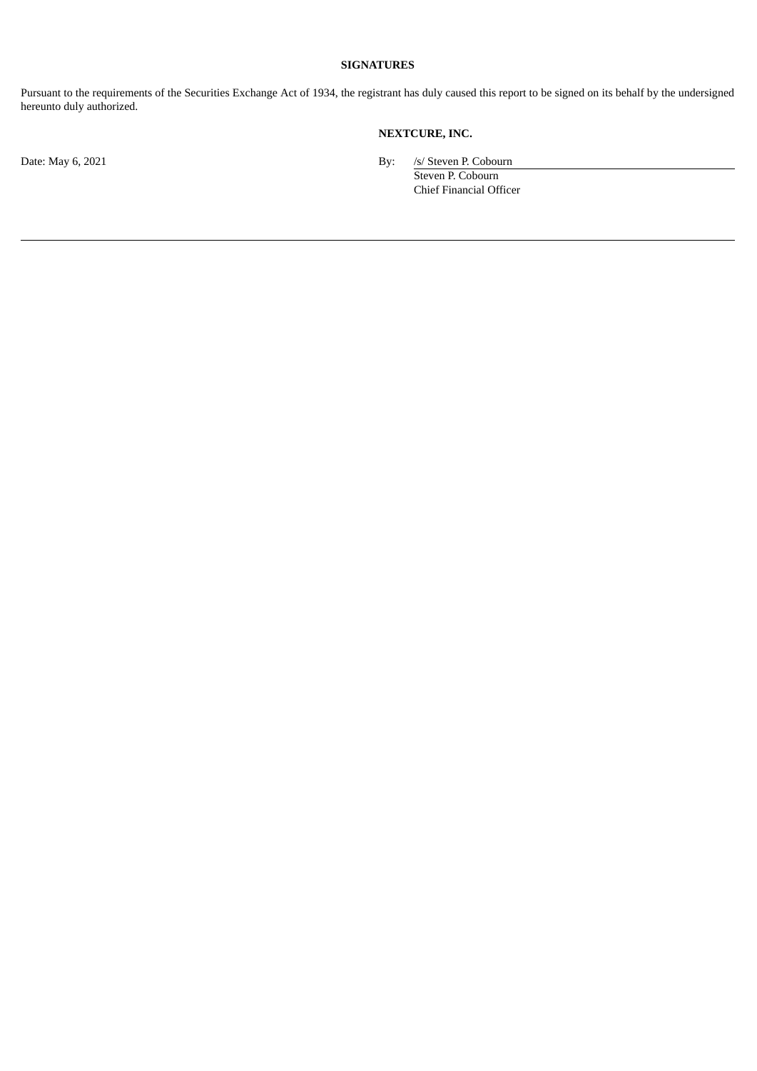**SIGNATURES**

Pursuant to the requirements of the Securities Exchange Act of 1934, the registrant has duly caused this report to be signed on its behalf by the undersigned hereunto duly authorized.

**NEXTCURE, INC.**

Date: May 6, 2021

By: /s/ Steven P. Cobourn
Steven P. Cobourn
Chief Financial Officer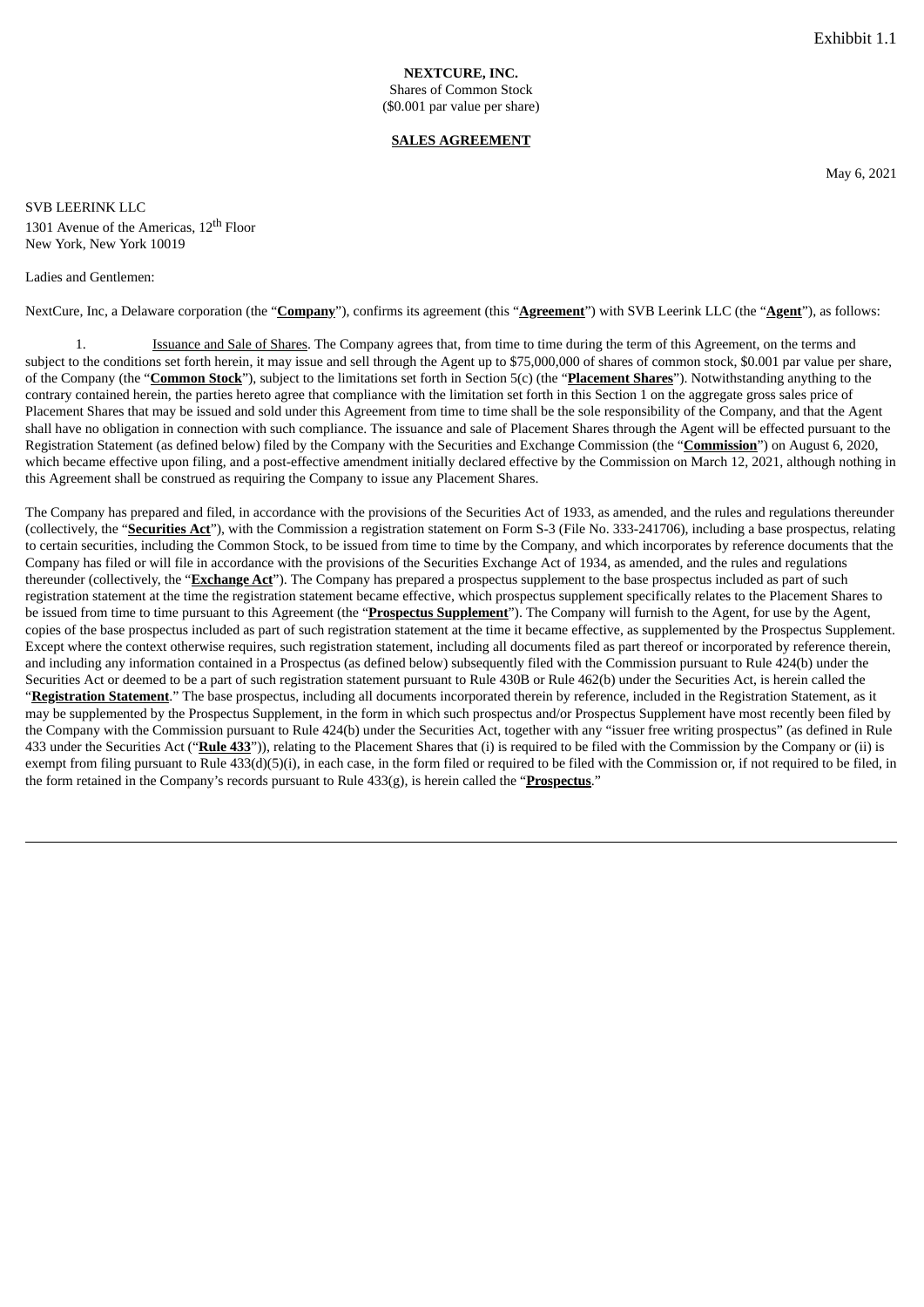Exhibbit 1.1

**NEXTCURE, INC.**
Shares of Common Stock
($0.001 par value per share)

**SALES AGREEMENT**

May 6, 2021

SVB LEERINK LLC
1301 Avenue of the Americas, 12th Floor
New York, New York 10019

Ladies and Gentlemen:

NextCure, Inc, a Delaware corporation (the "**Company**"), confirms its agreement (this "**Agreement**") with SVB Leerink LLC (the "**Agent**"), as follows:

1. Issuance and Sale of Shares. The Company agrees that, from time to time during the term of this Agreement, on the terms and subject to the conditions set forth herein, it may issue and sell through the Agent up to $75,000,000 of shares of common stock, $0.001 par value per share, of the Company (the "**Common Stock**"), subject to the limitations set forth in Section 5(c) (the "**Placement Shares**"). Notwithstanding anything to the contrary contained herein, the parties hereto agree that compliance with the limitation set forth in this Section 1 on the aggregate gross sales price of Placement Shares that may be issued and sold under this Agreement from time to time shall be the sole responsibility of the Company, and that the Agent shall have no obligation in connection with such compliance. The issuance and sale of Placement Shares through the Agent will be effected pursuant to the Registration Statement (as defined below) filed by the Company with the Securities and Exchange Commission (the "**Commission**") on August 6, 2020, which became effective upon filing, and a post-effective amendment initially declared effective by the Commission on March 12, 2021, although nothing in this Agreement shall be construed as requiring the Company to issue any Placement Shares.

The Company has prepared and filed, in accordance with the provisions of the Securities Act of 1933, as amended, and the rules and regulations thereunder (collectively, the "**Securities Act**"), with the Commission a registration statement on Form S-3 (File No. 333-241706), including a base prospectus, relating to certain securities, including the Common Stock, to be issued from time to time by the Company, and which incorporates by reference documents that the Company has filed or will file in accordance with the provisions of the Securities Exchange Act of 1934, as amended, and the rules and regulations thereunder (collectively, the "**Exchange Act**"). The Company has prepared a prospectus supplement to the base prospectus included as part of such registration statement at the time the registration statement became effective, which prospectus supplement specifically relates to the Placement Shares to be issued from time to time pursuant to this Agreement (the "**Prospectus Supplement**"). The Company will furnish to the Agent, for use by the Agent, copies of the base prospectus included as part of such registration statement at the time it became effective, as supplemented by the Prospectus Supplement. Except where the context otherwise requires, such registration statement, including all documents filed as part thereof or incorporated by reference therein, and including any information contained in a Prospectus (as defined below) subsequently filed with the Commission pursuant to Rule 424(b) under the Securities Act or deemed to be a part of such registration statement pursuant to Rule 430B or Rule 462(b) under the Securities Act, is herein called the "**Registration Statement**." The base prospectus, including all documents incorporated therein by reference, included in the Registration Statement, as it may be supplemented by the Prospectus Supplement, in the form in which such prospectus and/or Prospectus Supplement have most recently been filed by the Company with the Commission pursuant to Rule 424(b) under the Securities Act, together with any "issuer free writing prospectus" (as defined in Rule 433 under the Securities Act ("**Rule 433**")), relating to the Placement Shares that (i) is required to be filed with the Commission by the Company or (ii) is exempt from filing pursuant to Rule 433(d)(5)(i), in each case, in the form filed or required to be filed with the Commission or, if not required to be filed, in the form retained in the Company's records pursuant to Rule 433(g), is herein called the "**Prospectus**."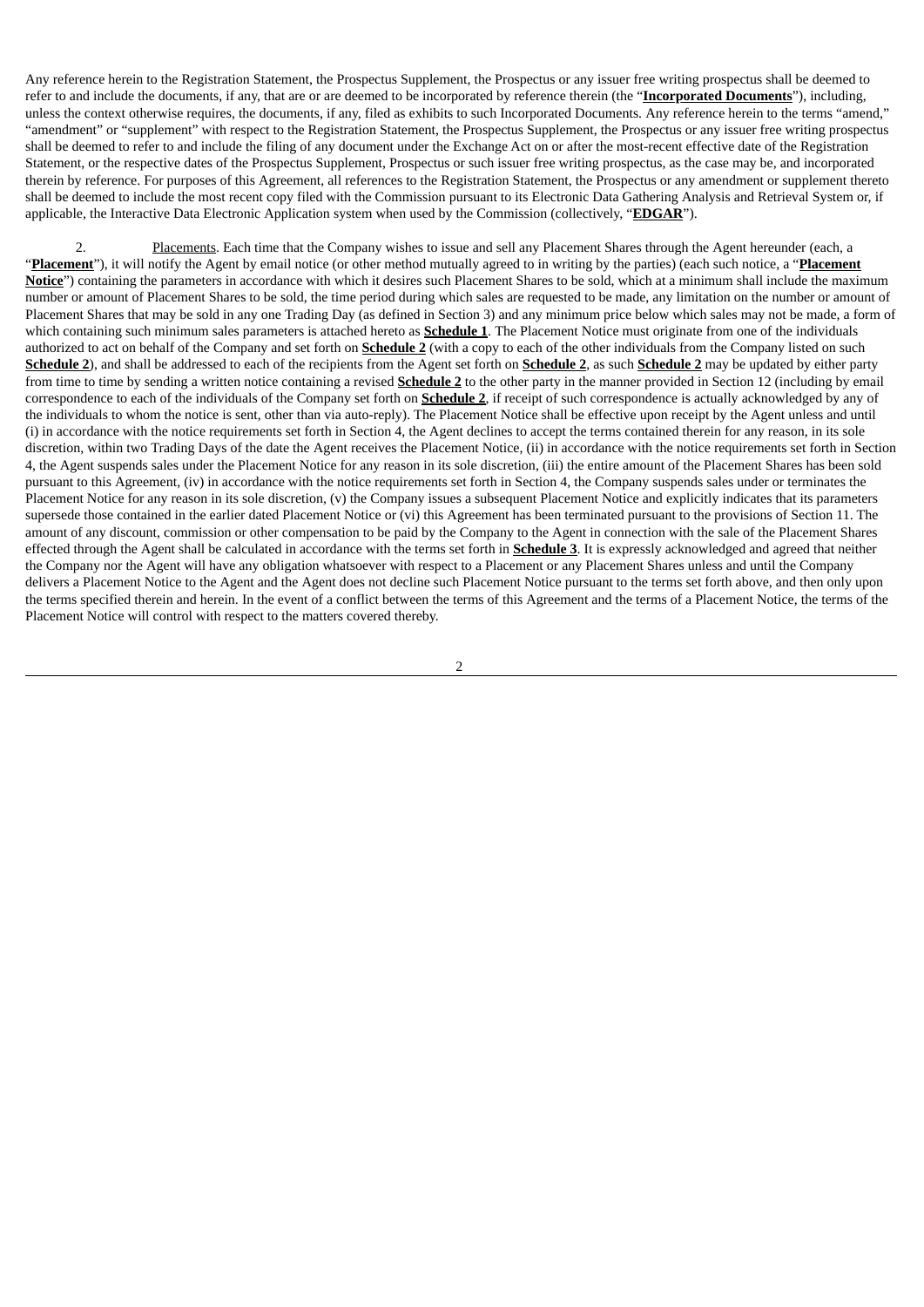Any reference herein to the Registration Statement, the Prospectus Supplement, the Prospectus or any issuer free writing prospectus shall be deemed to refer to and include the documents, if any, that are or are deemed to be incorporated by reference therein (the "**Incorporated Documents**"), including, unless the context otherwise requires, the documents, if any, filed as exhibits to such Incorporated Documents. Any reference herein to the terms "amend," "amendment" or "supplement" with respect to the Registration Statement, the Prospectus Supplement, the Prospectus or any issuer free writing prospectus shall be deemed to refer to and include the filing of any document under the Exchange Act on or after the most-recent effective date of the Registration Statement, or the respective dates of the Prospectus Supplement, Prospectus or such issuer free writing prospectus, as the case may be, and incorporated therein by reference. For purposes of this Agreement, all references to the Registration Statement, the Prospectus or any amendment or supplement thereto shall be deemed to include the most recent copy filed with the Commission pursuant to its Electronic Data Gathering Analysis and Retrieval System or, if applicable, the Interactive Data Electronic Application system when used by the Commission (collectively, "**EDGAR**").

2. Placements. Each time that the Company wishes to issue and sell any Placement Shares through the Agent hereunder (each, a "**Placement**"), it will notify the Agent by email notice (or other method mutually agreed to in writing by the parties) (each such notice, a "**Placement Notice**") containing the parameters in accordance with which it desires such Placement Shares to be sold, which at a minimum shall include the maximum number or amount of Placement Shares to be sold, the time period during which sales are requested to be made, any limitation on the number or amount of Placement Shares that may be sold in any one Trading Day (as defined in Section 3) and any minimum price below which sales may not be made, a form of which containing such minimum sales parameters is attached hereto as **Schedule 1**. The Placement Notice must originate from one of the individuals authorized to act on behalf of the Company and set forth on **Schedule 2** (with a copy to each of the other individuals from the Company listed on such **Schedule 2**), and shall be addressed to each of the recipients from the Agent set forth on **Schedule 2**, as such **Schedule 2** may be updated by either party from time to time by sending a written notice containing a revised **Schedule 2** to the other party in the manner provided in Section 12 (including by email correspondence to each of the individuals of the Company set forth on **Schedule 2**, if receipt of such correspondence is actually acknowledged by any of the individuals to whom the notice is sent, other than via auto-reply). The Placement Notice shall be effective upon receipt by the Agent unless and until (i) in accordance with the notice requirements set forth in Section 4, the Agent declines to accept the terms contained therein for any reason, in its sole discretion, within two Trading Days of the date the Agent receives the Placement Notice, (ii) in accordance with the notice requirements set forth in Section 4, the Agent suspends sales under the Placement Notice for any reason in its sole discretion, (iii) the entire amount of the Placement Shares has been sold pursuant to this Agreement, (iv) in accordance with the notice requirements set forth in Section 4, the Company suspends sales under or terminates the Placement Notice for any reason in its sole discretion, (v) the Company issues a subsequent Placement Notice and explicitly indicates that its parameters supersede those contained in the earlier dated Placement Notice or (vi) this Agreement has been terminated pursuant to the provisions of Section 11. The amount of any discount, commission or other compensation to be paid by the Company to the Agent in connection with the sale of the Placement Shares effected through the Agent shall be calculated in accordance with the terms set forth in **Schedule 3**. It is expressly acknowledged and agreed that neither the Company nor the Agent will have any obligation whatsoever with respect to a Placement or any Placement Shares unless and until the Company delivers a Placement Notice to the Agent and the Agent does not decline such Placement Notice pursuant to the terms set forth above, and then only upon the terms specified therein and herein. In the event of a conflict between the terms of this Agreement and the terms of a Placement Notice, the terms of the Placement Notice will control with respect to the matters covered thereby.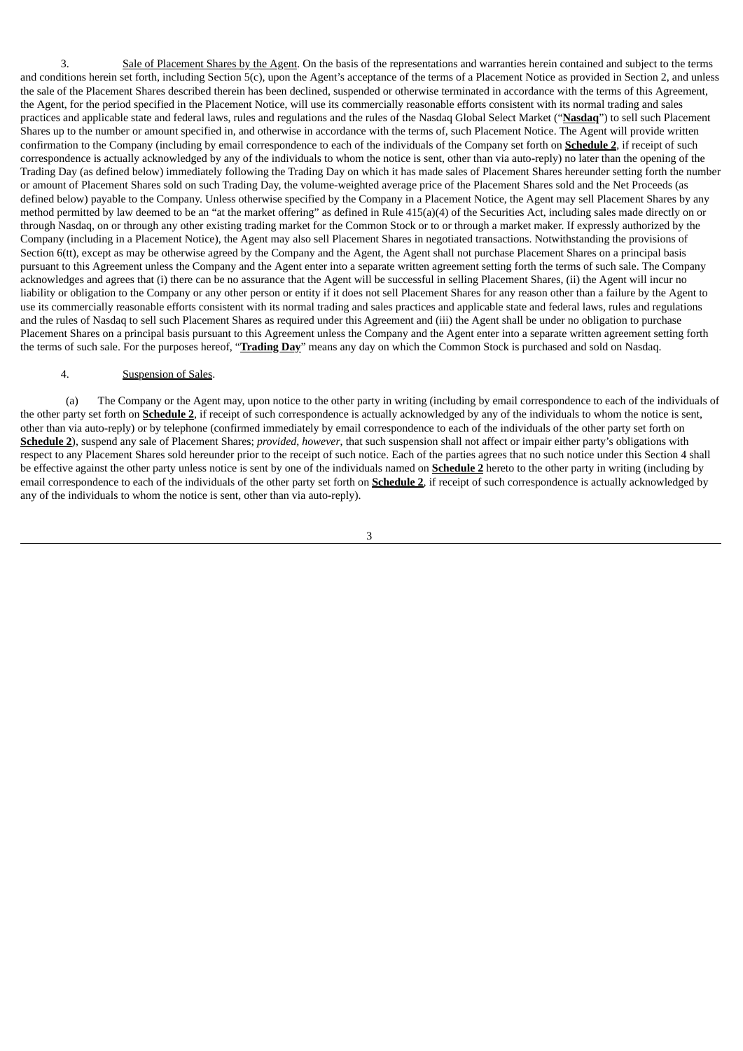3. Sale of Placement Shares by the Agent. On the basis of the representations and warranties herein contained and subject to the terms and conditions herein set forth, including Section 5(c), upon the Agent's acceptance of the terms of a Placement Notice as provided in Section 2, and unless the sale of the Placement Shares described therein has been declined, suspended or otherwise terminated in accordance with the terms of this Agreement, the Agent, for the period specified in the Placement Notice, will use its commercially reasonable efforts consistent with its normal trading and sales practices and applicable state and federal laws, rules and regulations and the rules of the Nasdaq Global Select Market ("**Nasdaq**") to sell such Placement Shares up to the number or amount specified in, and otherwise in accordance with the terms of, such Placement Notice. The Agent will provide written confirmation to the Company (including by email correspondence to each of the individuals of the Company set forth on **Schedule 2**, if receipt of such correspondence is actually acknowledged by any of the individuals to whom the notice is sent, other than via auto-reply) no later than the opening of the Trading Day (as defined below) immediately following the Trading Day on which it has made sales of Placement Shares hereunder setting forth the number or amount of Placement Shares sold on such Trading Day, the volume-weighted average price of the Placement Shares sold and the Net Proceeds (as defined below) payable to the Company. Unless otherwise specified by the Company in a Placement Notice, the Agent may sell Placement Shares by any method permitted by law deemed to be an "at the market offering" as defined in Rule 415(a)(4) of the Securities Act, including sales made directly on or through Nasdaq, on or through any other existing trading market for the Common Stock or to or through a market maker. If expressly authorized by the Company (including in a Placement Notice), the Agent may also sell Placement Shares in negotiated transactions. Notwithstanding the provisions of Section 6(tt), except as may be otherwise agreed by the Company and the Agent, the Agent shall not purchase Placement Shares on a principal basis pursuant to this Agreement unless the Company and the Agent enter into a separate written agreement setting forth the terms of such sale. The Company acknowledges and agrees that (i) there can be no assurance that the Agent will be successful in selling Placement Shares, (ii) the Agent will incur no liability or obligation to the Company or any other person or entity if it does not sell Placement Shares for any reason other than a failure by the Agent to use its commercially reasonable efforts consistent with its normal trading and sales practices and applicable state and federal laws, rules and regulations and the rules of Nasdaq to sell such Placement Shares as required under this Agreement and (iii) the Agent shall be under no obligation to purchase Placement Shares on a principal basis pursuant to this Agreement unless the Company and the Agent enter into a separate written agreement setting forth the terms of such sale. For the purposes hereof, "**Trading Day**" means any day on which the Common Stock is purchased and sold on Nasdaq.

4. Suspension of Sales.

(a) The Company or the Agent may, upon notice to the other party in writing (including by email correspondence to each of the individuals of the other party set forth on **Schedule 2**, if receipt of such correspondence is actually acknowledged by any of the individuals to whom the notice is sent, other than via auto-reply) or by telephone (confirmed immediately by email correspondence to each of the individuals of the other party set forth on **Schedule 2**), suspend any sale of Placement Shares; *provided*, *however*, that such suspension shall not affect or impair either party's obligations with respect to any Placement Shares sold hereunder prior to the receipt of such notice. Each of the parties agrees that no such notice under this Section 4 shall be effective against the other party unless notice is sent by one of the individuals named on **Schedule 2** hereto to the other party in writing (including by email correspondence to each of the individuals of the other party set forth on **Schedule 2**, if receipt of such correspondence is actually acknowledged by any of the individuals to whom the notice is sent, other than via auto-reply).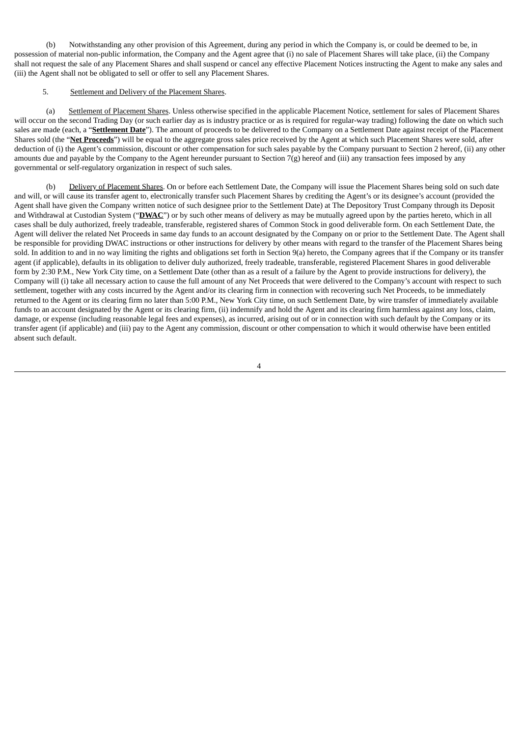(b) Notwithstanding any other provision of this Agreement, during any period in which the Company is, or could be deemed to be, in possession of material non-public information, the Company and the Agent agree that (i) no sale of Placement Shares will take place, (ii) the Company shall not request the sale of any Placement Shares and shall suspend or cancel any effective Placement Notices instructing the Agent to make any sales and (iii) the Agent shall not be obligated to sell or offer to sell any Placement Shares.

5. Settlement and Delivery of the Placement Shares.

(a) Settlement of Placement Shares. Unless otherwise specified in the applicable Placement Notice, settlement for sales of Placement Shares will occur on the second Trading Day (or such earlier day as is industry practice or as is required for regular-way trading) following the date on which such sales are made (each, a "**Settlement Date**"). The amount of proceeds to be delivered to the Company on a Settlement Date against receipt of the Placement Shares sold (the "**Net Proceeds**") will be equal to the aggregate gross sales price received by the Agent at which such Placement Shares were sold, after deduction of (i) the Agent's commission, discount or other compensation for such sales payable by the Company pursuant to Section 2 hereof, (ii) any other amounts due and payable by the Company to the Agent hereunder pursuant to Section 7(g) hereof and (iii) any transaction fees imposed by any governmental or self-regulatory organization in respect of such sales.

(b) Delivery of Placement Shares. On or before each Settlement Date, the Company will issue the Placement Shares being sold on such date and will, or will cause its transfer agent to, electronically transfer such Placement Shares by crediting the Agent's or its designee's account (provided the Agent shall have given the Company written notice of such designee prior to the Settlement Date) at The Depository Trust Company through its Deposit and Withdrawal at Custodian System ("**DWAC**") or by such other means of delivery as may be mutually agreed upon by the parties hereto, which in all cases shall be duly authorized, freely tradeable, transferable, registered shares of Common Stock in good deliverable form. On each Settlement Date, the Agent will deliver the related Net Proceeds in same day funds to an account designated by the Company on or prior to the Settlement Date. The Agent shall be responsible for providing DWAC instructions or other instructions for delivery by other means with regard to the transfer of the Placement Shares being sold. In addition to and in no way limiting the rights and obligations set forth in Section 9(a) hereto, the Company agrees that if the Company or its transfer agent (if applicable), defaults in its obligation to deliver duly authorized, freely tradeable, transferable, registered Placement Shares in good deliverable form by 2:30 P.M., New York City time, on a Settlement Date (other than as a result of a failure by the Agent to provide instructions for delivery), the Company will (i) take all necessary action to cause the full amount of any Net Proceeds that were delivered to the Company's account with respect to such settlement, together with any costs incurred by the Agent and/or its clearing firm in connection with recovering such Net Proceeds, to be immediately returned to the Agent or its clearing firm no later than 5:00 P.M., New York City time, on such Settlement Date, by wire transfer of immediately available funds to an account designated by the Agent or its clearing firm, (ii) indemnify and hold the Agent and its clearing firm harmless against any loss, claim, damage, or expense (including reasonable legal fees and expenses), as incurred, arising out of or in connection with such default by the Company or its transfer agent (if applicable) and (iii) pay to the Agent any commission, discount or other compensation to which it would otherwise have been entitled absent such default.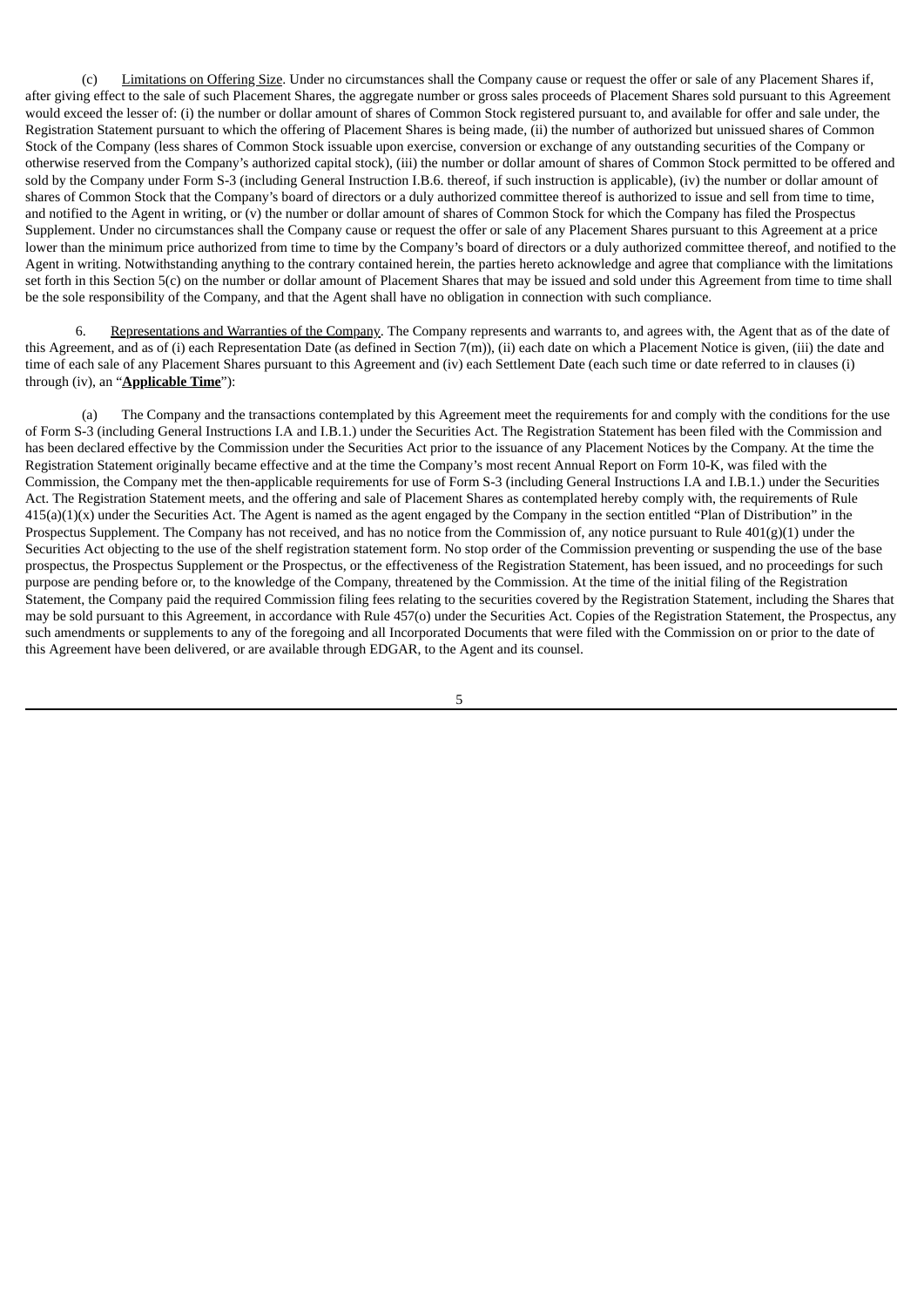(c) Limitations on Offering Size. Under no circumstances shall the Company cause or request the offer or sale of any Placement Shares if, after giving effect to the sale of such Placement Shares, the aggregate number or gross sales proceeds of Placement Shares sold pursuant to this Agreement would exceed the lesser of: (i) the number or dollar amount of shares of Common Stock registered pursuant to, and available for offer and sale under, the Registration Statement pursuant to which the offering of Placement Shares is being made, (ii) the number of authorized but unissued shares of Common Stock of the Company (less shares of Common Stock issuable upon exercise, conversion or exchange of any outstanding securities of the Company or otherwise reserved from the Company's authorized capital stock), (iii) the number or dollar amount of shares of Common Stock permitted to be offered and sold by the Company under Form S-3 (including General Instruction I.B.6. thereof, if such instruction is applicable), (iv) the number or dollar amount of shares of Common Stock that the Company's board of directors or a duly authorized committee thereof is authorized to issue and sell from time to time, and notified to the Agent in writing, or (v) the number or dollar amount of shares of Common Stock for which the Company has filed the Prospectus Supplement. Under no circumstances shall the Company cause or request the offer or sale of any Placement Shares pursuant to this Agreement at a price lower than the minimum price authorized from time to time by the Company's board of directors or a duly authorized committee thereof, and notified to the Agent in writing. Notwithstanding anything to the contrary contained herein, the parties hereto acknowledge and agree that compliance with the limitations set forth in this Section 5(c) on the number or dollar amount of Placement Shares that may be issued and sold under this Agreement from time to time shall be the sole responsibility of the Company, and that the Agent shall have no obligation in connection with such compliance.

6. Representations and Warranties of the Company. The Company represents and warrants to, and agrees with, the Agent that as of the date of this Agreement, and as of (i) each Representation Date (as defined in Section 7(m)), (ii) each date on which a Placement Notice is given, (iii) the date and time of each sale of any Placement Shares pursuant to this Agreement and (iv) each Settlement Date (each such time or date referred to in clauses (i) through (iv), an "**Applicable Time**"):

(a) The Company and the transactions contemplated by this Agreement meet the requirements for and comply with the conditions for the use of Form S-3 (including General Instructions I.A and I.B.1.) under the Securities Act. The Registration Statement has been filed with the Commission and has been declared effective by the Commission under the Securities Act prior to the issuance of any Placement Notices by the Company. At the time the Registration Statement originally became effective and at the time the Company's most recent Annual Report on Form 10-K, was filed with the Commission, the Company met the then-applicable requirements for use of Form S-3 (including General Instructions I.A and I.B.1.) under the Securities Act. The Registration Statement meets, and the offering and sale of Placement Shares as contemplated hereby comply with, the requirements of Rule 415(a)(1)(x) under the Securities Act. The Agent is named as the agent engaged by the Company in the section entitled "Plan of Distribution" in the Prospectus Supplement. The Company has not received, and has no notice from the Commission of, any notice pursuant to Rule 401(g)(1) under the Securities Act objecting to the use of the shelf registration statement form. No stop order of the Commission preventing or suspending the use of the base prospectus, the Prospectus Supplement or the Prospectus, or the effectiveness of the Registration Statement, has been issued, and no proceedings for such purpose are pending before or, to the knowledge of the Company, threatened by the Commission. At the time of the initial filing of the Registration Statement, the Company paid the required Commission filing fees relating to the securities covered by the Registration Statement, including the Shares that may be sold pursuant to this Agreement, in accordance with Rule 457(o) under the Securities Act. Copies of the Registration Statement, the Prospectus, any such amendments or supplements to any of the foregoing and all Incorporated Documents that were filed with the Commission on or prior to the date of this Agreement have been delivered, or are available through EDGAR, to the Agent and its counsel.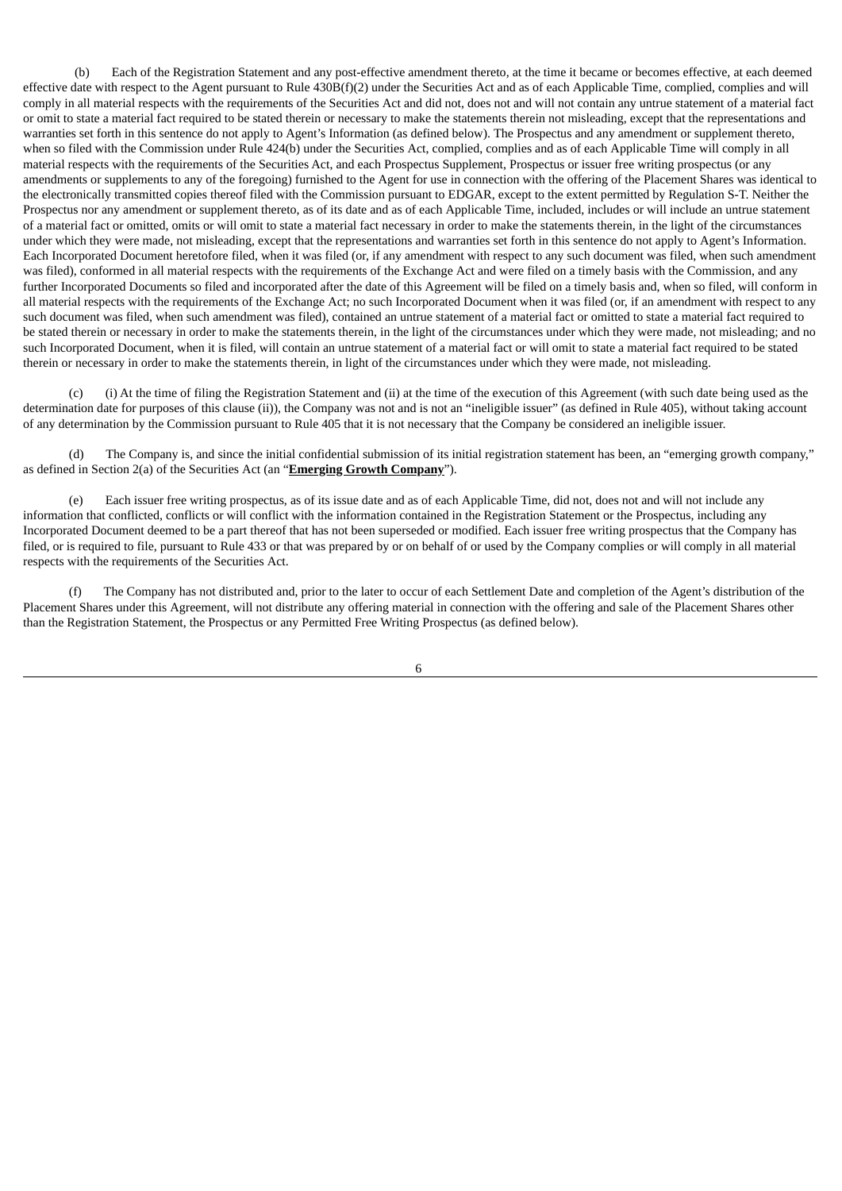(b) Each of the Registration Statement and any post-effective amendment thereto, at the time it became or becomes effective, at each deemed effective date with respect to the Agent pursuant to Rule 430B(f)(2) under the Securities Act and as of each Applicable Time, complied, complies and will comply in all material respects with the requirements of the Securities Act and did not, does not and will not contain any untrue statement of a material fact or omit to state a material fact required to be stated therein or necessary to make the statements therein not misleading, except that the representations and warranties set forth in this sentence do not apply to Agent's Information (as defined below). The Prospectus and any amendment or supplement thereto, when so filed with the Commission under Rule 424(b) under the Securities Act, complied, complies and as of each Applicable Time will comply in all material respects with the requirements of the Securities Act, and each Prospectus Supplement, Prospectus or issuer free writing prospectus (or any amendments or supplements to any of the foregoing) furnished to the Agent for use in connection with the offering of the Placement Shares was identical to the electronically transmitted copies thereof filed with the Commission pursuant to EDGAR, except to the extent permitted by Regulation S-T. Neither the Prospectus nor any amendment or supplement thereto, as of its date and as of each Applicable Time, included, includes or will include an untrue statement of a material fact or omitted, omits or will omit to state a material fact necessary in order to make the statements therein, in the light of the circumstances under which they were made, not misleading, except that the representations and warranties set forth in this sentence do not apply to Agent's Information. Each Incorporated Document heretofore filed, when it was filed (or, if any amendment with respect to any such document was filed, when such amendment was filed), conformed in all material respects with the requirements of the Exchange Act and were filed on a timely basis with the Commission, and any further Incorporated Documents so filed and incorporated after the date of this Agreement will be filed on a timely basis and, when so filed, will conform in all material respects with the requirements of the Exchange Act; no such Incorporated Document when it was filed (or, if an amendment with respect to any such document was filed, when such amendment was filed), contained an untrue statement of a material fact or omitted to state a material fact required to be stated therein or necessary in order to make the statements therein, in the light of the circumstances under which they were made, not misleading; and no such Incorporated Document, when it is filed, will contain an untrue statement of a material fact or will omit to state a material fact required to be stated therein or necessary in order to make the statements therein, in light of the circumstances under which they were made, not misleading.

(c) (i) At the time of filing the Registration Statement and (ii) at the time of the execution of this Agreement (with such date being used as the determination date for purposes of this clause (ii)), the Company was not and is not an "ineligible issuer" (as defined in Rule 405), without taking account of any determination by the Commission pursuant to Rule 405 that it is not necessary that the Company be considered an ineligible issuer.

(d) The Company is, and since the initial confidential submission of its initial registration statement has been, an "emerging growth company," as defined in Section 2(a) of the Securities Act (an "**Emerging Growth Company**").

(e) Each issuer free writing prospectus, as of its issue date and as of each Applicable Time, did not, does not and will not include any information that conflicted, conflicts or will conflict with the information contained in the Registration Statement or the Prospectus, including any Incorporated Document deemed to be a part thereof that has not been superseded or modified. Each issuer free writing prospectus that the Company has filed, or is required to file, pursuant to Rule 433 or that was prepared by or on behalf of or used by the Company complies or will comply in all material respects with the requirements of the Securities Act.

(f) The Company has not distributed and, prior to the later to occur of each Settlement Date and completion of the Agent's distribution of the Placement Shares under this Agreement, will not distribute any offering material in connection with the offering and sale of the Placement Shares other than the Registration Statement, the Prospectus or any Permitted Free Writing Prospectus (as defined below).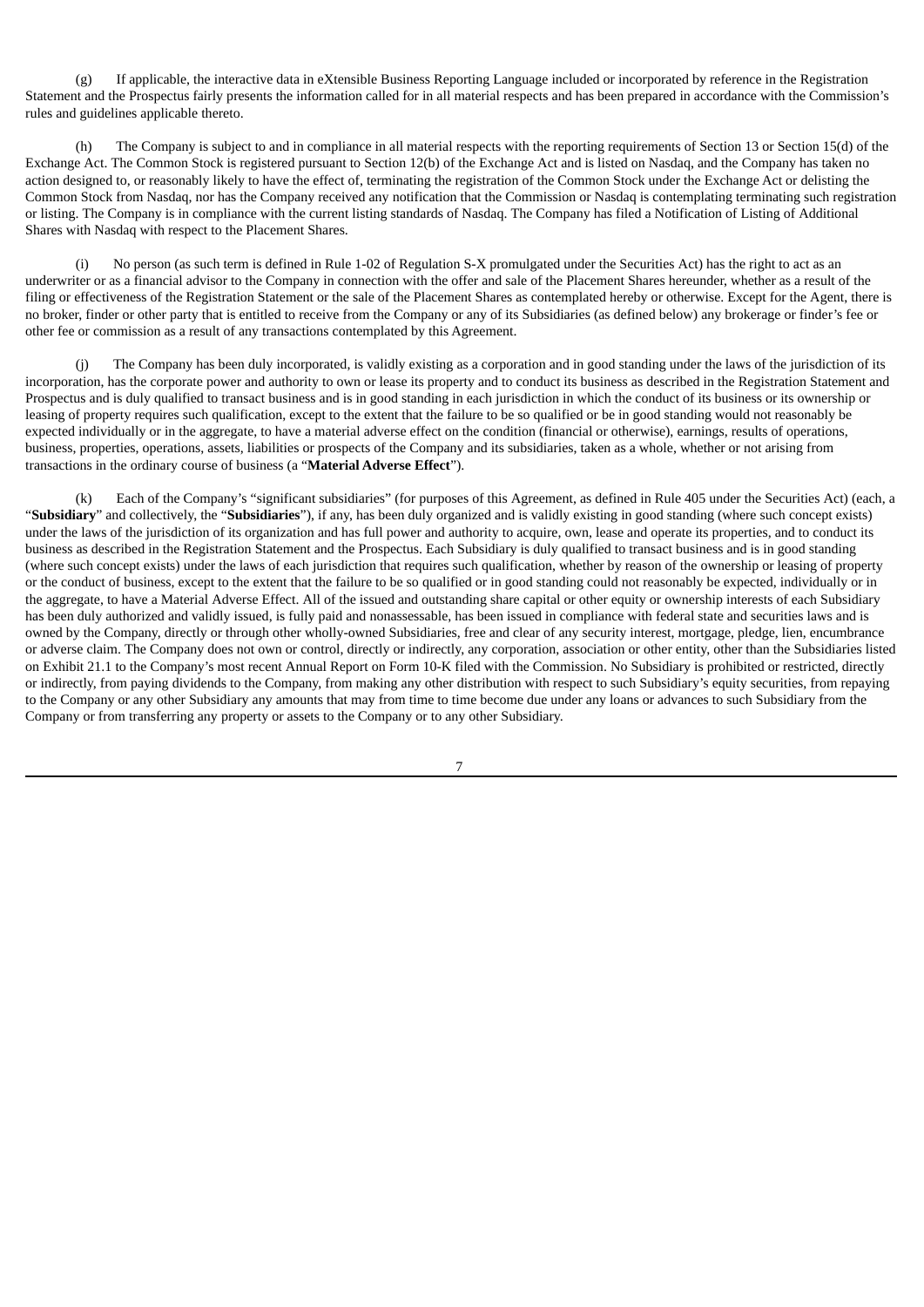(g) If applicable, the interactive data in eXtensible Business Reporting Language included or incorporated by reference in the Registration Statement and the Prospectus fairly presents the information called for in all material respects and has been prepared in accordance with the Commission's rules and guidelines applicable thereto.

(h) The Company is subject to and in compliance in all material respects with the reporting requirements of Section 13 or Section 15(d) of the Exchange Act. The Common Stock is registered pursuant to Section 12(b) of the Exchange Act and is listed on Nasdaq, and the Company has taken no action designed to, or reasonably likely to have the effect of, terminating the registration of the Common Stock under the Exchange Act or delisting the Common Stock from Nasdaq, nor has the Company received any notification that the Commission or Nasdaq is contemplating terminating such registration or listing. The Company is in compliance with the current listing standards of Nasdaq. The Company has filed a Notification of Listing of Additional Shares with Nasdaq with respect to the Placement Shares.

(i) No person (as such term is defined in Rule 1-02 of Regulation S-X promulgated under the Securities Act) has the right to act as an underwriter or as a financial advisor to the Company in connection with the offer and sale of the Placement Shares hereunder, whether as a result of the filing or effectiveness of the Registration Statement or the sale of the Placement Shares as contemplated hereby or otherwise. Except for the Agent, there is no broker, finder or other party that is entitled to receive from the Company or any of its Subsidiaries (as defined below) any brokerage or finder's fee or other fee or commission as a result of any transactions contemplated by this Agreement.

(j) The Company has been duly incorporated, is validly existing as a corporation and in good standing under the laws of the jurisdiction of its incorporation, has the corporate power and authority to own or lease its property and to conduct its business as described in the Registration Statement and Prospectus and is duly qualified to transact business and is in good standing in each jurisdiction in which the conduct of its business or its ownership or leasing of property requires such qualification, except to the extent that the failure to be so qualified or be in good standing would not reasonably be expected individually or in the aggregate, to have a material adverse effect on the condition (financial or otherwise), earnings, results of operations, business, properties, operations, assets, liabilities or prospects of the Company and its subsidiaries, taken as a whole, whether or not arising from transactions in the ordinary course of business (a "**Material Adverse Effect**").

(k) Each of the Company's "significant subsidiaries" (for purposes of this Agreement, as defined in Rule 405 under the Securities Act) (each, a "**Subsidiary**" and collectively, the "**Subsidiaries**"), if any, has been duly organized and is validly existing in good standing (where such concept exists) under the laws of the jurisdiction of its organization and has full power and authority to acquire, own, lease and operate its properties, and to conduct its business as described in the Registration Statement and the Prospectus. Each Subsidiary is duly qualified to transact business and is in good standing (where such concept exists) under the laws of each jurisdiction that requires such qualification, whether by reason of the ownership or leasing of property or the conduct of business, except to the extent that the failure to be so qualified or in good standing could not reasonably be expected, individually or in the aggregate, to have a Material Adverse Effect. All of the issued and outstanding share capital or other equity or ownership interests of each Subsidiary has been duly authorized and validly issued, is fully paid and nonassessable, has been issued in compliance with federal state and securities laws and is owned by the Company, directly or through other wholly-owned Subsidiaries, free and clear of any security interest, mortgage, pledge, lien, encumbrance or adverse claim. The Company does not own or control, directly or indirectly, any corporation, association or other entity, other than the Subsidiaries listed on Exhibit 21.1 to the Company's most recent Annual Report on Form 10-K filed with the Commission. No Subsidiary is prohibited or restricted, directly or indirectly, from paying dividends to the Company, from making any other distribution with respect to such Subsidiary's equity securities, from repaying to the Company or any other Subsidiary any amounts that may from time to time become due under any loans or advances to such Subsidiary from the Company or from transferring any property or assets to the Company or to any other Subsidiary.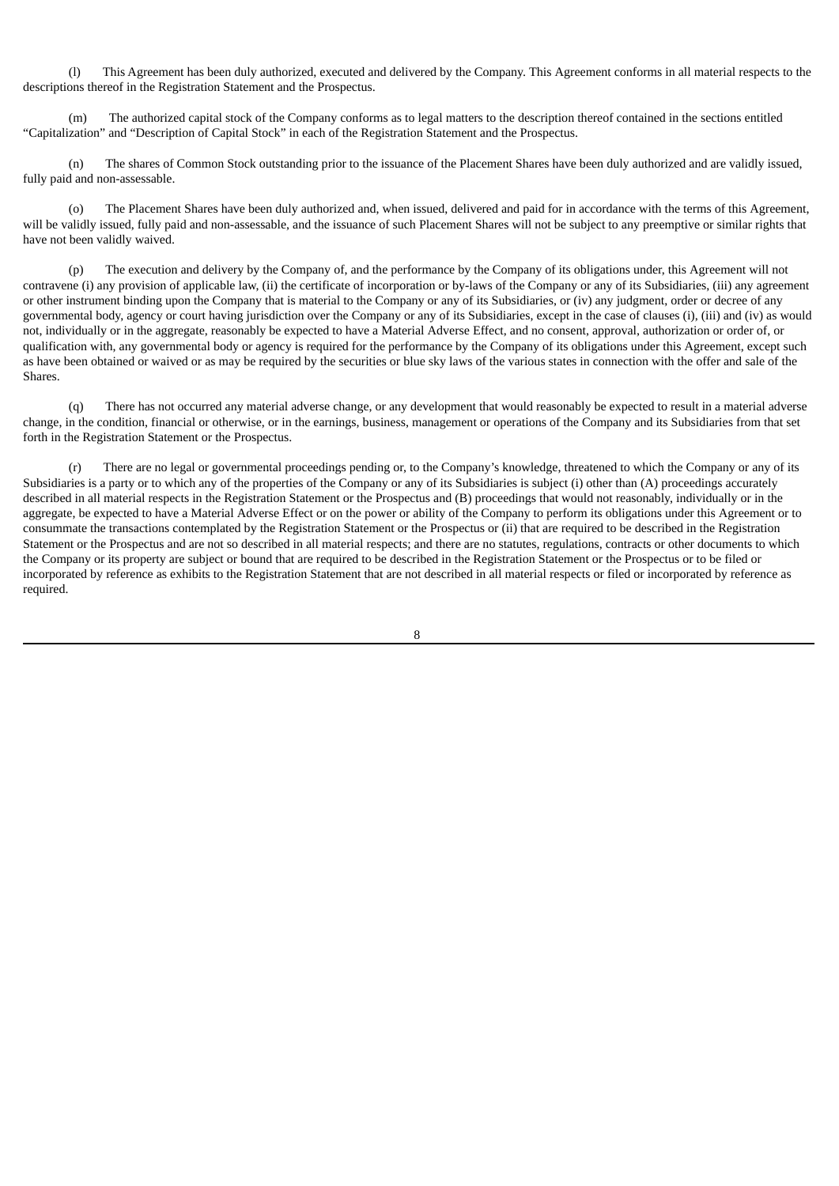(l) This Agreement has been duly authorized, executed and delivered by the Company. This Agreement conforms in all material respects to the descriptions thereof in the Registration Statement and the Prospectus.

(m) The authorized capital stock of the Company conforms as to legal matters to the description thereof contained in the sections entitled "Capitalization" and "Description of Capital Stock" in each of the Registration Statement and the Prospectus.

(n) The shares of Common Stock outstanding prior to the issuance of the Placement Shares have been duly authorized and are validly issued, fully paid and non-assessable.

(o) The Placement Shares have been duly authorized and, when issued, delivered and paid for in accordance with the terms of this Agreement, will be validly issued, fully paid and non-assessable, and the issuance of such Placement Shares will not be subject to any preemptive or similar rights that have not been validly waived.

(p) The execution and delivery by the Company of, and the performance by the Company of its obligations under, this Agreement will not contravene (i) any provision of applicable law, (ii) the certificate of incorporation or by-laws of the Company or any of its Subsidiaries, (iii) any agreement or other instrument binding upon the Company that is material to the Company or any of its Subsidiaries, or (iv) any judgment, order or decree of any governmental body, agency or court having jurisdiction over the Company or any of its Subsidiaries, except in the case of clauses (i), (iii) and (iv) as would not, individually or in the aggregate, reasonably be expected to have a Material Adverse Effect, and no consent, approval, authorization or order of, or qualification with, any governmental body or agency is required for the performance by the Company of its obligations under this Agreement, except such as have been obtained or waived or as may be required by the securities or blue sky laws of the various states in connection with the offer and sale of the Shares.

(q) There has not occurred any material adverse change, or any development that would reasonably be expected to result in a material adverse change, in the condition, financial or otherwise, or in the earnings, business, management or operations of the Company and its Subsidiaries from that set forth in the Registration Statement or the Prospectus.

(r) There are no legal or governmental proceedings pending or, to the Company's knowledge, threatened to which the Company or any of its Subsidiaries is a party or to which any of the properties of the Company or any of its Subsidiaries is subject (i) other than (A) proceedings accurately described in all material respects in the Registration Statement or the Prospectus and (B) proceedings that would not reasonably, individually or in the aggregate, be expected to have a Material Adverse Effect or on the power or ability of the Company to perform its obligations under this Agreement or to consummate the transactions contemplated by the Registration Statement or the Prospectus or (ii) that are required to be described in the Registration Statement or the Prospectus and are not so described in all material respects; and there are no statutes, regulations, contracts or other documents to which the Company or its property are subject or bound that are required to be described in the Registration Statement or the Prospectus or to be filed or incorporated by reference as exhibits to the Registration Statement that are not described in all material respects or filed or incorporated by reference as required.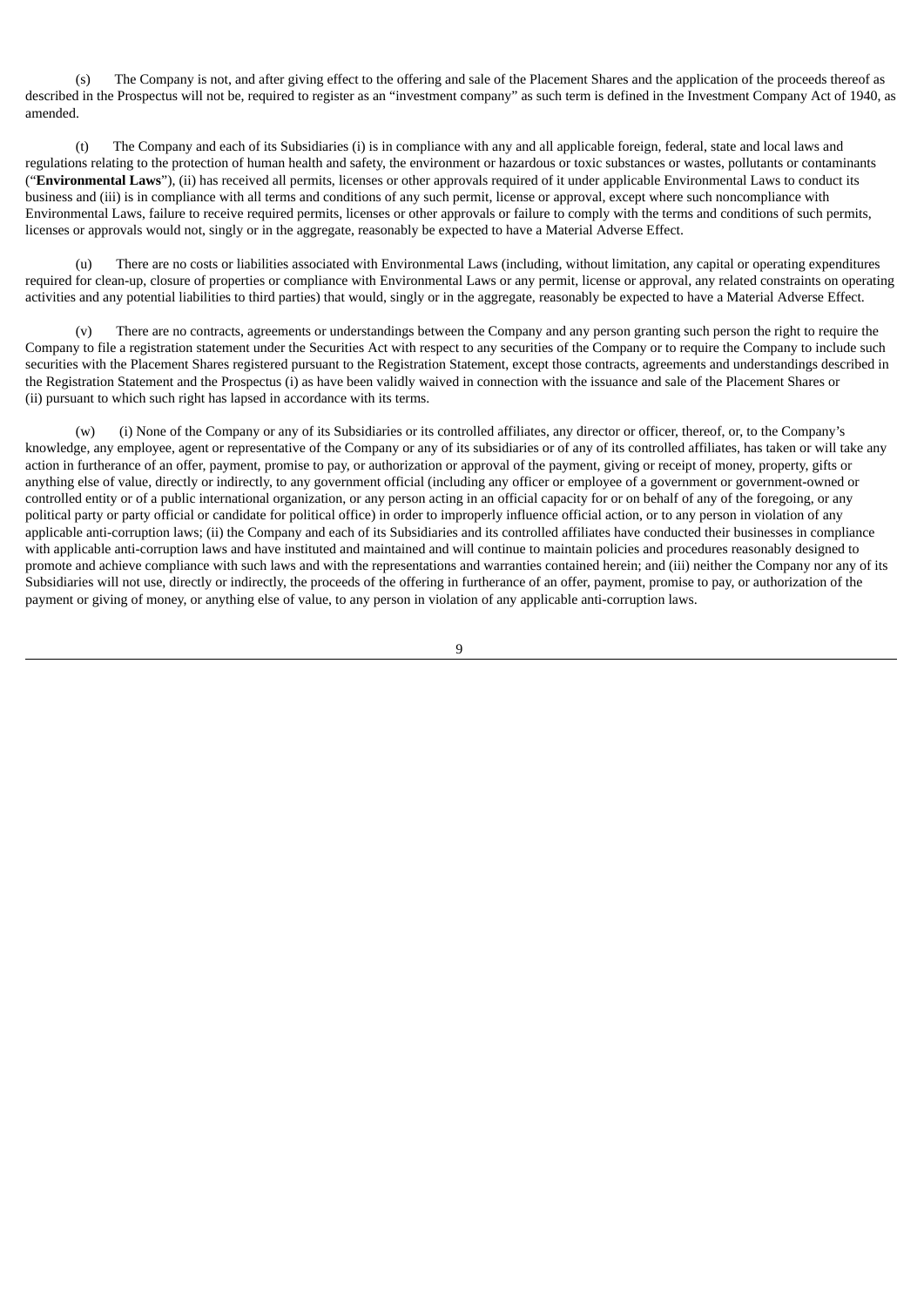(s) The Company is not, and after giving effect to the offering and sale of the Placement Shares and the application of the proceeds thereof as described in the Prospectus will not be, required to register as an "investment company" as such term is defined in the Investment Company Act of 1940, as amended.

(t) The Company and each of its Subsidiaries (i) is in compliance with any and all applicable foreign, federal, state and local laws and regulations relating to the protection of human health and safety, the environment or hazardous or toxic substances or wastes, pollutants or contaminants ("**Environmental Laws**"), (ii) has received all permits, licenses or other approvals required of it under applicable Environmental Laws to conduct its business and (iii) is in compliance with all terms and conditions of any such permit, license or approval, except where such noncompliance with Environmental Laws, failure to receive required permits, licenses or other approvals or failure to comply with the terms and conditions of such permits, licenses or approvals would not, singly or in the aggregate, reasonably be expected to have a Material Adverse Effect.

(u) There are no costs or liabilities associated with Environmental Laws (including, without limitation, any capital or operating expenditures required for clean-up, closure of properties or compliance with Environmental Laws or any permit, license or approval, any related constraints on operating activities and any potential liabilities to third parties) that would, singly or in the aggregate, reasonably be expected to have a Material Adverse Effect.

(v) There are no contracts, agreements or understandings between the Company and any person granting such person the right to require the Company to file a registration statement under the Securities Act with respect to any securities of the Company or to require the Company to include such securities with the Placement Shares registered pursuant to the Registration Statement, except those contracts, agreements and understandings described in the Registration Statement and the Prospectus (i) as have been validly waived in connection with the issuance and sale of the Placement Shares or (ii) pursuant to which such right has lapsed in accordance with its terms.

(w) (i) None of the Company or any of its Subsidiaries or its controlled affiliates, any director or officer, thereof, or, to the Company's knowledge, any employee, agent or representative of the Company or any of its subsidiaries or of any of its controlled affiliates, has taken or will take any action in furtherance of an offer, payment, promise to pay, or authorization or approval of the payment, giving or receipt of money, property, gifts or anything else of value, directly or indirectly, to any government official (including any officer or employee of a government or government-owned or controlled entity or of a public international organization, or any person acting in an official capacity for or on behalf of any of the foregoing, or any political party or party official or candidate for political office) in order to improperly influence official action, or to any person in violation of any applicable anti-corruption laws; (ii) the Company and each of its Subsidiaries and its controlled affiliates have conducted their businesses in compliance with applicable anti-corruption laws and have instituted and maintained and will continue to maintain policies and procedures reasonably designed to promote and achieve compliance with such laws and with the representations and warranties contained herein; and (iii) neither the Company nor any of its Subsidiaries will not use, directly or indirectly, the proceeds of the offering in furtherance of an offer, payment, promise to pay, or authorization of the payment or giving of money, or anything else of value, to any person in violation of any applicable anti-corruption laws.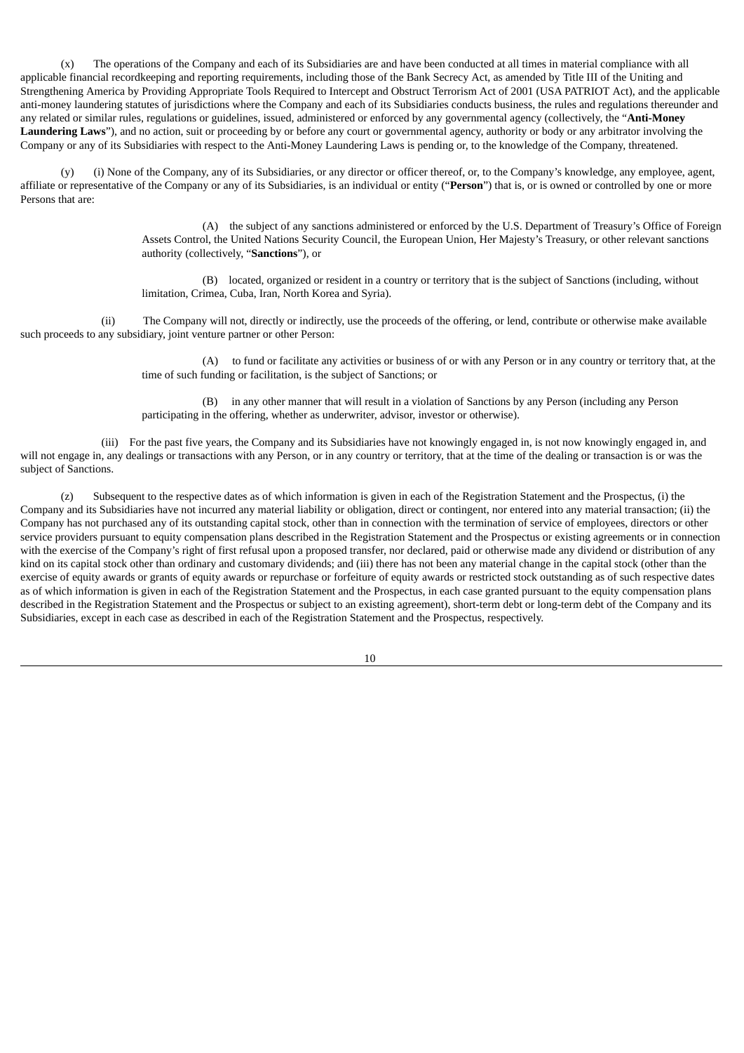(x) The operations of the Company and each of its Subsidiaries are and have been conducted at all times in material compliance with all applicable financial recordkeeping and reporting requirements, including those of the Bank Secrecy Act, as amended by Title III of the Uniting and Strengthening America by Providing Appropriate Tools Required to Intercept and Obstruct Terrorism Act of 2001 (USA PATRIOT Act), and the applicable anti-money laundering statutes of jurisdictions where the Company and each of its Subsidiaries conducts business, the rules and regulations thereunder and any related or similar rules, regulations or guidelines, issued, administered or enforced by any governmental agency (collectively, the "**Anti-Money Laundering Laws**"), and no action, suit or proceeding by or before any court or governmental agency, authority or body or any arbitrator involving the Company or any of its Subsidiaries with respect to the Anti-Money Laundering Laws is pending or, to the knowledge of the Company, threatened.

(y) (i) None of the Company, any of its Subsidiaries, or any director or officer thereof, or, to the Company's knowledge, any employee, agent, affiliate or representative of the Company or any of its Subsidiaries, is an individual or entity ("**Person**") that is, or is owned or controlled by one or more Persons that are:

(A) the subject of any sanctions administered or enforced by the U.S. Department of Treasury's Office of Foreign Assets Control, the United Nations Security Council, the European Union, Her Majesty's Treasury, or other relevant sanctions authority (collectively, "**Sanctions**"), or

(B) located, organized or resident in a country or territory that is the subject of Sanctions (including, without limitation, Crimea, Cuba, Iran, North Korea and Syria).

(ii) The Company will not, directly or indirectly, use the proceeds of the offering, or lend, contribute or otherwise make available such proceeds to any subsidiary, joint venture partner or other Person:

(A) to fund or facilitate any activities or business of or with any Person or in any country or territory that, at the time of such funding or facilitation, is the subject of Sanctions; or

(B) in any other manner that will result in a violation of Sanctions by any Person (including any Person participating in the offering, whether as underwriter, advisor, investor or otherwise).

(iii) For the past five years, the Company and its Subsidiaries have not knowingly engaged in, is not now knowingly engaged in, and will not engage in, any dealings or transactions with any Person, or in any country or territory, that at the time of the dealing or transaction is or was the subject of Sanctions.

(z) Subsequent to the respective dates as of which information is given in each of the Registration Statement and the Prospectus, (i) the Company and its Subsidiaries have not incurred any material liability or obligation, direct or contingent, nor entered into any material transaction; (ii) the Company has not purchased any of its outstanding capital stock, other than in connection with the termination of service of employees, directors or other service providers pursuant to equity compensation plans described in the Registration Statement and the Prospectus or existing agreements or in connection with the exercise of the Company's right of first refusal upon a proposed transfer, nor declared, paid or otherwise made any dividend or distribution of any kind on its capital stock other than ordinary and customary dividends; and (iii) there has not been any material change in the capital stock (other than the exercise of equity awards or grants of equity awards or repurchase or forfeiture of equity awards or restricted stock outstanding as of such respective dates as of which information is given in each of the Registration Statement and the Prospectus, in each case granted pursuant to the equity compensation plans described in the Registration Statement and the Prospectus or subject to an existing agreement), short-term debt or long-term debt of the Company and its Subsidiaries, except in each case as described in each of the Registration Statement and the Prospectus, respectively.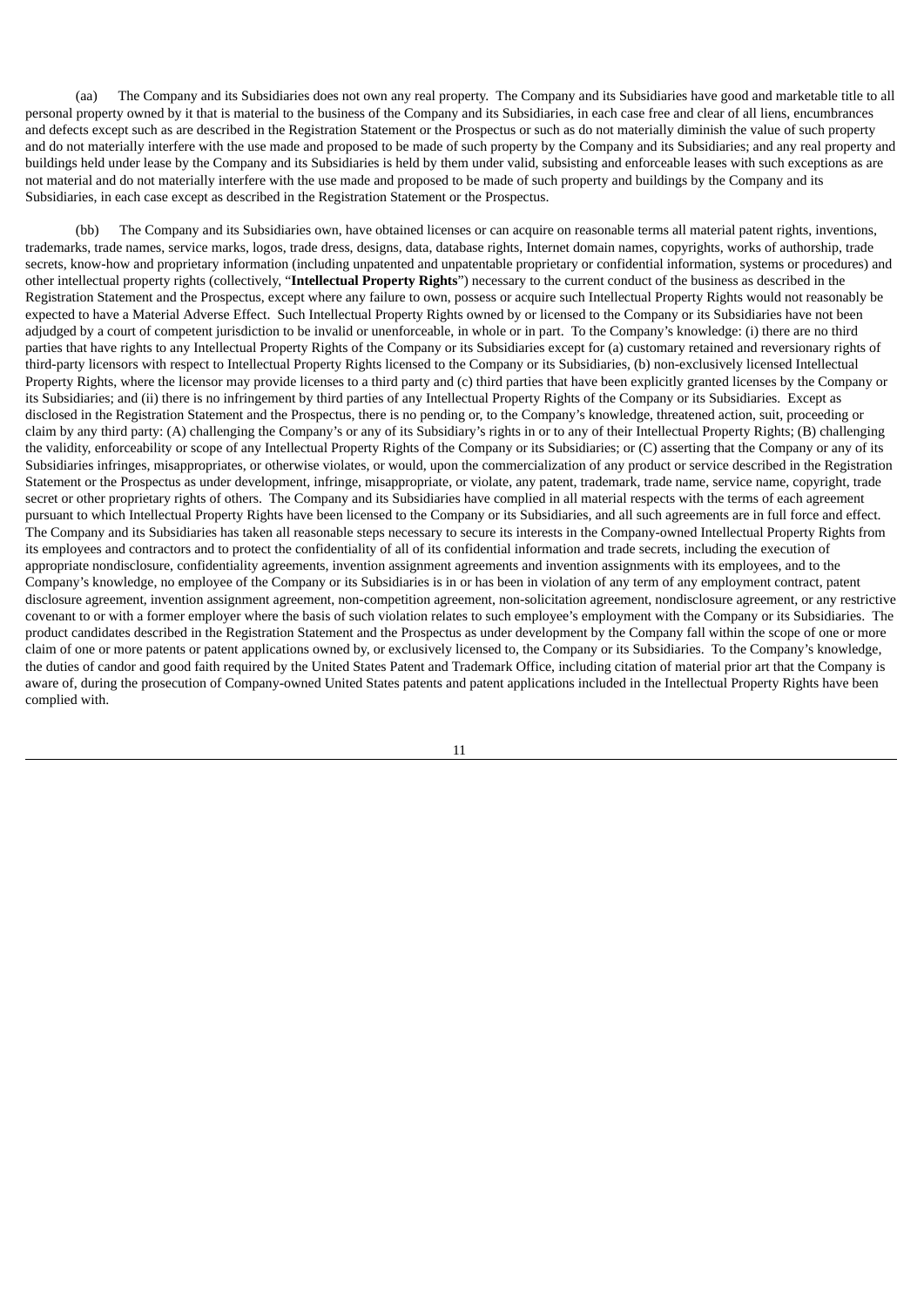(aa) The Company and its Subsidiaries does not own any real property. The Company and its Subsidiaries have good and marketable title to all personal property owned by it that is material to the business of the Company and its Subsidiaries, in each case free and clear of all liens, encumbrances and defects except such as are described in the Registration Statement or the Prospectus or such as do not materially diminish the value of such property and do not materially interfere with the use made and proposed to be made of such property by the Company and its Subsidiaries; and any real property and buildings held under lease by the Company and its Subsidiaries is held by them under valid, subsisting and enforceable leases with such exceptions as are not material and do not materially interfere with the use made and proposed to be made of such property and buildings by the Company and its Subsidiaries, in each case except as described in the Registration Statement or the Prospectus.

(bb) The Company and its Subsidiaries own, have obtained licenses or can acquire on reasonable terms all material patent rights, inventions, trademarks, trade names, service marks, logos, trade dress, designs, data, database rights, Internet domain names, copyrights, works of authorship, trade secrets, know-how and proprietary information (including unpatented and unpatentable proprietary or confidential information, systems or procedures) and other intellectual property rights (collectively, "**Intellectual Property Rights**") necessary to the current conduct of the business as described in the Registration Statement and the Prospectus, except where any failure to own, possess or acquire such Intellectual Property Rights would not reasonably be expected to have a Material Adverse Effect. Such Intellectual Property Rights owned by or licensed to the Company or its Subsidiaries have not been adjudged by a court of competent jurisdiction to be invalid or unenforceable, in whole or in part. To the Company's knowledge: (i) there are no third parties that have rights to any Intellectual Property Rights of the Company or its Subsidiaries except for (a) customary retained and reversionary rights of third-party licensors with respect to Intellectual Property Rights licensed to the Company or its Subsidiaries, (b) non-exclusively licensed Intellectual Property Rights, where the licensor may provide licenses to a third party and (c) third parties that have been explicitly granted licenses by the Company or its Subsidiaries; and (ii) there is no infringement by third parties of any Intellectual Property Rights of the Company or its Subsidiaries. Except as disclosed in the Registration Statement and the Prospectus, there is no pending or, to the Company's knowledge, threatened action, suit, proceeding or claim by any third party: (A) challenging the Company's or any of its Subsidiary's rights in or to any of their Intellectual Property Rights; (B) challenging the validity, enforceability or scope of any Intellectual Property Rights of the Company or its Subsidiaries; or (C) asserting that the Company or any of its Subsidiaries infringes, misappropriates, or otherwise violates, or would, upon the commercialization of any product or service described in the Registration Statement or the Prospectus as under development, infringe, misappropriate, or violate, any patent, trademark, trade name, service name, copyright, trade secret or other proprietary rights of others. The Company and its Subsidiaries have complied in all material respects with the terms of each agreement pursuant to which Intellectual Property Rights have been licensed to the Company or its Subsidiaries, and all such agreements are in full force and effect. The Company and its Subsidiaries has taken all reasonable steps necessary to secure its interests in the Company-owned Intellectual Property Rights from its employees and contractors and to protect the confidentiality of all of its confidential information and trade secrets, including the execution of appropriate nondisclosure, confidentiality agreements, invention assignment agreements and invention assignments with its employees, and to the Company's knowledge, no employee of the Company or its Subsidiaries is in or has been in violation of any term of any employment contract, patent disclosure agreement, invention assignment agreement, non-competition agreement, non-solicitation agreement, nondisclosure agreement, or any restrictive covenant to or with a former employer where the basis of such violation relates to such employee's employment with the Company or its Subsidiaries. The product candidates described in the Registration Statement and the Prospectus as under development by the Company fall within the scope of one or more claim of one or more patents or patent applications owned by, or exclusively licensed to, the Company or its Subsidiaries. To the Company's knowledge, the duties of candor and good faith required by the United States Patent and Trademark Office, including citation of material prior art that the Company is aware of, during the prosecution of Company-owned United States patents and patent applications included in the Intellectual Property Rights have been complied with.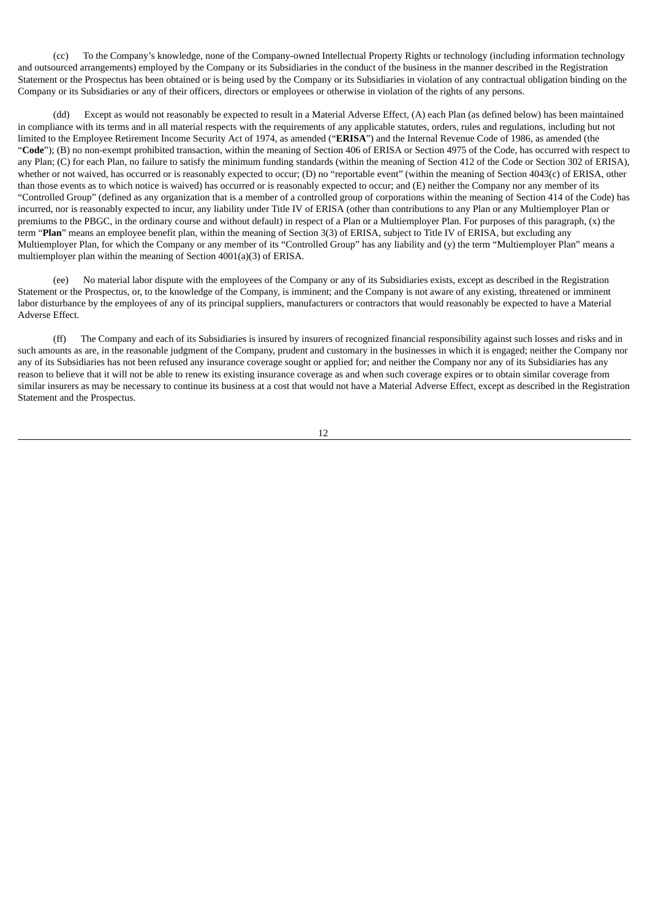(cc) To the Company's knowledge, none of the Company-owned Intellectual Property Rights or technology (including information technology and outsourced arrangements) employed by the Company or its Subsidiaries in the conduct of the business in the manner described in the Registration Statement or the Prospectus has been obtained or is being used by the Company or its Subsidiaries in violation of any contractual obligation binding on the Company or its Subsidiaries or any of their officers, directors or employees or otherwise in violation of the rights of any persons.

(dd) Except as would not reasonably be expected to result in a Material Adverse Effect, (A) each Plan (as defined below) has been maintained in compliance with its terms and in all material respects with the requirements of any applicable statutes, orders, rules and regulations, including but not limited to the Employee Retirement Income Security Act of 1974, as amended ("**ERISA**") and the Internal Revenue Code of 1986, as amended (the "**Code**"); (B) no non-exempt prohibited transaction, within the meaning of Section 406 of ERISA or Section 4975 of the Code, has occurred with respect to any Plan; (C) for each Plan, no failure to satisfy the minimum funding standards (within the meaning of Section 412 of the Code or Section 302 of ERISA), whether or not waived, has occurred or is reasonably expected to occur; (D) no "reportable event" (within the meaning of Section 4043(c) of ERISA, other than those events as to which notice is waived) has occurred or is reasonably expected to occur; and (E) neither the Company nor any member of its "Controlled Group" (defined as any organization that is a member of a controlled group of corporations within the meaning of Section 414 of the Code) has incurred, nor is reasonably expected to incur, any liability under Title IV of ERISA (other than contributions to any Plan or any Multiemployer Plan or premiums to the PBGC, in the ordinary course and without default) in respect of a Plan or a Multiemployer Plan. For purposes of this paragraph, (x) the term "**Plan**" means an employee benefit plan, within the meaning of Section 3(3) of ERISA, subject to Title IV of ERISA, but excluding any Multiemployer Plan, for which the Company or any member of its "Controlled Group" has any liability and (y) the term "Multiemployer Plan" means a multiemployer plan within the meaning of Section 4001(a)(3) of ERISA.

(ee) No material labor dispute with the employees of the Company or any of its Subsidiaries exists, except as described in the Registration Statement or the Prospectus, or, to the knowledge of the Company, is imminent; and the Company is not aware of any existing, threatened or imminent labor disturbance by the employees of any of its principal suppliers, manufacturers or contractors that would reasonably be expected to have a Material Adverse Effect.

(ff) The Company and each of its Subsidiaries is insured by insurers of recognized financial responsibility against such losses and risks and in such amounts as are, in the reasonable judgment of the Company, prudent and customary in the businesses in which it is engaged; neither the Company nor any of its Subsidiaries has not been refused any insurance coverage sought or applied for; and neither the Company nor any of its Subsidiaries has any reason to believe that it will not be able to renew its existing insurance coverage as and when such coverage expires or to obtain similar coverage from similar insurers as may be necessary to continue its business at a cost that would not have a Material Adverse Effect, except as described in the Registration Statement and the Prospectus.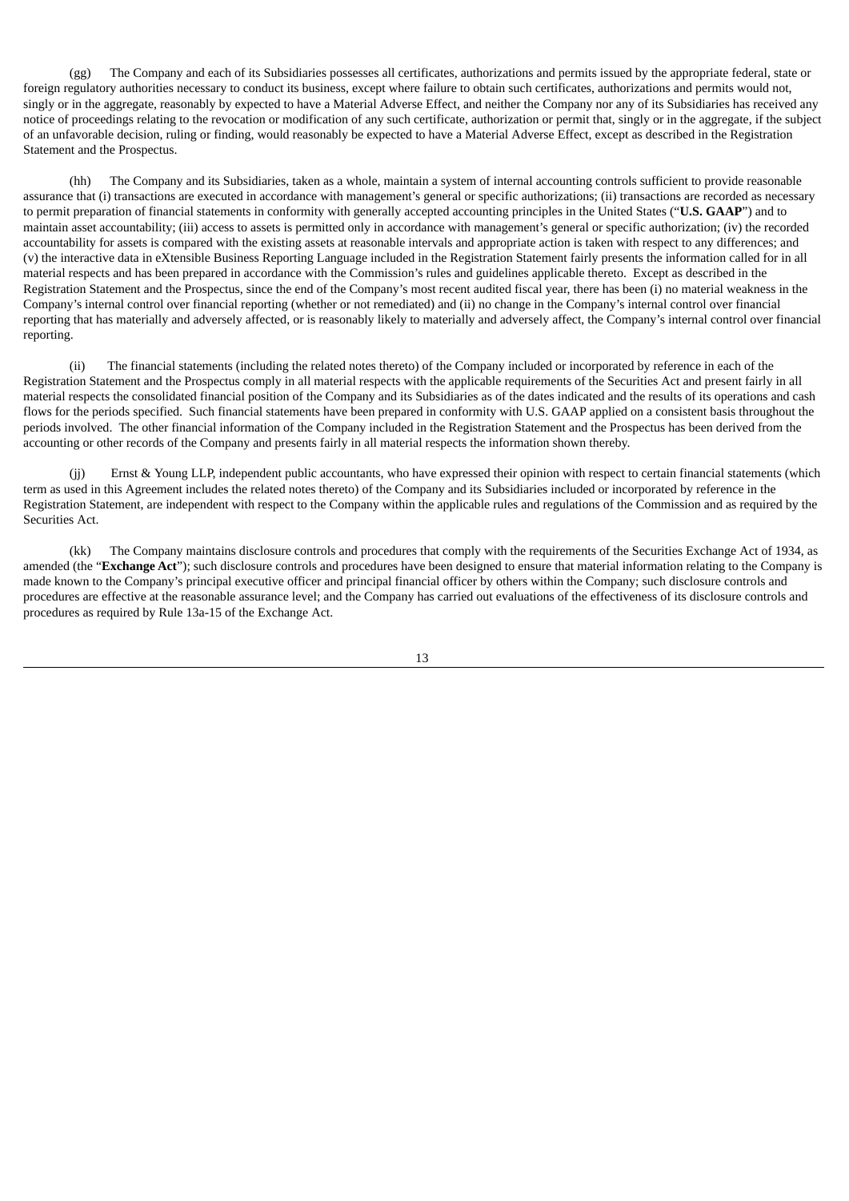(gg) The Company and each of its Subsidiaries possesses all certificates, authorizations and permits issued by the appropriate federal, state or foreign regulatory authorities necessary to conduct its business, except where failure to obtain such certificates, authorizations and permits would not, singly or in the aggregate, reasonably by expected to have a Material Adverse Effect, and neither the Company nor any of its Subsidiaries has received any notice of proceedings relating to the revocation or modification of any such certificate, authorization or permit that, singly or in the aggregate, if the subject of an unfavorable decision, ruling or finding, would reasonably be expected to have a Material Adverse Effect, except as described in the Registration Statement and the Prospectus.

(hh) The Company and its Subsidiaries, taken as a whole, maintain a system of internal accounting controls sufficient to provide reasonable assurance that (i) transactions are executed in accordance with management's general or specific authorizations; (ii) transactions are recorded as necessary to permit preparation of financial statements in conformity with generally accepted accounting principles in the United States ("**U.S. GAAP**") and to maintain asset accountability; (iii) access to assets is permitted only in accordance with management's general or specific authorization; (iv) the recorded accountability for assets is compared with the existing assets at reasonable intervals and appropriate action is taken with respect to any differences; and (v) the interactive data in eXtensible Business Reporting Language included in the Registration Statement fairly presents the information called for in all material respects and has been prepared in accordance with the Commission's rules and guidelines applicable thereto. Except as described in the Registration Statement and the Prospectus, since the end of the Company's most recent audited fiscal year, there has been (i) no material weakness in the Company's internal control over financial reporting (whether or not remediated) and (ii) no change in the Company's internal control over financial reporting that has materially and adversely affected, or is reasonably likely to materially and adversely affect, the Company's internal control over financial reporting.

(ii) The financial statements (including the related notes thereto) of the Company included or incorporated by reference in each of the Registration Statement and the Prospectus comply in all material respects with the applicable requirements of the Securities Act and present fairly in all material respects the consolidated financial position of the Company and its Subsidiaries as of the dates indicated and the results of its operations and cash flows for the periods specified. Such financial statements have been prepared in conformity with U.S. GAAP applied on a consistent basis throughout the periods involved. The other financial information of the Company included in the Registration Statement and the Prospectus has been derived from the accounting or other records of the Company and presents fairly in all material respects the information shown thereby.

(jj) Ernst & Young LLP, independent public accountants, who have expressed their opinion with respect to certain financial statements (which term as used in this Agreement includes the related notes thereto) of the Company and its Subsidiaries included or incorporated by reference in the Registration Statement, are independent with respect to the Company within the applicable rules and regulations of the Commission and as required by the Securities Act.

(kk) The Company maintains disclosure controls and procedures that comply with the requirements of the Securities Exchange Act of 1934, as amended (the "**Exchange Act**"); such disclosure controls and procedures have been designed to ensure that material information relating to the Company is made known to the Company's principal executive officer and principal financial officer by others within the Company; such disclosure controls and procedures are effective at the reasonable assurance level; and the Company has carried out evaluations of the effectiveness of its disclosure controls and procedures as required by Rule 13a-15 of the Exchange Act.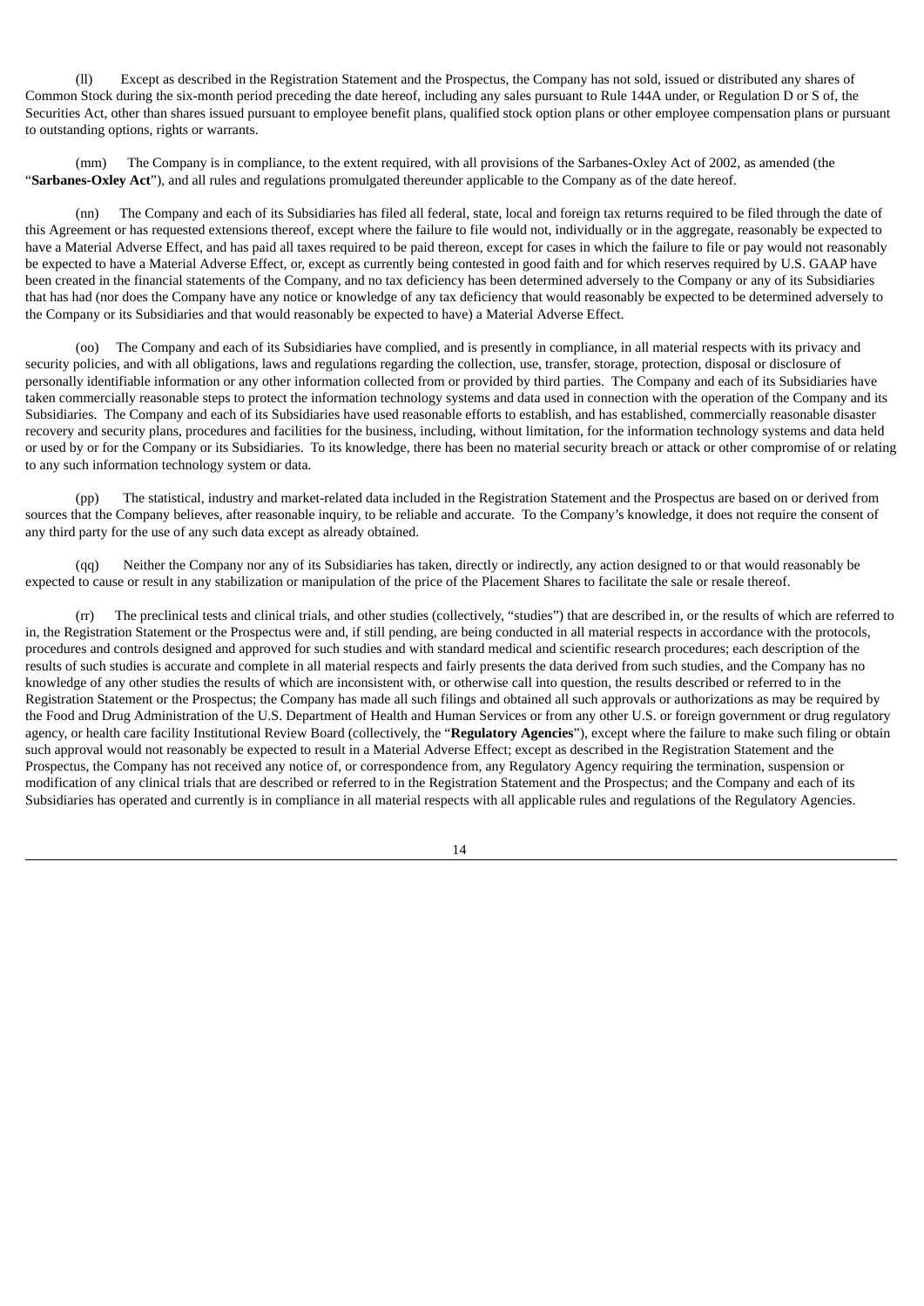(ll) Except as described in the Registration Statement and the Prospectus, the Company has not sold, issued or distributed any shares of Common Stock during the six-month period preceding the date hereof, including any sales pursuant to Rule 144A under, or Regulation D or S of, the Securities Act, other than shares issued pursuant to employee benefit plans, qualified stock option plans or other employee compensation plans or pursuant to outstanding options, rights or warrants.

(mm) The Company is in compliance, to the extent required, with all provisions of the Sarbanes-Oxley Act of 2002, as amended (the "**Sarbanes-Oxley Act**"), and all rules and regulations promulgated thereunder applicable to the Company as of the date hereof.

(nn) The Company and each of its Subsidiaries has filed all federal, state, local and foreign tax returns required to be filed through the date of this Agreement or has requested extensions thereof, except where the failure to file would not, individually or in the aggregate, reasonably be expected to have a Material Adverse Effect, and has paid all taxes required to be paid thereon, except for cases in which the failure to file or pay would not reasonably be expected to have a Material Adverse Effect, or, except as currently being contested in good faith and for which reserves required by U.S. GAAP have been created in the financial statements of the Company, and no tax deficiency has been determined adversely to the Company or any of its Subsidiaries that has had (nor does the Company have any notice or knowledge of any tax deficiency that would reasonably be expected to be determined adversely to the Company or its Subsidiaries and that would reasonably be expected to have) a Material Adverse Effect.

(oo) The Company and each of its Subsidiaries have complied, and is presently in compliance, in all material respects with its privacy and security policies, and with all obligations, laws and regulations regarding the collection, use, transfer, storage, protection, disposal or disclosure of personally identifiable information or any other information collected from or provided by third parties. The Company and each of its Subsidiaries have taken commercially reasonable steps to protect the information technology systems and data used in connection with the operation of the Company and its Subsidiaries. The Company and each of its Subsidiaries have used reasonable efforts to establish, and has established, commercially reasonable disaster recovery and security plans, procedures and facilities for the business, including, without limitation, for the information technology systems and data held or used by or for the Company or its Subsidiaries. To its knowledge, there has been no material security breach or attack or other compromise of or relating to any such information technology system or data.

(pp) The statistical, industry and market-related data included in the Registration Statement and the Prospectus are based on or derived from sources that the Company believes, after reasonable inquiry, to be reliable and accurate. To the Company's knowledge, it does not require the consent of any third party for the use of any such data except as already obtained.

(qq) Neither the Company nor any of its Subsidiaries has taken, directly or indirectly, any action designed to or that would reasonably be expected to cause or result in any stabilization or manipulation of the price of the Placement Shares to facilitate the sale or resale thereof.

(rr) The preclinical tests and clinical trials, and other studies (collectively, "studies") that are described in, or the results of which are referred to in, the Registration Statement or the Prospectus were and, if still pending, are being conducted in all material respects in accordance with the protocols, procedures and controls designed and approved for such studies and with standard medical and scientific research procedures; each description of the results of such studies is accurate and complete in all material respects and fairly presents the data derived from such studies, and the Company has no knowledge of any other studies the results of which are inconsistent with, or otherwise call into question, the results described or referred to in the Registration Statement or the Prospectus; the Company has made all such filings and obtained all such approvals or authorizations as may be required by the Food and Drug Administration of the U.S. Department of Health and Human Services or from any other U.S. or foreign government or drug regulatory agency, or health care facility Institutional Review Board (collectively, the "**Regulatory Agencies**"), except where the failure to make such filing or obtain such approval would not reasonably be expected to result in a Material Adverse Effect; except as described in the Registration Statement and the Prospectus, the Company has not received any notice of, or correspondence from, any Regulatory Agency requiring the termination, suspension or modification of any clinical trials that are described or referred to in the Registration Statement and the Prospectus; and the Company and each of its Subsidiaries has operated and currently is in compliance in all material respects with all applicable rules and regulations of the Regulatory Agencies.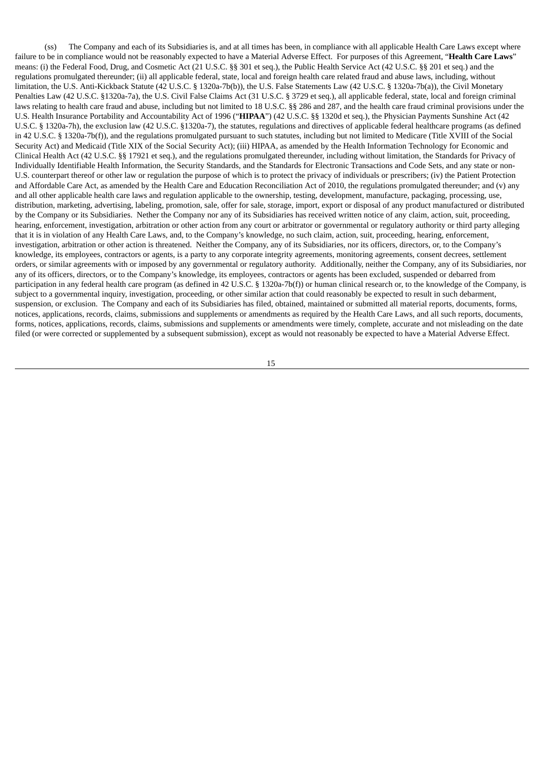(ss) The Company and each of its Subsidiaries is, and at all times has been, in compliance with all applicable Health Care Laws except where failure to be in compliance would not be reasonably expected to have a Material Adverse Effect. For purposes of this Agreement, "**Health Care Laws**" means: (i) the Federal Food, Drug, and Cosmetic Act (21 U.S.C. §§ 301 et seq.), the Public Health Service Act (42 U.S.C. §§ 201 et seq.) and the regulations promulgated thereunder; (ii) all applicable federal, state, local and foreign health care related fraud and abuse laws, including, without limitation, the U.S. Anti-Kickback Statute (42 U.S.C. § 1320a-7b(b)), the U.S. False Statements Law (42 U.S.C. § 1320a-7b(a)), the Civil Monetary Penalties Law (42 U.S.C. §1320a-7a), the U.S. Civil False Claims Act (31 U.S.C. § 3729 et seq.), all applicable federal, state, local and foreign criminal laws relating to health care fraud and abuse, including but not limited to 18 U.S.C. §§ 286 and 287, and the health care fraud criminal provisions under the U.S. Health Insurance Portability and Accountability Act of 1996 ("**HIPAA**") (42 U.S.C. §§ 1320d et seq.), the Physician Payments Sunshine Act (42 U.S.C. § 1320a-7h), the exclusion law (42 U.S.C. §1320a-7), the statutes, regulations and directives of applicable federal healthcare programs (as defined in 42 U.S.C. § 1320a-7b(f)), and the regulations promulgated pursuant to such statutes, including but not limited to Medicare (Title XVIII of the Social Security Act) and Medicaid (Title XIX of the Social Security Act); (iii) HIPAA, as amended by the Health Information Technology for Economic and Clinical Health Act (42 U.S.C. §§ 17921 et seq.), and the regulations promulgated thereunder, including without limitation, the Standards for Privacy of Individually Identifiable Health Information, the Security Standards, and the Standards for Electronic Transactions and Code Sets, and any state or non-U.S. counterpart thereof or other law or regulation the purpose of which is to protect the privacy of individuals or prescribers; (iv) the Patient Protection and Affordable Care Act, as amended by the Health Care and Education Reconciliation Act of 2010, the regulations promulgated thereunder; and (v) any and all other applicable health care laws and regulation applicable to the ownership, testing, development, manufacture, packaging, processing, use, distribution, marketing, advertising, labeling, promotion, sale, offer for sale, storage, import, export or disposal of any product manufactured or distributed by the Company or its Subsidiaries. Nether the Company nor any of its Subsidiaries has received written notice of any claim, action, suit, proceeding, hearing, enforcement, investigation, arbitration or other action from any court or arbitrator or governmental or regulatory authority or third party alleging that it is in violation of any Health Care Laws, and, to the Company's knowledge, no such claim, action, suit, proceeding, hearing, enforcement, investigation, arbitration or other action is threatened. Neither the Company, any of its Subsidiaries, nor its officers, directors, or, to the Company's knowledge, its employees, contractors or agents, is a party to any corporate integrity agreements, monitoring agreements, consent decrees, settlement orders, or similar agreements with or imposed by any governmental or regulatory authority. Additionally, neither the Company, any of its Subsidiaries, nor any of its officers, directors, or to the Company's knowledge, its employees, contractors or agents has been excluded, suspended or debarred from participation in any federal health care program (as defined in 42 U.S.C. § 1320a-7b(f)) or human clinical research or, to the knowledge of the Company, is subject to a governmental inquiry, investigation, proceeding, or other similar action that could reasonably be expected to result in such debarment, suspension, or exclusion. The Company and each of its Subsidiaries has filed, obtained, maintained or submitted all material reports, documents, forms, notices, applications, records, claims, submissions and supplements or amendments as required by the Health Care Laws, and all such reports, documents, forms, notices, applications, records, claims, submissions and supplements or amendments were timely, complete, accurate and not misleading on the date filed (or were corrected or supplemented by a subsequent submission), except as would not reasonably be expected to have a Material Adverse Effect.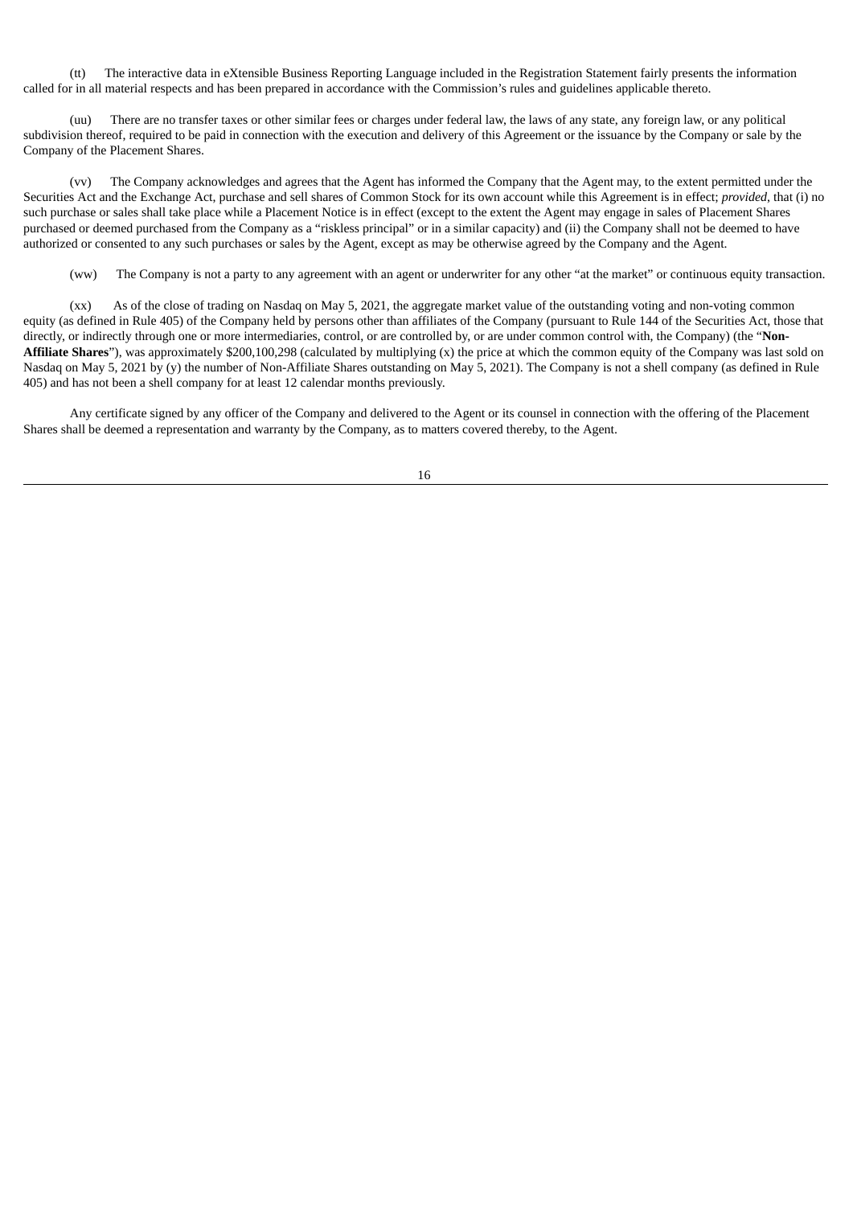(tt) The interactive data in eXtensible Business Reporting Language included in the Registration Statement fairly presents the information called for in all material respects and has been prepared in accordance with the Commission's rules and guidelines applicable thereto.

(uu) There are no transfer taxes or other similar fees or charges under federal law, the laws of any state, any foreign law, or any political subdivision thereof, required to be paid in connection with the execution and delivery of this Agreement or the issuance by the Company or sale by the Company of the Placement Shares.

(vv) The Company acknowledges and agrees that the Agent has informed the Company that the Agent may, to the extent permitted under the Securities Act and the Exchange Act, purchase and sell shares of Common Stock for its own account while this Agreement is in effect; *provided*, that (i) no such purchase or sales shall take place while a Placement Notice is in effect (except to the extent the Agent may engage in sales of Placement Shares purchased or deemed purchased from the Company as a "riskless principal" or in a similar capacity) and (ii) the Company shall not be deemed to have authorized or consented to any such purchases or sales by the Agent, except as may be otherwise agreed by the Company and the Agent.

(ww) The Company is not a party to any agreement with an agent or underwriter for any other "at the market" or continuous equity transaction.

(xx) As of the close of trading on Nasdaq on May 5, 2021, the aggregate market value of the outstanding voting and non-voting common equity (as defined in Rule 405) of the Company held by persons other than affiliates of the Company (pursuant to Rule 144 of the Securities Act, those that directly, or indirectly through one or more intermediaries, control, or are controlled by, or are under common control with, the Company) (the "**Non-Affiliate Shares**"), was approximately $200,100,298 (calculated by multiplying (x) the price at which the common equity of the Company was last sold on Nasdaq on May 5, 2021 by (y) the number of Non-Affiliate Shares outstanding on May 5, 2021). The Company is not a shell company (as defined in Rule 405) and has not been a shell company for at least 12 calendar months previously.

Any certificate signed by any officer of the Company and delivered to the Agent or its counsel in connection with the offering of the Placement Shares shall be deemed a representation and warranty by the Company, as to matters covered thereby, to the Agent.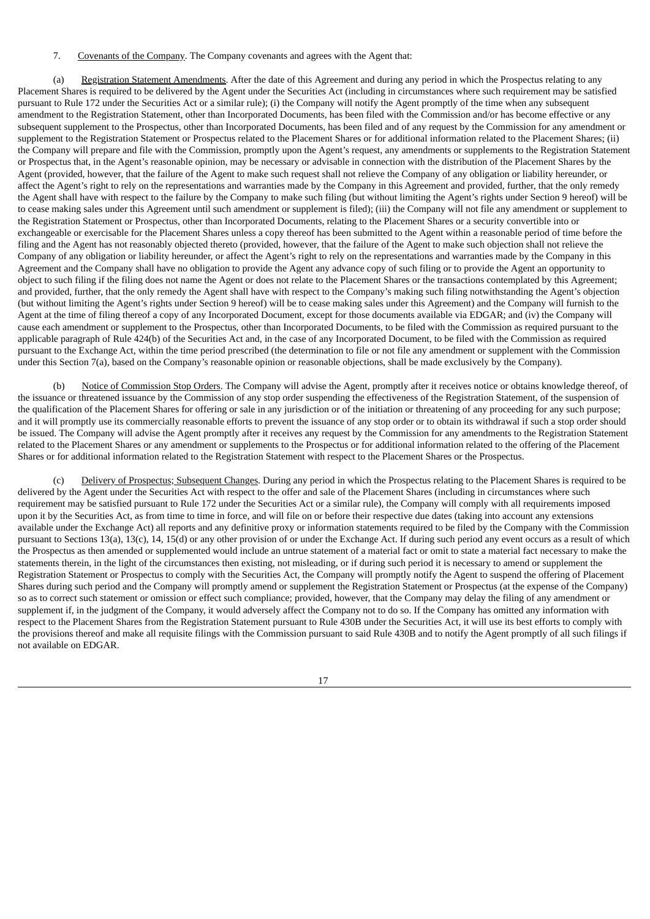7. Covenants of the Company. The Company covenants and agrees with the Agent that:

(a) Registration Statement Amendments. After the date of this Agreement and during any period in which the Prospectus relating to any Placement Shares is required to be delivered by the Agent under the Securities Act (including in circumstances where such requirement may be satisfied pursuant to Rule 172 under the Securities Act or a similar rule); (i) the Company will notify the Agent promptly of the time when any subsequent amendment to the Registration Statement, other than Incorporated Documents, has been filed with the Commission and/or has become effective or any subsequent supplement to the Prospectus, other than Incorporated Documents, has been filed and of any request by the Commission for any amendment or supplement to the Registration Statement or Prospectus related to the Placement Shares or for additional information related to the Placement Shares; (ii) the Company will prepare and file with the Commission, promptly upon the Agent's request, any amendments or supplements to the Registration Statement or Prospectus that, in the Agent's reasonable opinion, may be necessary or advisable in connection with the distribution of the Placement Shares by the Agent (provided, however, that the failure of the Agent to make such request shall not relieve the Company of any obligation or liability hereunder, or affect the Agent's right to rely on the representations and warranties made by the Company in this Agreement and provided, further, that the only remedy the Agent shall have with respect to the failure by the Company to make such filing (but without limiting the Agent's rights under Section 9 hereof) will be to cease making sales under this Agreement until such amendment or supplement is filed); (iii) the Company will not file any amendment or supplement to the Registration Statement or Prospectus, other than Incorporated Documents, relating to the Placement Shares or a security convertible into or exchangeable or exercisable for the Placement Shares unless a copy thereof has been submitted to the Agent within a reasonable period of time before the filing and the Agent has not reasonably objected thereto (provided, however, that the failure of the Agent to make such objection shall not relieve the Company of any obligation or liability hereunder, or affect the Agent's right to rely on the representations and warranties made by the Company in this Agreement and the Company shall have no obligation to provide the Agent any advance copy of such filing or to provide the Agent an opportunity to object to such filing if the filing does not name the Agent or does not relate to the Placement Shares or the transactions contemplated by this Agreement; and provided, further, that the only remedy the Agent shall have with respect to the Company's making such filing notwithstanding the Agent's objection (but without limiting the Agent's rights under Section 9 hereof) will be to cease making sales under this Agreement) and the Company will furnish to the Agent at the time of filing thereof a copy of any Incorporated Document, except for those documents available via EDGAR; and (iv) the Company will cause each amendment or supplement to the Prospectus, other than Incorporated Documents, to be filed with the Commission as required pursuant to the applicable paragraph of Rule 424(b) of the Securities Act and, in the case of any Incorporated Document, to be filed with the Commission as required pursuant to the Exchange Act, within the time period prescribed (the determination to file or not file any amendment or supplement with the Commission under this Section 7(a), based on the Company's reasonable opinion or reasonable objections, shall be made exclusively by the Company).

(b) Notice of Commission Stop Orders. The Company will advise the Agent, promptly after it receives notice or obtains knowledge thereof, of the issuance or threatened issuance by the Commission of any stop order suspending the effectiveness of the Registration Statement, of the suspension of the qualification of the Placement Shares for offering or sale in any jurisdiction or of the initiation or threatening of any proceeding for any such purpose; and it will promptly use its commercially reasonable efforts to prevent the issuance of any stop order or to obtain its withdrawal if such a stop order should be issued. The Company will advise the Agent promptly after it receives any request by the Commission for any amendments to the Registration Statement related to the Placement Shares or any amendment or supplements to the Prospectus or for additional information related to the offering of the Placement Shares or for additional information related to the Registration Statement with respect to the Placement Shares or the Prospectus.

(c) Delivery of Prospectus; Subsequent Changes. During any period in which the Prospectus relating to the Placement Shares is required to be delivered by the Agent under the Securities Act with respect to the offer and sale of the Placement Shares (including in circumstances where such requirement may be satisfied pursuant to Rule 172 under the Securities Act or a similar rule), the Company will comply with all requirements imposed upon it by the Securities Act, as from time to time in force, and will file on or before their respective due dates (taking into account any extensions available under the Exchange Act) all reports and any definitive proxy or information statements required to be filed by the Company with the Commission pursuant to Sections 13(a), 13(c), 14, 15(d) or any other provision of or under the Exchange Act. If during such period any event occurs as a result of which the Prospectus as then amended or supplemented would include an untrue statement of a material fact or omit to state a material fact necessary to make the statements therein, in the light of the circumstances then existing, not misleading, or if during such period it is necessary to amend or supplement the Registration Statement or Prospectus to comply with the Securities Act, the Company will promptly notify the Agent to suspend the offering of Placement Shares during such period and the Company will promptly amend or supplement the Registration Statement or Prospectus (at the expense of the Company) so as to correct such statement or omission or effect such compliance; provided, however, that the Company may delay the filing of any amendment or supplement if, in the judgment of the Company, it would adversely affect the Company not to do so. If the Company has omitted any information with respect to the Placement Shares from the Registration Statement pursuant to Rule 430B under the Securities Act, it will use its best efforts to comply with the provisions thereof and make all requisite filings with the Commission pursuant to said Rule 430B and to notify the Agent promptly of all such filings if not available on EDGAR.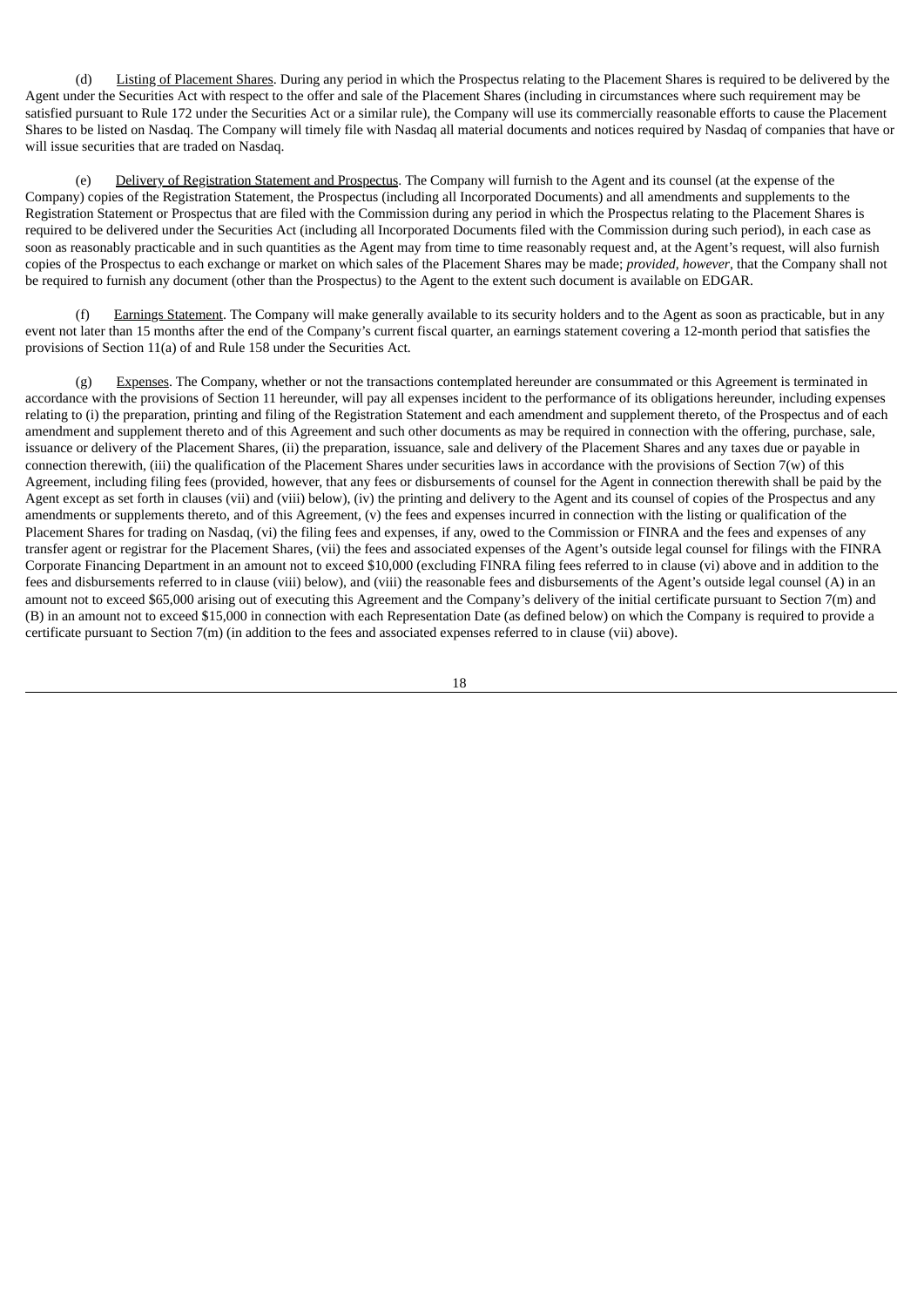(d) Listing of Placement Shares. During any period in which the Prospectus relating to the Placement Shares is required to be delivered by the Agent under the Securities Act with respect to the offer and sale of the Placement Shares (including in circumstances where such requirement may be satisfied pursuant to Rule 172 under the Securities Act or a similar rule), the Company will use its commercially reasonable efforts to cause the Placement Shares to be listed on Nasdaq. The Company will timely file with Nasdaq all material documents and notices required by Nasdaq of companies that have or will issue securities that are traded on Nasdaq.

(e) Delivery of Registration Statement and Prospectus. The Company will furnish to the Agent and its counsel (at the expense of the Company) copies of the Registration Statement, the Prospectus (including all Incorporated Documents) and all amendments and supplements to the Registration Statement or Prospectus that are filed with the Commission during any period in which the Prospectus relating to the Placement Shares is required to be delivered under the Securities Act (including all Incorporated Documents filed with the Commission during such period), in each case as soon as reasonably practicable and in such quantities as the Agent may from time to time reasonably request and, at the Agent's request, will also furnish copies of the Prospectus to each exchange or market on which sales of the Placement Shares may be made; *provided, however*, that the Company shall not be required to furnish any document (other than the Prospectus) to the Agent to the extent such document is available on EDGAR.

(f) Earnings Statement. The Company will make generally available to its security holders and to the Agent as soon as practicable, but in any event not later than 15 months after the end of the Company's current fiscal quarter, an earnings statement covering a 12-month period that satisfies the provisions of Section 11(a) of and Rule 158 under the Securities Act.

(g) Expenses. The Company, whether or not the transactions contemplated hereunder are consummated or this Agreement is terminated in accordance with the provisions of Section 11 hereunder, will pay all expenses incident to the performance of its obligations hereunder, including expenses relating to (i) the preparation, printing and filing of the Registration Statement and each amendment and supplement thereto, of the Prospectus and of each amendment and supplement thereto and of this Agreement and such other documents as may be required in connection with the offering, purchase, sale, issuance or delivery of the Placement Shares, (ii) the preparation, issuance, sale and delivery of the Placement Shares and any taxes due or payable in connection therewith, (iii) the qualification of the Placement Shares under securities laws in accordance with the provisions of Section 7(w) of this Agreement, including filing fees (provided, however, that any fees or disbursements of counsel for the Agent in connection therewith shall be paid by the Agent except as set forth in clauses (vii) and (viii) below), (iv) the printing and delivery to the Agent and its counsel of copies of the Prospectus and any amendments or supplements thereto, and of this Agreement, (v) the fees and expenses incurred in connection with the listing or qualification of the Placement Shares for trading on Nasdaq, (vi) the filing fees and expenses, if any, owed to the Commission or FINRA and the fees and expenses of any transfer agent or registrar for the Placement Shares, (vii) the fees and associated expenses of the Agent's outside legal counsel for filings with the FINRA Corporate Financing Department in an amount not to exceed $10,000 (excluding FINRA filing fees referred to in clause (vi) above and in addition to the fees and disbursements referred to in clause (viii) below), and (viii) the reasonable fees and disbursements of the Agent's outside legal counsel (A) in an amount not to exceed $65,000 arising out of executing this Agreement and the Company's delivery of the initial certificate pursuant to Section 7(m) and (B) in an amount not to exceed $15,000 in connection with each Representation Date (as defined below) on which the Company is required to provide a certificate pursuant to Section 7(m) (in addition to the fees and associated expenses referred to in clause (vii) above).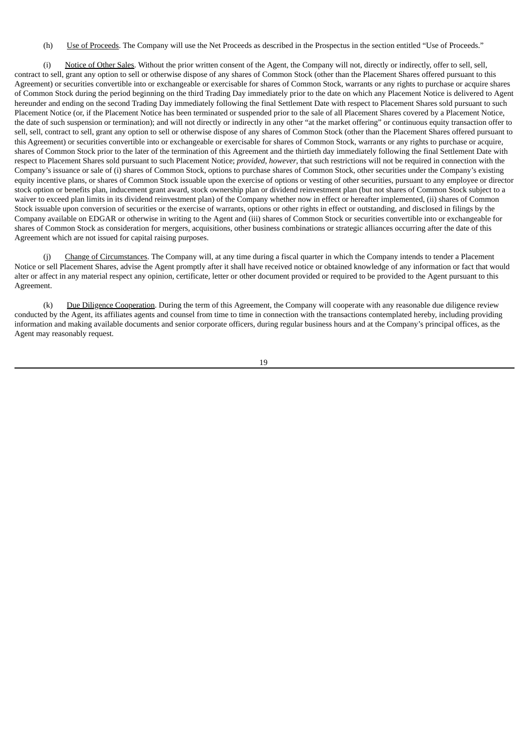(h) Use of Proceeds. The Company will use the Net Proceeds as described in the Prospectus in the section entitled "Use of Proceeds."

(i) Notice of Other Sales. Without the prior written consent of the Agent, the Company will not, directly or indirectly, offer to sell, sell, contract to sell, grant any option to sell or otherwise dispose of any shares of Common Stock (other than the Placement Shares offered pursuant to this Agreement) or securities convertible into or exchangeable or exercisable for shares of Common Stock, warrants or any rights to purchase or acquire shares of Common Stock during the period beginning on the third Trading Day immediately prior to the date on which any Placement Notice is delivered to Agent hereunder and ending on the second Trading Day immediately following the final Settlement Date with respect to Placement Shares sold pursuant to such Placement Notice (or, if the Placement Notice has been terminated or suspended prior to the sale of all Placement Shares covered by a Placement Notice, the date of such suspension or termination); and will not directly or indirectly in any other "at the market offering" or continuous equity transaction offer to sell, sell, contract to sell, grant any option to sell or otherwise dispose of any shares of Common Stock (other than the Placement Shares offered pursuant to this Agreement) or securities convertible into or exchangeable or exercisable for shares of Common Stock, warrants or any rights to purchase or acquire, shares of Common Stock prior to the later of the termination of this Agreement and the thirtieth day immediately following the final Settlement Date with respect to Placement Shares sold pursuant to such Placement Notice; *provided, however*, that such restrictions will not be required in connection with the Company's issuance or sale of (i) shares of Common Stock, options to purchase shares of Common Stock, other securities under the Company's existing equity incentive plans, or shares of Common Stock issuable upon the exercise of options or vesting of other securities, pursuant to any employee or director stock option or benefits plan, inducement grant award, stock ownership plan or dividend reinvestment plan (but not shares of Common Stock subject to a waiver to exceed plan limits in its dividend reinvestment plan) of the Company whether now in effect or hereafter implemented, (ii) shares of Common Stock issuable upon conversion of securities or the exercise of warrants, options or other rights in effect or outstanding, and disclosed in filings by the Company available on EDGAR or otherwise in writing to the Agent and (iii) shares of Common Stock or securities convertible into or exchangeable for shares of Common Stock as consideration for mergers, acquisitions, other business combinations or strategic alliances occurring after the date of this Agreement which are not issued for capital raising purposes.

(j) Change of Circumstances. The Company will, at any time during a fiscal quarter in which the Company intends to tender a Placement Notice or sell Placement Shares, advise the Agent promptly after it shall have received notice or obtained knowledge of any information or fact that would alter or affect in any material respect any opinion, certificate, letter or other document provided or required to be provided to the Agent pursuant to this Agreement.

(k) Due Diligence Cooperation. During the term of this Agreement, the Company will cooperate with any reasonable due diligence review conducted by the Agent, its affiliates agents and counsel from time to time in connection with the transactions contemplated hereby, including providing information and making available documents and senior corporate officers, during regular business hours and at the Company's principal offices, as the Agent may reasonably request.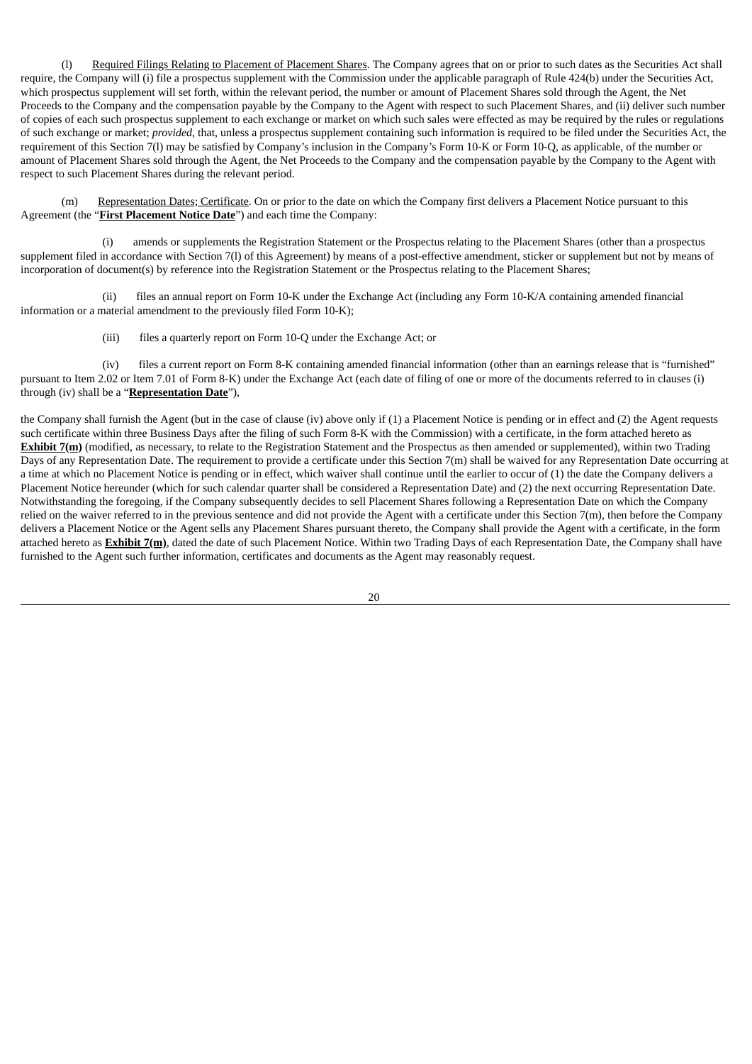(l) Required Filings Relating to Placement of Placement Shares. The Company agrees that on or prior to such dates as the Securities Act shall require, the Company will (i) file a prospectus supplement with the Commission under the applicable paragraph of Rule 424(b) under the Securities Act, which prospectus supplement will set forth, within the relevant period, the number or amount of Placement Shares sold through the Agent, the Net Proceeds to the Company and the compensation payable by the Company to the Agent with respect to such Placement Shares, and (ii) deliver such number of copies of each such prospectus supplement to each exchange or market on which such sales were effected as may be required by the rules or regulations of such exchange or market; *provided*, that, unless a prospectus supplement containing such information is required to be filed under the Securities Act, the requirement of this Section 7(l) may be satisfied by Company's inclusion in the Company's Form 10-K or Form 10-Q, as applicable, of the number or amount of Placement Shares sold through the Agent, the Net Proceeds to the Company and the compensation payable by the Company to the Agent with respect to such Placement Shares during the relevant period.

(m) Representation Dates; Certificate. On or prior to the date on which the Company first delivers a Placement Notice pursuant to this Agreement (the "**First Placement Notice Date**") and each time the Company:

(i) amends or supplements the Registration Statement or the Prospectus relating to the Placement Shares (other than a prospectus supplement filed in accordance with Section 7(l) of this Agreement) by means of a post-effective amendment, sticker or supplement but not by means of incorporation of document(s) by reference into the Registration Statement or the Prospectus relating to the Placement Shares;

(ii) files an annual report on Form 10-K under the Exchange Act (including any Form 10-K/A containing amended financial information or a material amendment to the previously filed Form 10-K);

(iii) files a quarterly report on Form 10-Q under the Exchange Act; or

(iv) files a current report on Form 8-K containing amended financial information (other than an earnings release that is "furnished" pursuant to Item 2.02 or Item 7.01 of Form 8-K) under the Exchange Act (each date of filing of one or more of the documents referred to in clauses (i) through (iv) shall be a "**Representation Date**"),

the Company shall furnish the Agent (but in the case of clause (iv) above only if (1) a Placement Notice is pending or in effect and (2) the Agent requests such certificate within three Business Days after the filing of such Form 8-K with the Commission) with a certificate, in the form attached hereto as **Exhibit 7(m)** (modified, as necessary, to relate to the Registration Statement and the Prospectus as then amended or supplemented), within two Trading Days of any Representation Date. The requirement to provide a certificate under this Section 7(m) shall be waived for any Representation Date occurring at a time at which no Placement Notice is pending or in effect, which waiver shall continue until the earlier to occur of (1) the date the Company delivers a Placement Notice hereunder (which for such calendar quarter shall be considered a Representation Date) and (2) the next occurring Representation Date. Notwithstanding the foregoing, if the Company subsequently decides to sell Placement Shares following a Representation Date on which the Company relied on the waiver referred to in the previous sentence and did not provide the Agent with a certificate under this Section 7(m), then before the Company delivers a Placement Notice or the Agent sells any Placement Shares pursuant thereto, the Company shall provide the Agent with a certificate, in the form attached hereto as **Exhibit 7(m)**, dated the date of such Placement Notice. Within two Trading Days of each Representation Date, the Company shall have furnished to the Agent such further information, certificates and documents as the Agent may reasonably request.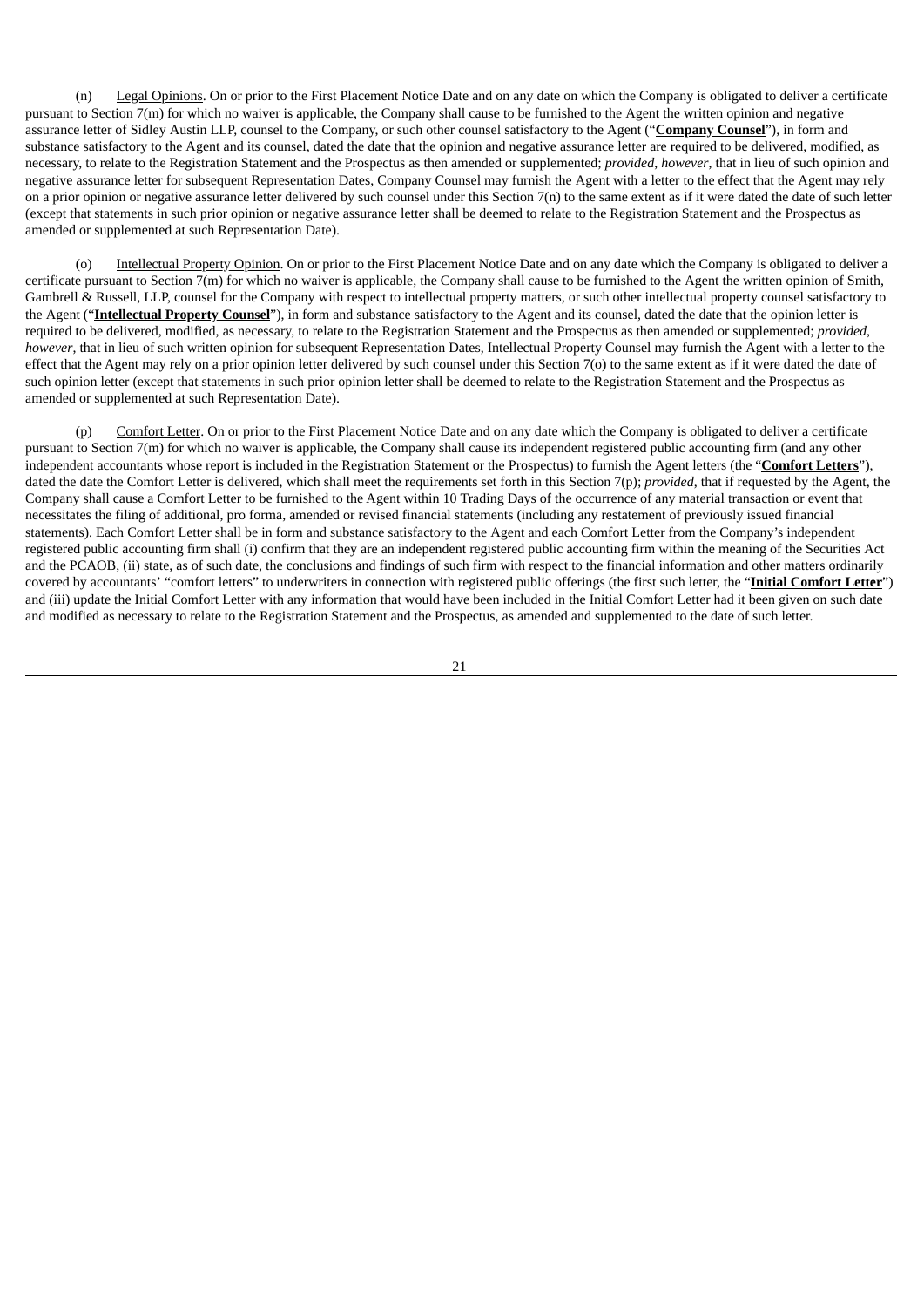(n) Legal Opinions. On or prior to the First Placement Notice Date and on any date on which the Company is obligated to deliver a certificate pursuant to Section 7(m) for which no waiver is applicable, the Company shall cause to be furnished to the Agent the written opinion and negative assurance letter of Sidley Austin LLP, counsel to the Company, or such other counsel satisfactory to the Agent ("**Company Counsel**"), in form and substance satisfactory to the Agent and its counsel, dated the date that the opinion and negative assurance letter are required to be delivered, modified, as necessary, to relate to the Registration Statement and the Prospectus as then amended or supplemented; *provided*, *however*, that in lieu of such opinion and negative assurance letter for subsequent Representation Dates, Company Counsel may furnish the Agent with a letter to the effect that the Agent may rely on a prior opinion or negative assurance letter delivered by such counsel under this Section 7(n) to the same extent as if it were dated the date of such letter (except that statements in such prior opinion or negative assurance letter shall be deemed to relate to the Registration Statement and the Prospectus as amended or supplemented at such Representation Date).

(o) Intellectual Property Opinion. On or prior to the First Placement Notice Date and on any date which the Company is obligated to deliver a certificate pursuant to Section 7(m) for which no waiver is applicable, the Company shall cause to be furnished to the Agent the written opinion of Smith, Gambrell & Russell, LLP, counsel for the Company with respect to intellectual property matters, or such other intellectual property counsel satisfactory to the Agent ("**Intellectual Property Counsel**"), in form and substance satisfactory to the Agent and its counsel, dated the date that the opinion letter is required to be delivered, modified, as necessary, to relate to the Registration Statement and the Prospectus as then amended or supplemented; *provided*, *however*, that in lieu of such written opinion for subsequent Representation Dates, Intellectual Property Counsel may furnish the Agent with a letter to the effect that the Agent may rely on a prior opinion letter delivered by such counsel under this Section 7(o) to the same extent as if it were dated the date of such opinion letter (except that statements in such prior opinion letter shall be deemed to relate to the Registration Statement and the Prospectus as amended or supplemented at such Representation Date).

(p) Comfort Letter. On or prior to the First Placement Notice Date and on any date which the Company is obligated to deliver a certificate pursuant to Section 7(m) for which no waiver is applicable, the Company shall cause its independent registered public accounting firm (and any other independent accountants whose report is included in the Registration Statement or the Prospectus) to furnish the Agent letters (the "**Comfort Letters**"), dated the date the Comfort Letter is delivered, which shall meet the requirements set forth in this Section 7(p); *provided*, that if requested by the Agent, the Company shall cause a Comfort Letter to be furnished to the Agent within 10 Trading Days of the occurrence of any material transaction or event that necessitates the filing of additional, pro forma, amended or revised financial statements (including any restatement of previously issued financial statements). Each Comfort Letter shall be in form and substance satisfactory to the Agent and each Comfort Letter from the Company's independent registered public accounting firm shall (i) confirm that they are an independent registered public accounting firm within the meaning of the Securities Act and the PCAOB, (ii) state, as of such date, the conclusions and findings of such firm with respect to the financial information and other matters ordinarily covered by accountants' "comfort letters" to underwriters in connection with registered public offerings (the first such letter, the "**Initial Comfort Letter**") and (iii) update the Initial Comfort Letter with any information that would have been included in the Initial Comfort Letter had it been given on such date and modified as necessary to relate to the Registration Statement and the Prospectus, as amended and supplemented to the date of such letter.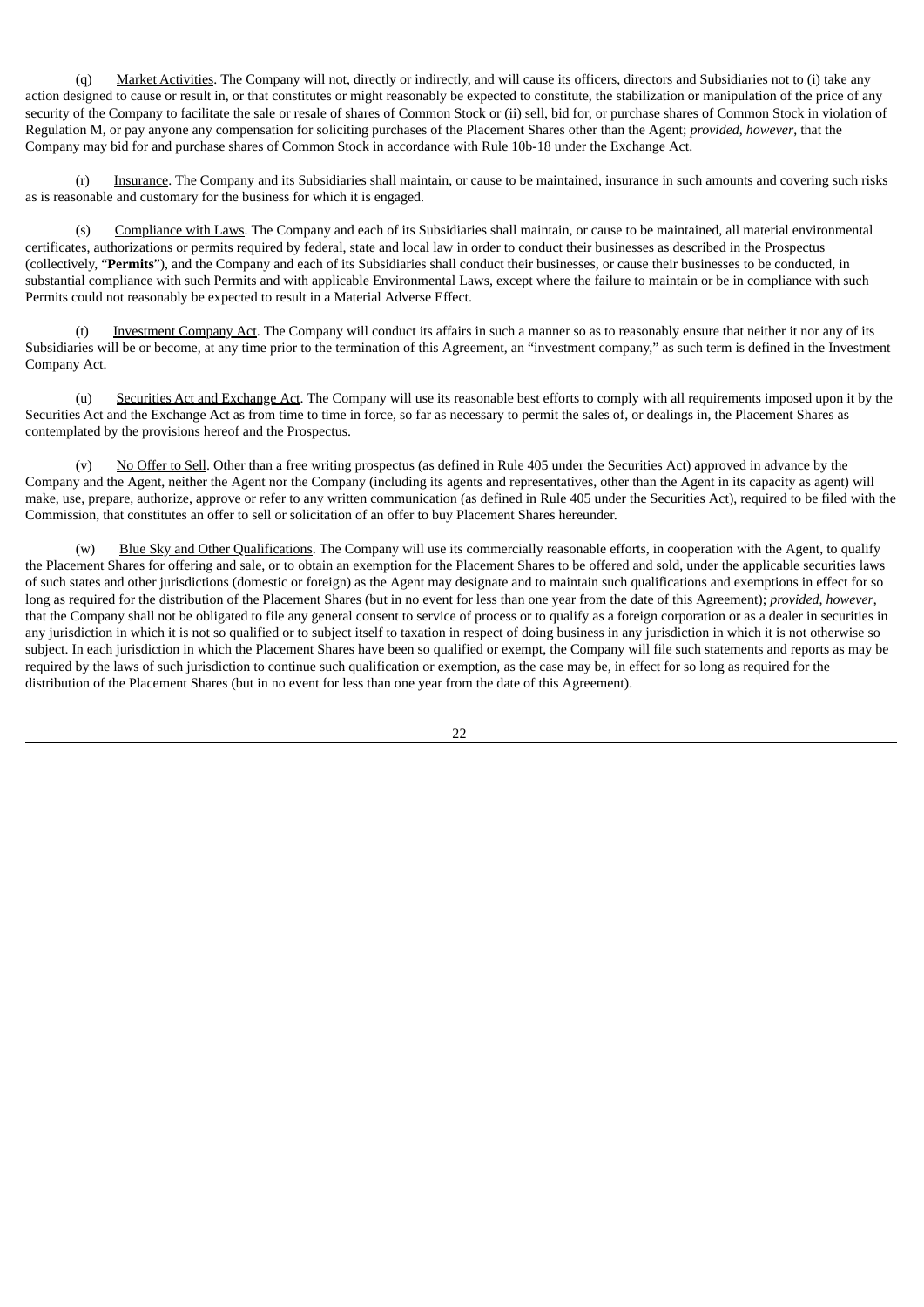(q) Market Activities. The Company will not, directly or indirectly, and will cause its officers, directors and Subsidiaries not to (i) take any action designed to cause or result in, or that constitutes or might reasonably be expected to constitute, the stabilization or manipulation of the price of any security of the Company to facilitate the sale or resale of shares of Common Stock or (ii) sell, bid for, or purchase shares of Common Stock in violation of Regulation M, or pay anyone any compensation for soliciting purchases of the Placement Shares other than the Agent; *provided, however*, that the Company may bid for and purchase shares of Common Stock in accordance with Rule 10b-18 under the Exchange Act.

(r) Insurance. The Company and its Subsidiaries shall maintain, or cause to be maintained, insurance in such amounts and covering such risks as is reasonable and customary for the business for which it is engaged.

(s) Compliance with Laws. The Company and each of its Subsidiaries shall maintain, or cause to be maintained, all material environmental certificates, authorizations or permits required by federal, state and local law in order to conduct their businesses as described in the Prospectus (collectively, "**Permits**"), and the Company and each of its Subsidiaries shall conduct their businesses, or cause their businesses to be conducted, in substantial compliance with such Permits and with applicable Environmental Laws, except where the failure to maintain or be in compliance with such Permits could not reasonably be expected to result in a Material Adverse Effect.

(t) Investment Company Act. The Company will conduct its affairs in such a manner so as to reasonably ensure that neither it nor any of its Subsidiaries will be or become, at any time prior to the termination of this Agreement, an "investment company," as such term is defined in the Investment Company Act.

(u) Securities Act and Exchange Act. The Company will use its reasonable best efforts to comply with all requirements imposed upon it by the Securities Act and the Exchange Act as from time to time in force, so far as necessary to permit the sales of, or dealings in, the Placement Shares as contemplated by the provisions hereof and the Prospectus.

(v) No Offer to Sell. Other than a free writing prospectus (as defined in Rule 405 under the Securities Act) approved in advance by the Company and the Agent, neither the Agent nor the Company (including its agents and representatives, other than the Agent in its capacity as agent) will make, use, prepare, authorize, approve or refer to any written communication (as defined in Rule 405 under the Securities Act), required to be filed with the Commission, that constitutes an offer to sell or solicitation of an offer to buy Placement Shares hereunder.

(w) Blue Sky and Other Qualifications. The Company will use its commercially reasonable efforts, in cooperation with the Agent, to qualify the Placement Shares for offering and sale, or to obtain an exemption for the Placement Shares to be offered and sold, under the applicable securities laws of such states and other jurisdictions (domestic or foreign) as the Agent may designate and to maintain such qualifications and exemptions in effect for so long as required for the distribution of the Placement Shares (but in no event for less than one year from the date of this Agreement); *provided, however*, that the Company shall not be obligated to file any general consent to service of process or to qualify as a foreign corporation or as a dealer in securities in any jurisdiction in which it is not so qualified or to subject itself to taxation in respect of doing business in any jurisdiction in which it is not otherwise so subject. In each jurisdiction in which the Placement Shares have been so qualified or exempt, the Company will file such statements and reports as may be required by the laws of such jurisdiction to continue such qualification or exemption, as the case may be, in effect for so long as required for the distribution of the Placement Shares (but in no event for less than one year from the date of this Agreement).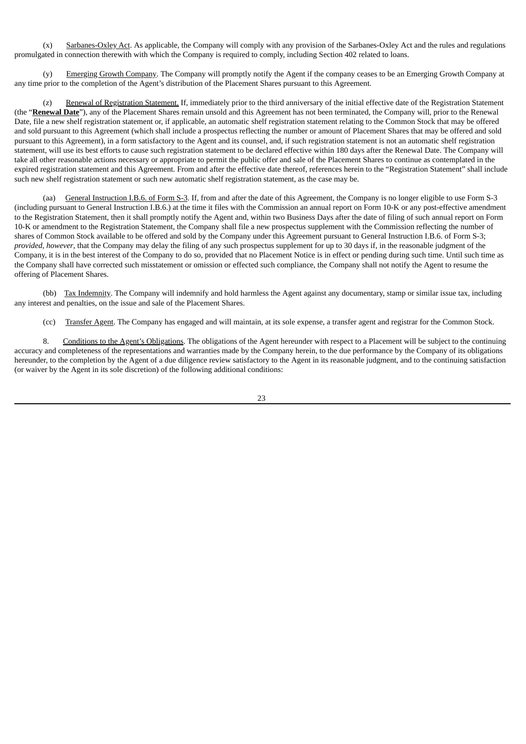(x) Sarbanes-Oxley Act. As applicable, the Company will comply with any provision of the Sarbanes-Oxley Act and the rules and regulations promulgated in connection therewith with which the Company is required to comply, including Section 402 related to loans.

(y) Emerging Growth Company. The Company will promptly notify the Agent if the company ceases to be an Emerging Growth Company at any time prior to the completion of the Agent's distribution of the Placement Shares pursuant to this Agreement.

(z) Renewal of Registration Statement. If, immediately prior to the third anniversary of the initial effective date of the Registration Statement (the "**Renewal Date**"), any of the Placement Shares remain unsold and this Agreement has not been terminated, the Company will, prior to the Renewal Date, file a new shelf registration statement or, if applicable, an automatic shelf registration statement relating to the Common Stock that may be offered and sold pursuant to this Agreement (which shall include a prospectus reflecting the number or amount of Placement Shares that may be offered and sold pursuant to this Agreement), in a form satisfactory to the Agent and its counsel, and, if such registration statement is not an automatic shelf registration statement, will use its best efforts to cause such registration statement to be declared effective within 180 days after the Renewal Date. The Company will take all other reasonable actions necessary or appropriate to permit the public offer and sale of the Placement Shares to continue as contemplated in the expired registration statement and this Agreement. From and after the effective date thereof, references herein to the "Registration Statement" shall include such new shelf registration statement or such new automatic shelf registration statement, as the case may be.

(aa) General Instruction I.B.6. of Form S-3. If, from and after the date of this Agreement, the Company is no longer eligible to use Form S-3 (including pursuant to General Instruction I.B.6.) at the time it files with the Commission an annual report on Form 10-K or any post-effective amendment to the Registration Statement, then it shall promptly notify the Agent and, within two Business Days after the date of filing of such annual report on Form 10-K or amendment to the Registration Statement, the Company shall file a new prospectus supplement with the Commission reflecting the number of shares of Common Stock available to be offered and sold by the Company under this Agreement pursuant to General Instruction I.B.6. of Form S-3; *provided, however*, that the Company may delay the filing of any such prospectus supplement for up to 30 days if, in the reasonable judgment of the Company, it is in the best interest of the Company to do so, provided that no Placement Notice is in effect or pending during such time. Until such time as the Company shall have corrected such misstatement or omission or effected such compliance, the Company shall not notify the Agent to resume the offering of Placement Shares.

(bb) Tax Indemnity. The Company will indemnify and hold harmless the Agent against any documentary, stamp or similar issue tax, including any interest and penalties, on the issue and sale of the Placement Shares.

(cc) Transfer Agent. The Company has engaged and will maintain, at its sole expense, a transfer agent and registrar for the Common Stock.

8. Conditions to the Agent's Obligations. The obligations of the Agent hereunder with respect to a Placement will be subject to the continuing accuracy and completeness of the representations and warranties made by the Company herein, to the due performance by the Company of its obligations hereunder, to the completion by the Agent of a due diligence review satisfactory to the Agent in its reasonable judgment, and to the continuing satisfaction (or waiver by the Agent in its sole discretion) of the following additional conditions: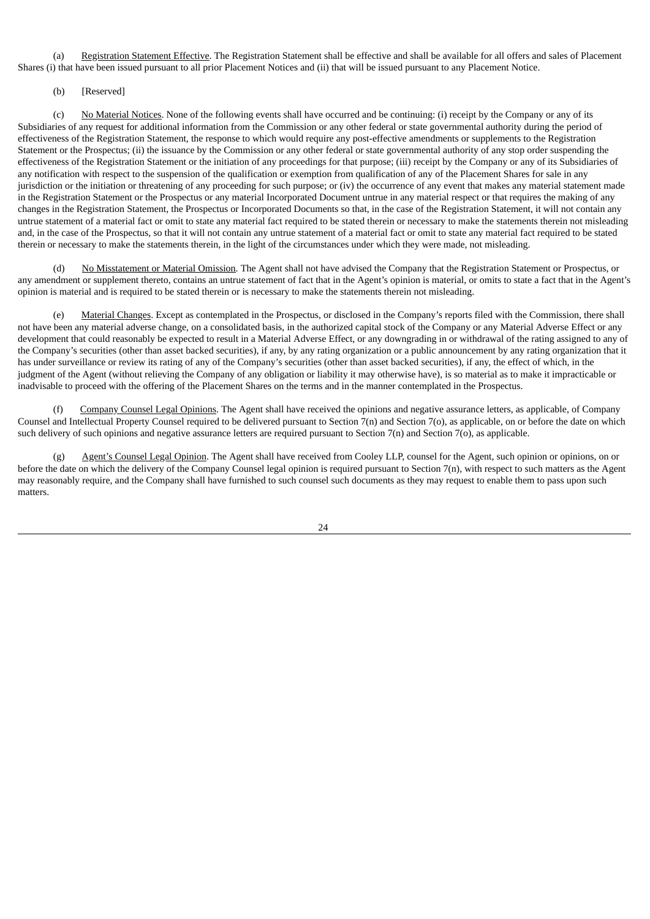(a) Registration Statement Effective. The Registration Statement shall be effective and shall be available for all offers and sales of Placement Shares (i) that have been issued pursuant to all prior Placement Notices and (ii) that will be issued pursuant to any Placement Notice.

(b) [Reserved]

(c) No Material Notices. None of the following events shall have occurred and be continuing: (i) receipt by the Company or any of its Subsidiaries of any request for additional information from the Commission or any other federal or state governmental authority during the period of effectiveness of the Registration Statement, the response to which would require any post-effective amendments or supplements to the Registration Statement or the Prospectus; (ii) the issuance by the Commission or any other federal or state governmental authority of any stop order suspending the effectiveness of the Registration Statement or the initiation of any proceedings for that purpose; (iii) receipt by the Company or any of its Subsidiaries of any notification with respect to the suspension of the qualification or exemption from qualification of any of the Placement Shares for sale in any jurisdiction or the initiation or threatening of any proceeding for such purpose; or (iv) the occurrence of any event that makes any material statement made in the Registration Statement or the Prospectus or any material Incorporated Document untrue in any material respect or that requires the making of any changes in the Registration Statement, the Prospectus or Incorporated Documents so that, in the case of the Registration Statement, it will not contain any untrue statement of a material fact or omit to state any material fact required to be stated therein or necessary to make the statements therein not misleading and, in the case of the Prospectus, so that it will not contain any untrue statement of a material fact or omit to state any material fact required to be stated therein or necessary to make the statements therein, in the light of the circumstances under which they were made, not misleading.

(d) No Misstatement or Material Omission. The Agent shall not have advised the Company that the Registration Statement or Prospectus, or any amendment or supplement thereto, contains an untrue statement of fact that in the Agent's opinion is material, or omits to state a fact that in the Agent's opinion is material and is required to be stated therein or is necessary to make the statements therein not misleading.

(e) Material Changes. Except as contemplated in the Prospectus, or disclosed in the Company's reports filed with the Commission, there shall not have been any material adverse change, on a consolidated basis, in the authorized capital stock of the Company or any Material Adverse Effect or any development that could reasonably be expected to result in a Material Adverse Effect, or any downgrading in or withdrawal of the rating assigned to any of the Company's securities (other than asset backed securities), if any, by any rating organization or a public announcement by any rating organization that it has under surveillance or review its rating of any of the Company's securities (other than asset backed securities), if any, the effect of which, in the judgment of the Agent (without relieving the Company of any obligation or liability it may otherwise have), is so material as to make it impracticable or inadvisable to proceed with the offering of the Placement Shares on the terms and in the manner contemplated in the Prospectus.

(f) Company Counsel Legal Opinions. The Agent shall have received the opinions and negative assurance letters, as applicable, of Company Counsel and Intellectual Property Counsel required to be delivered pursuant to Section 7(n) and Section 7(o), as applicable, on or before the date on which such delivery of such opinions and negative assurance letters are required pursuant to Section 7(n) and Section 7(o), as applicable.

(g) Agent's Counsel Legal Opinion. The Agent shall have received from Cooley LLP, counsel for the Agent, such opinion or opinions, on or before the date on which the delivery of the Company Counsel legal opinion is required pursuant to Section 7(n), with respect to such matters as the Agent may reasonably require, and the Company shall have furnished to such counsel such documents as they may request to enable them to pass upon such matters.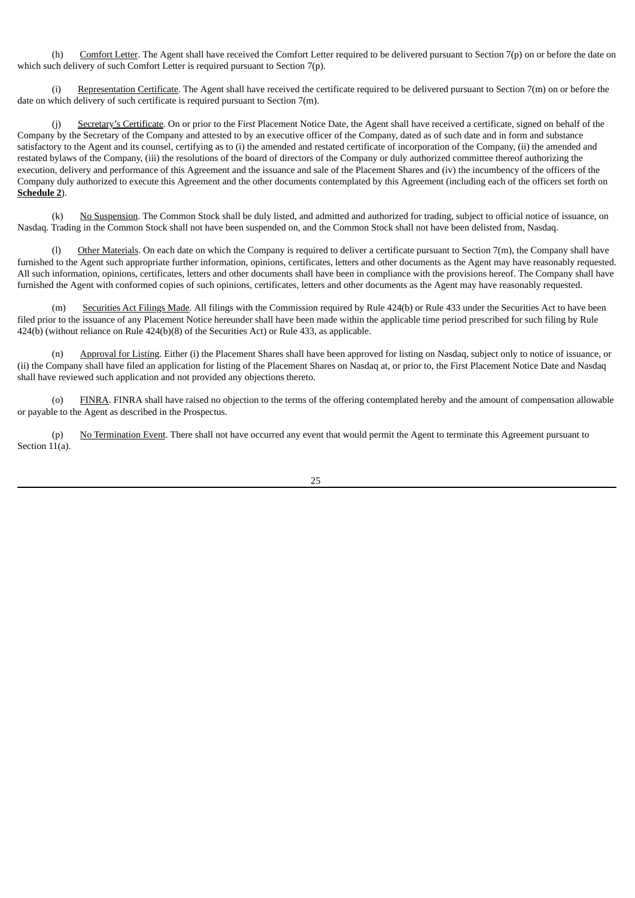(h) Comfort Letter. The Agent shall have received the Comfort Letter required to be delivered pursuant to Section 7(p) on or before the date on which such delivery of such Comfort Letter is required pursuant to Section 7(p).

(i) Representation Certificate. The Agent shall have received the certificate required to be delivered pursuant to Section 7(m) on or before the date on which delivery of such certificate is required pursuant to Section 7(m).

(j) Secretary's Certificate. On or prior to the First Placement Notice Date, the Agent shall have received a certificate, signed on behalf of the Company by the Secretary of the Company and attested to by an executive officer of the Company, dated as of such date and in form and substance satisfactory to the Agent and its counsel, certifying as to (i) the amended and restated certificate of incorporation of the Company, (ii) the amended and restated bylaws of the Company, (iii) the resolutions of the board of directors of the Company or duly authorized committee thereof authorizing the execution, delivery and performance of this Agreement and the issuance and sale of the Placement Shares and (iv) the incumbency of the officers of the Company duly authorized to execute this Agreement and the other documents contemplated by this Agreement (including each of the officers set forth on **Schedule 2**).

(k) No Suspension. The Common Stock shall be duly listed, and admitted and authorized for trading, subject to official notice of issuance, on Nasdaq. Trading in the Common Stock shall not have been suspended on, and the Common Stock shall not have been delisted from, Nasdaq.

(l) Other Materials. On each date on which the Company is required to deliver a certificate pursuant to Section 7(m), the Company shall have furnished to the Agent such appropriate further information, opinions, certificates, letters and other documents as the Agent may have reasonably requested. All such information, opinions, certificates, letters and other documents shall have been in compliance with the provisions hereof. The Company shall have furnished the Agent with conformed copies of such opinions, certificates, letters and other documents as the Agent may have reasonably requested.

(m) Securities Act Filings Made. All filings with the Commission required by Rule 424(b) or Rule 433 under the Securities Act to have been filed prior to the issuance of any Placement Notice hereunder shall have been made within the applicable time period prescribed for such filing by Rule 424(b) (without reliance on Rule 424(b)(8) of the Securities Act) or Rule 433, as applicable.

(n) Approval for Listing. Either (i) the Placement Shares shall have been approved for listing on Nasdaq, subject only to notice of issuance, or (ii) the Company shall have filed an application for listing of the Placement Shares on Nasdaq at, or prior to, the First Placement Notice Date and Nasdaq shall have reviewed such application and not provided any objections thereto.

(o) FINRA. FINRA shall have raised no objection to the terms of the offering contemplated hereby and the amount of compensation allowable or payable to the Agent as described in the Prospectus.

(p) No Termination Event. There shall not have occurred any event that would permit the Agent to terminate this Agreement pursuant to Section 11(a).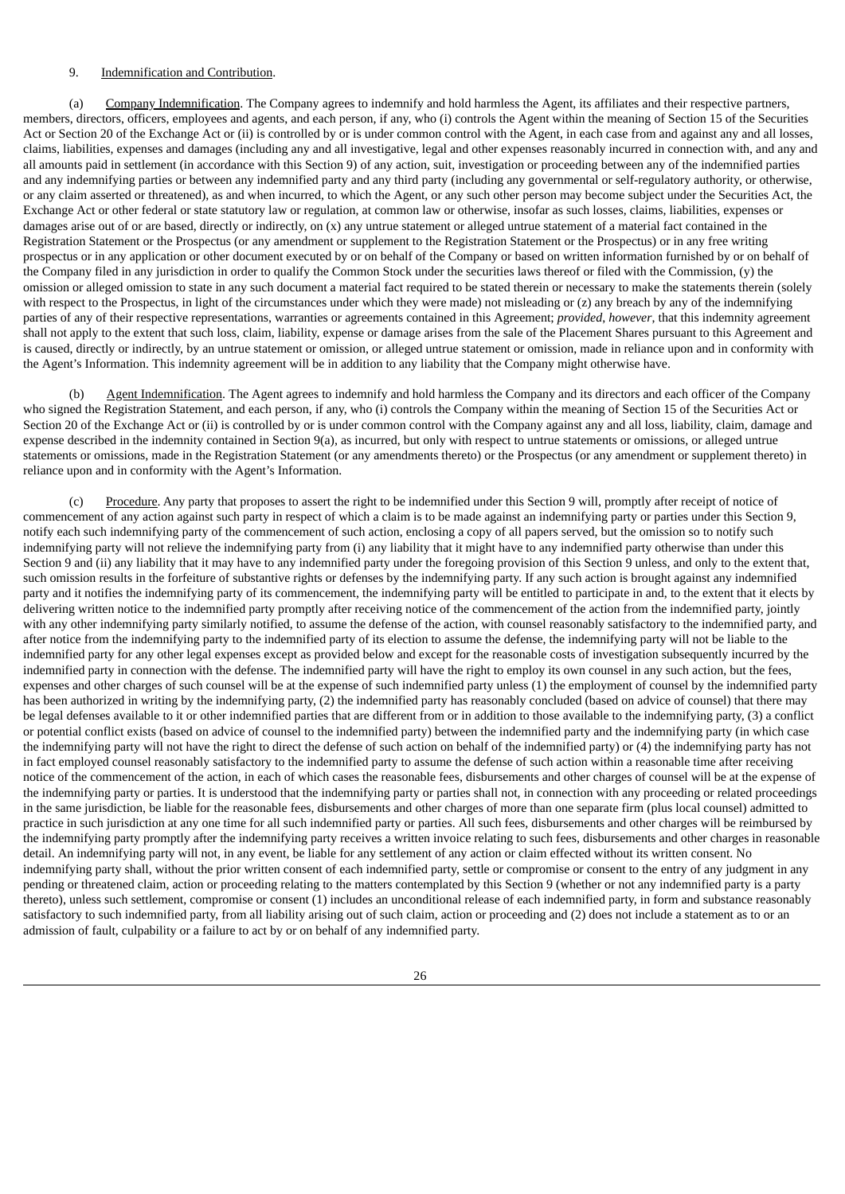9. Indemnification and Contribution.

(a) Company Indemnification. The Company agrees to indemnify and hold harmless the Agent, its affiliates and their respective partners, members, directors, officers, employees and agents, and each person, if any, who (i) controls the Agent within the meaning of Section 15 of the Securities Act or Section 20 of the Exchange Act or (ii) is controlled by or is under common control with the Agent, in each case from and against any and all losses, claims, liabilities, expenses and damages (including any and all investigative, legal and other expenses reasonably incurred in connection with, and any and all amounts paid in settlement (in accordance with this Section 9) of any action, suit, investigation or proceeding between any of the indemnified parties and any indemnifying parties or between any indemnified party and any third party (including any governmental or self-regulatory authority, or otherwise, or any claim asserted or threatened), as and when incurred, to which the Agent, or any such other person may become subject under the Securities Act, the Exchange Act or other federal or state statutory law or regulation, at common law or otherwise, insofar as such losses, claims, liabilities, expenses or damages arise out of or are based, directly or indirectly, on (x) any untrue statement or alleged untrue statement of a material fact contained in the Registration Statement or the Prospectus (or any amendment or supplement to the Registration Statement or the Prospectus) or in any free writing prospectus or in any application or other document executed by or on behalf of the Company or based on written information furnished by or on behalf of the Company filed in any jurisdiction in order to qualify the Common Stock under the securities laws thereof or filed with the Commission, (y) the omission or alleged omission to state in any such document a material fact required to be stated therein or necessary to make the statements therein (solely with respect to the Prospectus, in light of the circumstances under which they were made) not misleading or (z) any breach by any of the indemnifying parties of any of their respective representations, warranties or agreements contained in this Agreement; *provided*, *however*, that this indemnity agreement shall not apply to the extent that such loss, claim, liability, expense or damage arises from the sale of the Placement Shares pursuant to this Agreement and is caused, directly or indirectly, by an untrue statement or omission, or alleged untrue statement or omission, made in reliance upon and in conformity with the Agent's Information. This indemnity agreement will be in addition to any liability that the Company might otherwise have.

(b) Agent Indemnification. The Agent agrees to indemnify and hold harmless the Company and its directors and each officer of the Company who signed the Registration Statement, and each person, if any, who (i) controls the Company within the meaning of Section 15 of the Securities Act or Section 20 of the Exchange Act or (ii) is controlled by or is under common control with the Company against any and all loss, liability, claim, damage and expense described in the indemnity contained in Section 9(a), as incurred, but only with respect to untrue statements or omissions, or alleged untrue statements or omissions, made in the Registration Statement (or any amendments thereto) or the Prospectus (or any amendment or supplement thereto) in reliance upon and in conformity with the Agent's Information.

(c) Procedure. Any party that proposes to assert the right to be indemnified under this Section 9 will, promptly after receipt of notice of commencement of any action against such party in respect of which a claim is to be made against an indemnifying party or parties under this Section 9, notify each such indemnifying party of the commencement of such action, enclosing a copy of all papers served, but the omission so to notify such indemnifying party will not relieve the indemnifying party from (i) any liability that it might have to any indemnified party otherwise than under this Section 9 and (ii) any liability that it may have to any indemnified party under the foregoing provision of this Section 9 unless, and only to the extent that, such omission results in the forfeiture of substantive rights or defenses by the indemnifying party. If any such action is brought against any indemnified party and it notifies the indemnifying party of its commencement, the indemnifying party will be entitled to participate in and, to the extent that it elects by delivering written notice to the indemnified party promptly after receiving notice of the commencement of the action from the indemnified party, jointly with any other indemnifying party similarly notified, to assume the defense of the action, with counsel reasonably satisfactory to the indemnified party, and after notice from the indemnifying party to the indemnified party of its election to assume the defense, the indemnifying party will not be liable to the indemnified party for any other legal expenses except as provided below and except for the reasonable costs of investigation subsequently incurred by the indemnified party in connection with the defense. The indemnified party will have the right to employ its own counsel in any such action, but the fees, expenses and other charges of such counsel will be at the expense of such indemnified party unless (1) the employment of counsel by the indemnified party has been authorized in writing by the indemnifying party, (2) the indemnified party has reasonably concluded (based on advice of counsel) that there may be legal defenses available to it or other indemnified parties that are different from or in addition to those available to the indemnifying party, (3) a conflict or potential conflict exists (based on advice of counsel to the indemnified party) between the indemnified party and the indemnifying party (in which case the indemnifying party will not have the right to direct the defense of such action on behalf of the indemnified party) or (4) the indemnifying party has not in fact employed counsel reasonably satisfactory to the indemnified party to assume the defense of such action within a reasonable time after receiving notice of the commencement of the action, in each of which cases the reasonable fees, disbursements and other charges of counsel will be at the expense of the indemnifying party or parties. It is understood that the indemnifying party or parties shall not, in connection with any proceeding or related proceedings in the same jurisdiction, be liable for the reasonable fees, disbursements and other charges of more than one separate firm (plus local counsel) admitted to practice in such jurisdiction at any one time for all such indemnified party or parties. All such fees, disbursements and other charges will be reimbursed by the indemnifying party promptly after the indemnifying party receives a written invoice relating to such fees, disbursements and other charges in reasonable detail. An indemnifying party will not, in any event, be liable for any settlement of any action or claim effected without its written consent. No indemnifying party shall, without the prior written consent of each indemnified party, settle or compromise or consent to the entry of any judgment in any pending or threatened claim, action or proceeding relating to the matters contemplated by this Section 9 (whether or not any indemnified party is a party thereto), unless such settlement, compromise or consent (1) includes an unconditional release of each indemnified party, in form and substance reasonably satisfactory to such indemnified party, from all liability arising out of such claim, action or proceeding and (2) does not include a statement as to or an admission of fault, culpability or a failure to act by or on behalf of any indemnified party.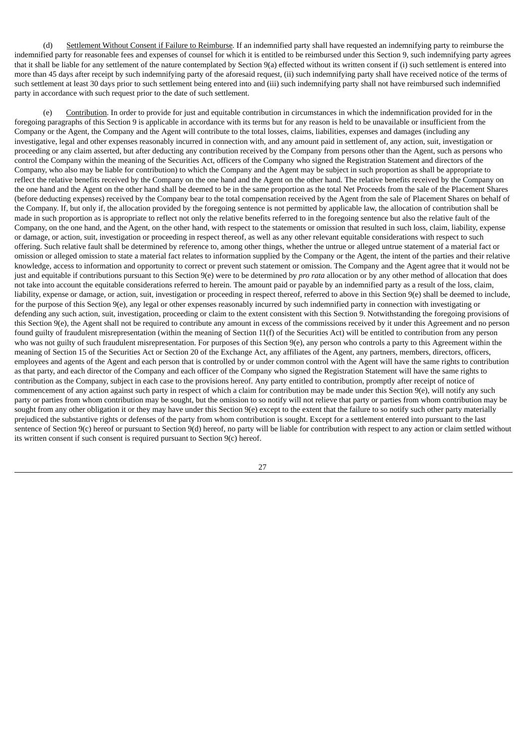(d) Settlement Without Consent if Failure to Reimburse. If an indemnified party shall have requested an indemnifying party to reimburse the indemnified party for reasonable fees and expenses of counsel for which it is entitled to be reimbursed under this Section 9, such indemnifying party agrees that it shall be liable for any settlement of the nature contemplated by Section 9(a) effected without its written consent if (i) such settlement is entered into more than 45 days after receipt by such indemnifying party of the aforesaid request, (ii) such indemnifying party shall have received notice of the terms of such settlement at least 30 days prior to such settlement being entered into and (iii) such indemnifying party shall not have reimbursed such indemnified party in accordance with such request prior to the date of such settlement.

(e) Contribution. In order to provide for just and equitable contribution in circumstances in which the indemnification provided for in the foregoing paragraphs of this Section 9 is applicable in accordance with its terms but for any reason is held to be unavailable or insufficient from the Company or the Agent, the Company and the Agent will contribute to the total losses, claims, liabilities, expenses and damages (including any investigative, legal and other expenses reasonably incurred in connection with, and any amount paid in settlement of, any action, suit, investigation or proceeding or any claim asserted, but after deducting any contribution received by the Company from persons other than the Agent, such as persons who control the Company within the meaning of the Securities Act, officers of the Company who signed the Registration Statement and directors of the Company, who also may be liable for contribution) to which the Company and the Agent may be subject in such proportion as shall be appropriate to reflect the relative benefits received by the Company on the one hand and the Agent on the other hand. The relative benefits received by the Company on the one hand and the Agent on the other hand shall be deemed to be in the same proportion as the total Net Proceeds from the sale of the Placement Shares (before deducting expenses) received by the Company bear to the total compensation received by the Agent from the sale of Placement Shares on behalf of the Company. If, but only if, the allocation provided by the foregoing sentence is not permitted by applicable law, the allocation of contribution shall be made in such proportion as is appropriate to reflect not only the relative benefits referred to in the foregoing sentence but also the relative fault of the Company, on the one hand, and the Agent, on the other hand, with respect to the statements or omission that resulted in such loss, claim, liability, expense or damage, or action, suit, investigation or proceeding in respect thereof, as well as any other relevant equitable considerations with respect to such offering. Such relative fault shall be determined by reference to, among other things, whether the untrue or alleged untrue statement of a material fact or omission or alleged omission to state a material fact relates to information supplied by the Company or the Agent, the intent of the parties and their relative knowledge, access to information and opportunity to correct or prevent such statement or omission. The Company and the Agent agree that it would not be just and equitable if contributions pursuant to this Section 9(e) were to be determined by *pro rata* allocation or by any other method of allocation that does not take into account the equitable considerations referred to herein. The amount paid or payable by an indemnified party as a result of the loss, claim, liability, expense or damage, or action, suit, investigation or proceeding in respect thereof, referred to above in this Section 9(e) shall be deemed to include, for the purpose of this Section 9(e), any legal or other expenses reasonably incurred by such indemnified party in connection with investigating or defending any such action, suit, investigation, proceeding or claim to the extent consistent with this Section 9. Notwithstanding the foregoing provisions of this Section 9(e), the Agent shall not be required to contribute any amount in excess of the commissions received by it under this Agreement and no person found guilty of fraudulent misrepresentation (within the meaning of Section 11(f) of the Securities Act) will be entitled to contribution from any person who was not guilty of such fraudulent misrepresentation. For purposes of this Section 9(e), any person who controls a party to this Agreement within the meaning of Section 15 of the Securities Act or Section 20 of the Exchange Act, any affiliates of the Agent, any partners, members, directors, officers, employees and agents of the Agent and each person that is controlled by or under common control with the Agent will have the same rights to contribution as that party, and each director of the Company and each officer of the Company who signed the Registration Statement will have the same rights to contribution as the Company, subject in each case to the provisions hereof. Any party entitled to contribution, promptly after receipt of notice of commencement of any action against such party in respect of which a claim for contribution may be made under this Section 9(e), will notify any such party or parties from whom contribution may be sought, but the omission to so notify will not relieve that party or parties from whom contribution may be sought from any other obligation it or they may have under this Section 9(e) except to the extent that the failure to so notify such other party materially prejudiced the substantive rights or defenses of the party from whom contribution is sought. Except for a settlement entered into pursuant to the last sentence of Section 9(c) hereof or pursuant to Section 9(d) hereof, no party will be liable for contribution with respect to any action or claim settled without its written consent if such consent is required pursuant to Section 9(c) hereof.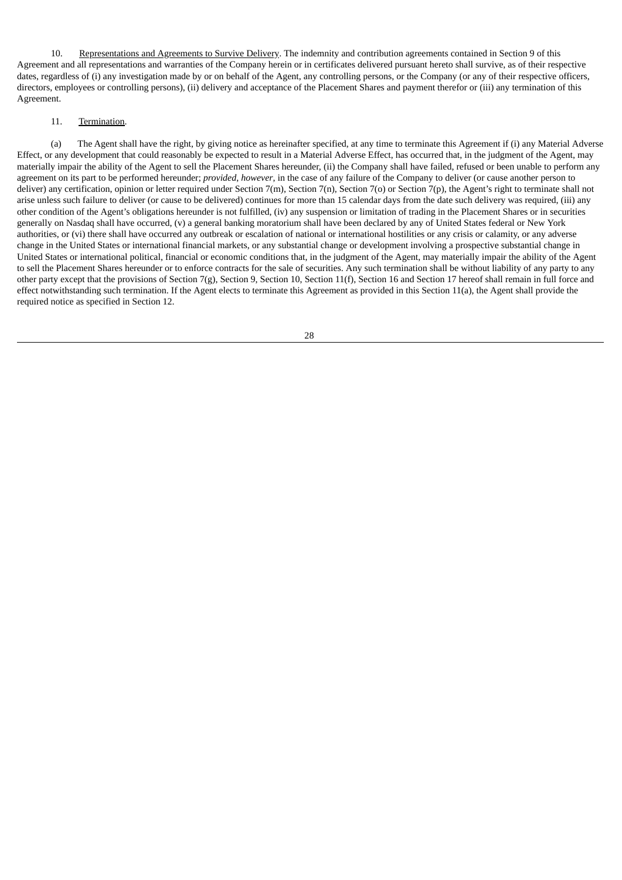10. Representations and Agreements to Survive Delivery. The indemnity and contribution agreements contained in Section 9 of this Agreement and all representations and warranties of the Company herein or in certificates delivered pursuant hereto shall survive, as of their respective dates, regardless of (i) any investigation made by or on behalf of the Agent, any controlling persons, or the Company (or any of their respective officers, directors, employees or controlling persons), (ii) delivery and acceptance of the Placement Shares and payment therefor or (iii) any termination of this Agreement.

11. Termination.

(a) The Agent shall have the right, by giving notice as hereinafter specified, at any time to terminate this Agreement if (i) any Material Adverse Effect, or any development that could reasonably be expected to result in a Material Adverse Effect, has occurred that, in the judgment of the Agent, may materially impair the ability of the Agent to sell the Placement Shares hereunder, (ii) the Company shall have failed, refused or been unable to perform any agreement on its part to be performed hereunder; *provided*, *however*, in the case of any failure of the Company to deliver (or cause another person to deliver) any certification, opinion or letter required under Section 7(m), Section 7(n), Section 7(o) or Section 7(p), the Agent's right to terminate shall not arise unless such failure to deliver (or cause to be delivered) continues for more than 15 calendar days from the date such delivery was required, (iii) any other condition of the Agent's obligations hereunder is not fulfilled, (iv) any suspension or limitation of trading in the Placement Shares or in securities generally on Nasdaq shall have occurred, (v) a general banking moratorium shall have been declared by any of United States federal or New York authorities, or (vi) there shall have occurred any outbreak or escalation of national or international hostilities or any crisis or calamity, or any adverse change in the United States or international financial markets, or any substantial change or development involving a prospective substantial change in United States or international political, financial or economic conditions that, in the judgment of the Agent, may materially impair the ability of the Agent to sell the Placement Shares hereunder or to enforce contracts for the sale of securities. Any such termination shall be without liability of any party to any other party except that the provisions of Section 7(g), Section 9, Section 10, Section 11(f), Section 16 and Section 17 hereof shall remain in full force and effect notwithstanding such termination. If the Agent elects to terminate this Agreement as provided in this Section 11(a), the Agent shall provide the required notice as specified in Section 12.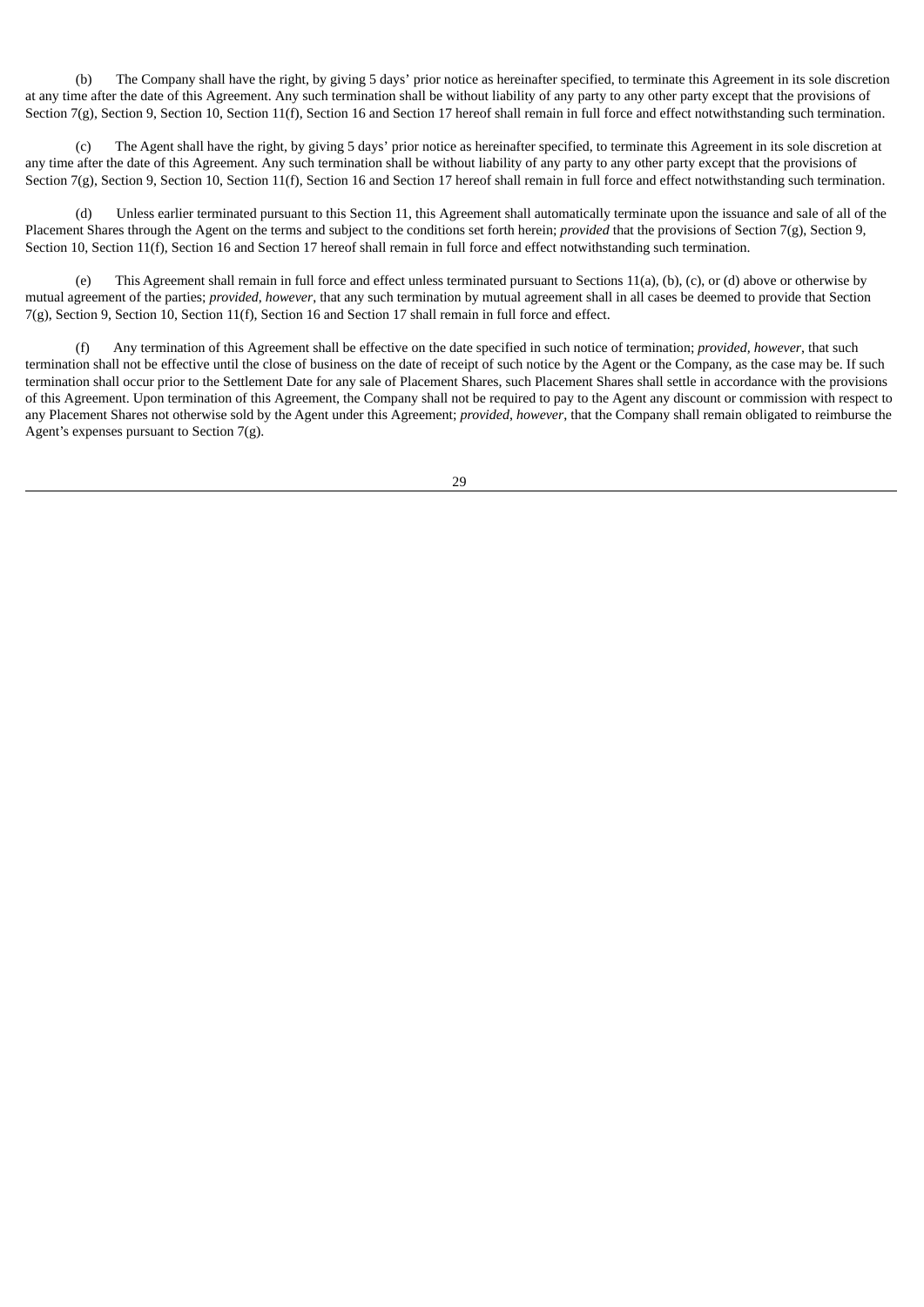(b) The Company shall have the right, by giving 5 days' prior notice as hereinafter specified, to terminate this Agreement in its sole discretion at any time after the date of this Agreement. Any such termination shall be without liability of any party to any other party except that the provisions of Section 7(g), Section 9, Section 10, Section 11(f), Section 16 and Section 17 hereof shall remain in full force and effect notwithstanding such termination.

(c) The Agent shall have the right, by giving 5 days' prior notice as hereinafter specified, to terminate this Agreement in its sole discretion at any time after the date of this Agreement. Any such termination shall be without liability of any party to any other party except that the provisions of Section 7(g), Section 9, Section 10, Section 11(f), Section 16 and Section 17 hereof shall remain in full force and effect notwithstanding such termination.

(d) Unless earlier terminated pursuant to this Section 11, this Agreement shall automatically terminate upon the issuance and sale of all of the Placement Shares through the Agent on the terms and subject to the conditions set forth herein; *provided* that the provisions of Section 7(g), Section 9, Section 10, Section 11(f), Section 16 and Section 17 hereof shall remain in full force and effect notwithstanding such termination.

(e) This Agreement shall remain in full force and effect unless terminated pursuant to Sections 11(a), (b), (c), or (d) above or otherwise by mutual agreement of the parties; *provided, however*, that any such termination by mutual agreement shall in all cases be deemed to provide that Section 7(g), Section 9, Section 10, Section 11(f), Section 16 and Section 17 shall remain in full force and effect.

(f) Any termination of this Agreement shall be effective on the date specified in such notice of termination; *provided, however*, that such termination shall not be effective until the close of business on the date of receipt of such notice by the Agent or the Company, as the case may be. If such termination shall occur prior to the Settlement Date for any sale of Placement Shares, such Placement Shares shall settle in accordance with the provisions of this Agreement. Upon termination of this Agreement, the Company shall not be required to pay to the Agent any discount or commission with respect to any Placement Shares not otherwise sold by the Agent under this Agreement; *provided*, *however*, that the Company shall remain obligated to reimburse the Agent's expenses pursuant to Section 7(g).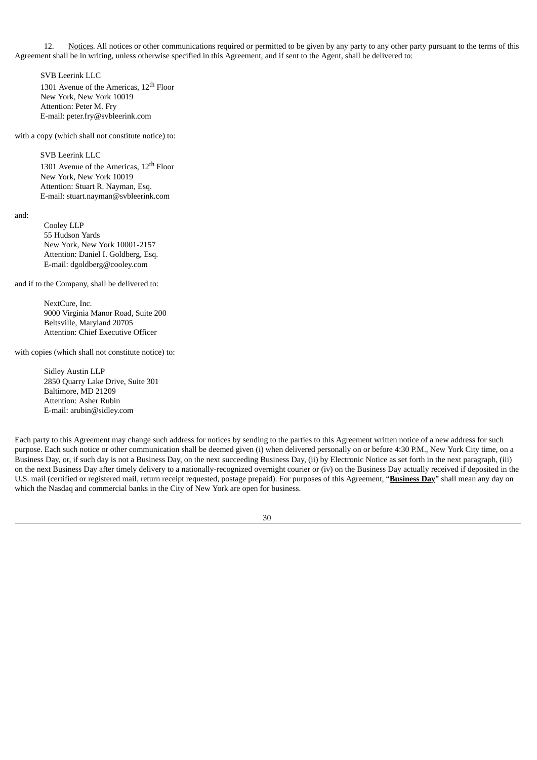12. Notices. All notices or other communications required or permitted to be given by any party to any other party pursuant to the terms of this Agreement shall be in writing, unless otherwise specified in this Agreement, and if sent to the Agent, shall be delivered to:

SVB Leerink LLC
1301 Avenue of the Americas, 12th Floor
New York, New York 10019
Attention: Peter M. Fry
E-mail: peter.fry@svbleerink.com

with a copy (which shall not constitute notice) to:

SVB Leerink LLC
1301 Avenue of the Americas, 12th Floor
New York, New York 10019
Attention: Stuart R. Nayman, Esq.
E-mail: stuart.nayman@svbleerink.com

and:

Cooley LLP
55 Hudson Yards
New York, New York 10001-2157
Attention: Daniel I. Goldberg, Esq.
E-mail: dgoldberg@cooley.com

and if to the Company, shall be delivered to:

NextCure, Inc.
9000 Virginia Manor Road, Suite 200
Beltsville, Maryland 20705
Attention: Chief Executive Officer

with copies (which shall not constitute notice) to:

Sidley Austin LLP
2850 Quarry Lake Drive, Suite 301
Baltimore, MD 21209
Attention: Asher Rubin
E-mail: arubin@sidley.com

Each party to this Agreement may change such address for notices by sending to the parties to this Agreement written notice of a new address for such purpose. Each such notice or other communication shall be deemed given (i) when delivered personally on or before 4:30 P.M., New York City time, on a Business Day, or, if such day is not a Business Day, on the next succeeding Business Day, (ii) by Electronic Notice as set forth in the next paragraph, (iii) on the next Business Day after timely delivery to a nationally-recognized overnight courier or (iv) on the Business Day actually received if deposited in the U.S. mail (certified or registered mail, return receipt requested, postage prepaid). For purposes of this Agreement, "**Business Day**" shall mean any day on which the Nasdaq and commercial banks in the City of New York are open for business.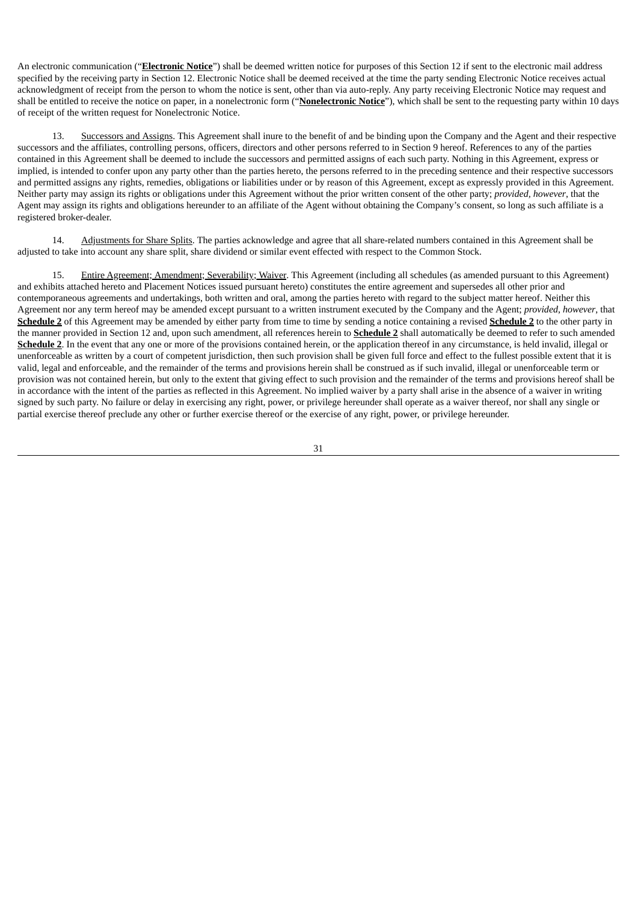An electronic communication ("**Electronic Notice**") shall be deemed written notice for purposes of this Section 12 if sent to the electronic mail address specified by the receiving party in Section 12. Electronic Notice shall be deemed received at the time the party sending Electronic Notice receives actual acknowledgment of receipt from the person to whom the notice is sent, other than via auto-reply. Any party receiving Electronic Notice may request and shall be entitled to receive the notice on paper, in a nonelectronic form ("**Nonelectronic Notice**"), which shall be sent to the requesting party within 10 days of receipt of the written request for Nonelectronic Notice.

13. Successors and Assigns. This Agreement shall inure to the benefit of and be binding upon the Company and the Agent and their respective successors and the affiliates, controlling persons, officers, directors and other persons referred to in Section 9 hereof. References to any of the parties contained in this Agreement shall be deemed to include the successors and permitted assigns of each such party. Nothing in this Agreement, express or implied, is intended to confer upon any party other than the parties hereto, the persons referred to in the preceding sentence and their respective successors and permitted assigns any rights, remedies, obligations or liabilities under or by reason of this Agreement, except as expressly provided in this Agreement. Neither party may assign its rights or obligations under this Agreement without the prior written consent of the other party; *provided*, *however*, that the Agent may assign its rights and obligations hereunder to an affiliate of the Agent without obtaining the Company's consent, so long as such affiliate is a registered broker-dealer.

14. Adjustments for Share Splits. The parties acknowledge and agree that all share-related numbers contained in this Agreement shall be adjusted to take into account any share split, share dividend or similar event effected with respect to the Common Stock.

15. Entire Agreement; Amendment; Severability; Waiver. This Agreement (including all schedules (as amended pursuant to this Agreement) and exhibits attached hereto and Placement Notices issued pursuant hereto) constitutes the entire agreement and supersedes all other prior and contemporaneous agreements and undertakings, both written and oral, among the parties hereto with regard to the subject matter hereof. Neither this Agreement nor any term hereof may be amended except pursuant to a written instrument executed by the Company and the Agent; *provided*, *however*, that **Schedule 2** of this Agreement may be amended by either party from time to time by sending a notice containing a revised **Schedule 2** to the other party in the manner provided in Section 12 and, upon such amendment, all references herein to **Schedule 2** shall automatically be deemed to refer to such amended **Schedule 2**. In the event that any one or more of the provisions contained herein, or the application thereof in any circumstance, is held invalid, illegal or unenforceable as written by a court of competent jurisdiction, then such provision shall be given full force and effect to the fullest possible extent that it is valid, legal and enforceable, and the remainder of the terms and provisions herein shall be construed as if such invalid, illegal or unenforceable term or provision was not contained herein, but only to the extent that giving effect to such provision and the remainder of the terms and provisions hereof shall be in accordance with the intent of the parties as reflected in this Agreement. No implied waiver by a party shall arise in the absence of a waiver in writing signed by such party. No failure or delay in exercising any right, power, or privilege hereunder shall operate as a waiver thereof, nor shall any single or partial exercise thereof preclude any other or further exercise thereof or the exercise of any right, power, or privilege hereunder.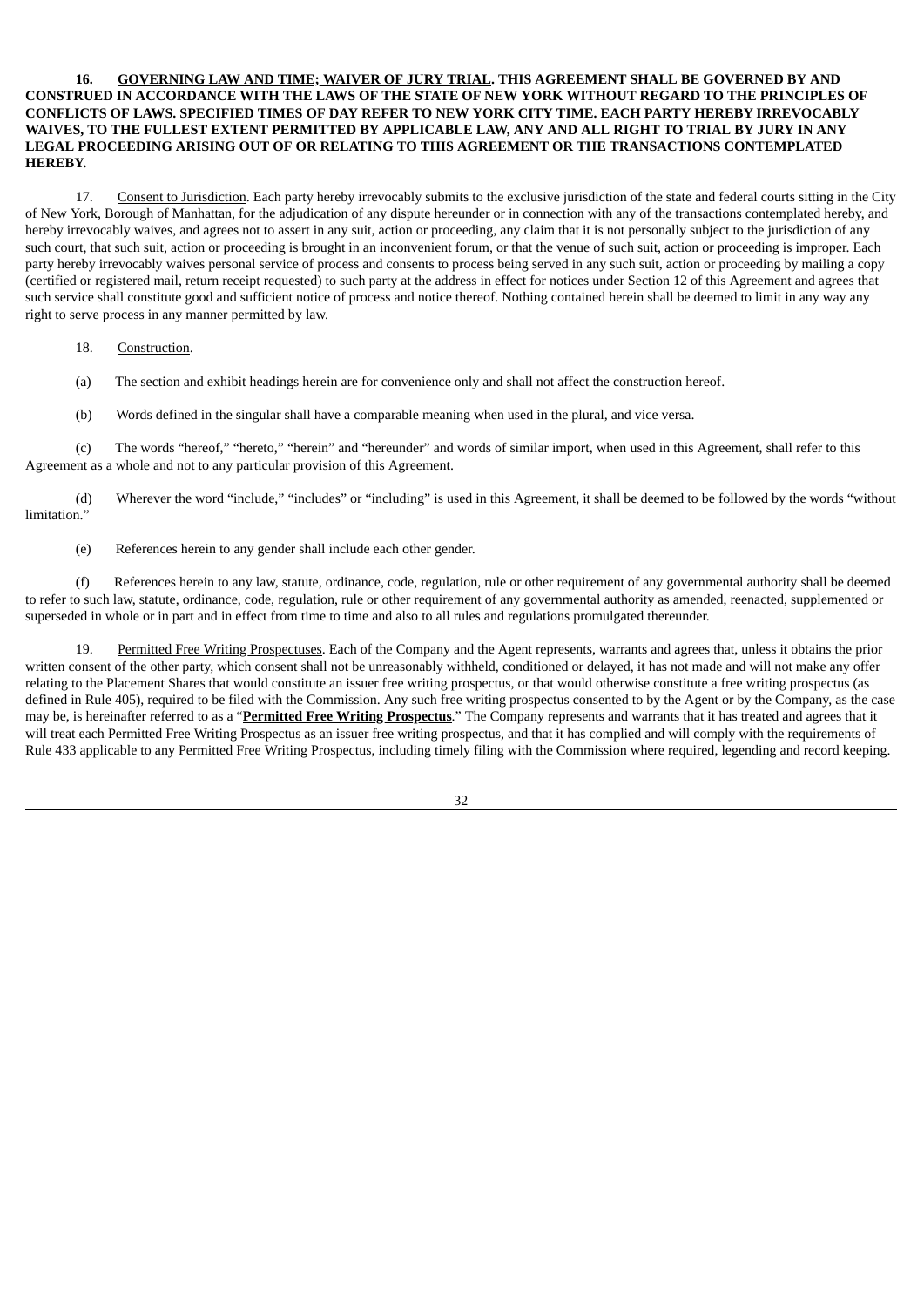**16. <u>GOVERNING LAW AND TIME; WAIVER OF JURY TRIAL</u>. THIS AGREEMENT SHALL BE GOVERNED BY AND CONSTRUED IN ACCORDANCE WITH THE LAWS OF THE STATE OF NEW YORK WITHOUT REGARD TO THE PRINCIPLES OF CONFLICTS OF LAWS. SPECIFIED TIMES OF DAY REFER TO NEW YORK CITY TIME. EACH PARTY HEREBY IRREVOCABLY WAIVES, TO THE FULLEST EXTENT PERMITTED BY APPLICABLE LAW, ANY AND ALL RIGHT TO TRIAL BY JURY IN ANY LEGAL PROCEEDING ARISING OUT OF OR RELATING TO THIS AGREEMENT OR THE TRANSACTIONS CONTEMPLATED HEREBY.**

17. <u>Consent to Jurisdiction</u>. Each party hereby irrevocably submits to the exclusive jurisdiction of the state and federal courts sitting in the City of New York, Borough of Manhattan, for the adjudication of any dispute hereunder or in connection with any of the transactions contemplated hereby, and hereby irrevocably waives, and agrees not to assert in any suit, action or proceeding, any claim that it is not personally subject to the jurisdiction of any such court, that such suit, action or proceeding is brought in an inconvenient forum, or that the venue of such suit, action or proceeding is improper. Each party hereby irrevocably waives personal service of process and consents to process being served in any such suit, action or proceeding by mailing a copy (certified or registered mail, return receipt requested) to such party at the address in effect for notices under Section 12 of this Agreement and agrees that such service shall constitute good and sufficient notice of process and notice thereof. Nothing contained herein shall be deemed to limit in any way any right to serve process in any manner permitted by law.

18. <u>Construction</u>.

(a) The section and exhibit headings herein are for convenience only and shall not affect the construction hereof.

(b) Words defined in the singular shall have a comparable meaning when used in the plural, and vice versa.

(c) The words "hereof," "hereto," "herein" and "hereunder" and words of similar import, when used in this Agreement, shall refer to this Agreement as a whole and not to any particular provision of this Agreement.

(d) Wherever the word "include," "includes" or "including" is used in this Agreement, it shall be deemed to be followed by the words "without limitation."

(e) References herein to any gender shall include each other gender.

(f) References herein to any law, statute, ordinance, code, regulation, rule or other requirement of any governmental authority shall be deemed to refer to such law, statute, ordinance, code, regulation, rule or other requirement of any governmental authority as amended, reenacted, supplemented or superseded in whole or in part and in effect from time to time and also to all rules and regulations promulgated thereunder.

19. <u>Permitted Free Writing Prospectuses</u>. Each of the Company and the Agent represents, warrants and agrees that, unless it obtains the prior written consent of the other party, which consent shall not be unreasonably withheld, conditioned or delayed, it has not made and will not make any offer relating to the Placement Shares that would constitute an issuer free writing prospectus, or that would otherwise constitute a free writing prospectus (as defined in Rule 405), required to be filed with the Commission. Any such free writing prospectus consented to by the Agent or by the Company, as the case may be, is hereinafter referred to as a "**<u>Permitted Free Writing Prospectus</u>**." The Company represents and warrants that it has treated and agrees that it will treat each Permitted Free Writing Prospectus as an issuer free writing prospectus, and that it has complied and will comply with the requirements of Rule 433 applicable to any Permitted Free Writing Prospectus, including timely filing with the Commission where required, legending and record keeping.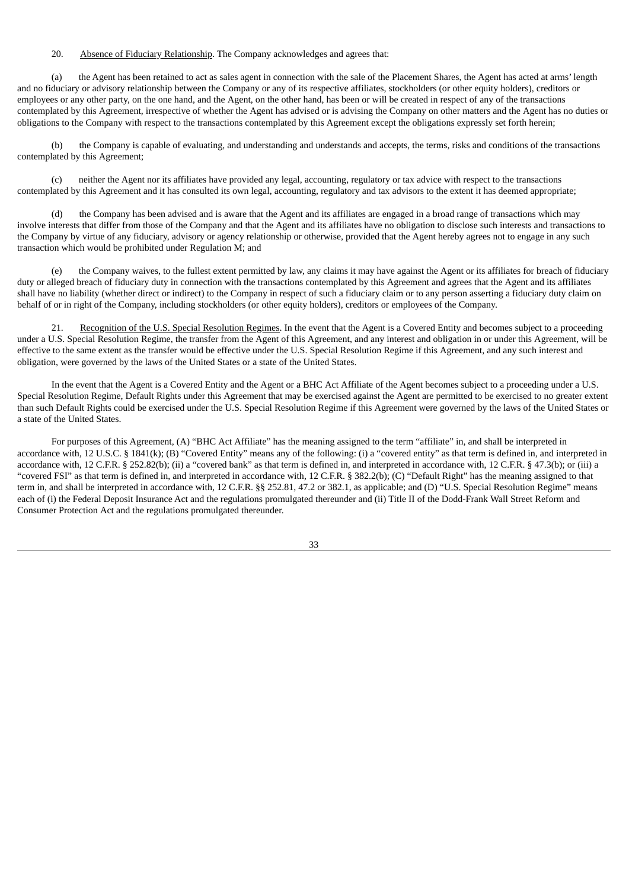20. Absence of Fiduciary Relationship. The Company acknowledges and agrees that:

(a) the Agent has been retained to act as sales agent in connection with the sale of the Placement Shares, the Agent has acted at arms' length and no fiduciary or advisory relationship between the Company or any of its respective affiliates, stockholders (or other equity holders), creditors or employees or any other party, on the one hand, and the Agent, on the other hand, has been or will be created in respect of any of the transactions contemplated by this Agreement, irrespective of whether the Agent has advised or is advising the Company on other matters and the Agent has no duties or obligations to the Company with respect to the transactions contemplated by this Agreement except the obligations expressly set forth herein;

(b) the Company is capable of evaluating, and understanding and understands and accepts, the terms, risks and conditions of the transactions contemplated by this Agreement;

(c) neither the Agent nor its affiliates have provided any legal, accounting, regulatory or tax advice with respect to the transactions contemplated by this Agreement and it has consulted its own legal, accounting, regulatory and tax advisors to the extent it has deemed appropriate;

(d) the Company has been advised and is aware that the Agent and its affiliates are engaged in a broad range of transactions which may involve interests that differ from those of the Company and that the Agent and its affiliates have no obligation to disclose such interests and transactions to the Company by virtue of any fiduciary, advisory or agency relationship or otherwise, provided that the Agent hereby agrees not to engage in any such transaction which would be prohibited under Regulation M; and

(e) the Company waives, to the fullest extent permitted by law, any claims it may have against the Agent or its affiliates for breach of fiduciary duty or alleged breach of fiduciary duty in connection with the transactions contemplated by this Agreement and agrees that the Agent and its affiliates shall have no liability (whether direct or indirect) to the Company in respect of such a fiduciary claim or to any person asserting a fiduciary duty claim on behalf of or in right of the Company, including stockholders (or other equity holders), creditors or employees of the Company.

21. Recognition of the U.S. Special Resolution Regimes. In the event that the Agent is a Covered Entity and becomes subject to a proceeding under a U.S. Special Resolution Regime, the transfer from the Agent of this Agreement, and any interest and obligation in or under this Agreement, will be effective to the same extent as the transfer would be effective under the U.S. Special Resolution Regime if this Agreement, and any such interest and obligation, were governed by the laws of the United States or a state of the United States.

In the event that the Agent is a Covered Entity and the Agent or a BHC Act Affiliate of the Agent becomes subject to a proceeding under a U.S. Special Resolution Regime, Default Rights under this Agreement that may be exercised against the Agent are permitted to be exercised to no greater extent than such Default Rights could be exercised under the U.S. Special Resolution Regime if this Agreement were governed by the laws of the United States or a state of the United States.

For purposes of this Agreement, (A) "BHC Act Affiliate" has the meaning assigned to the term "affiliate" in, and shall be interpreted in accordance with, 12 U.S.C. § 1841(k); (B) "Covered Entity" means any of the following: (i) a "covered entity" as that term is defined in, and interpreted in accordance with, 12 C.F.R. § 252.82(b); (ii) a "covered bank" as that term is defined in, and interpreted in accordance with, 12 C.F.R. § 47.3(b); or (iii) a "covered FSI" as that term is defined in, and interpreted in accordance with, 12 C.F.R. § 382.2(b); (C) "Default Right" has the meaning assigned to that term in, and shall be interpreted in accordance with, 12 C.F.R. §§ 252.81, 47.2 or 382.1, as applicable; and (D) "U.S. Special Resolution Regime" means each of (i) the Federal Deposit Insurance Act and the regulations promulgated thereunder and (ii) Title II of the Dodd-Frank Wall Street Reform and Consumer Protection Act and the regulations promulgated thereunder.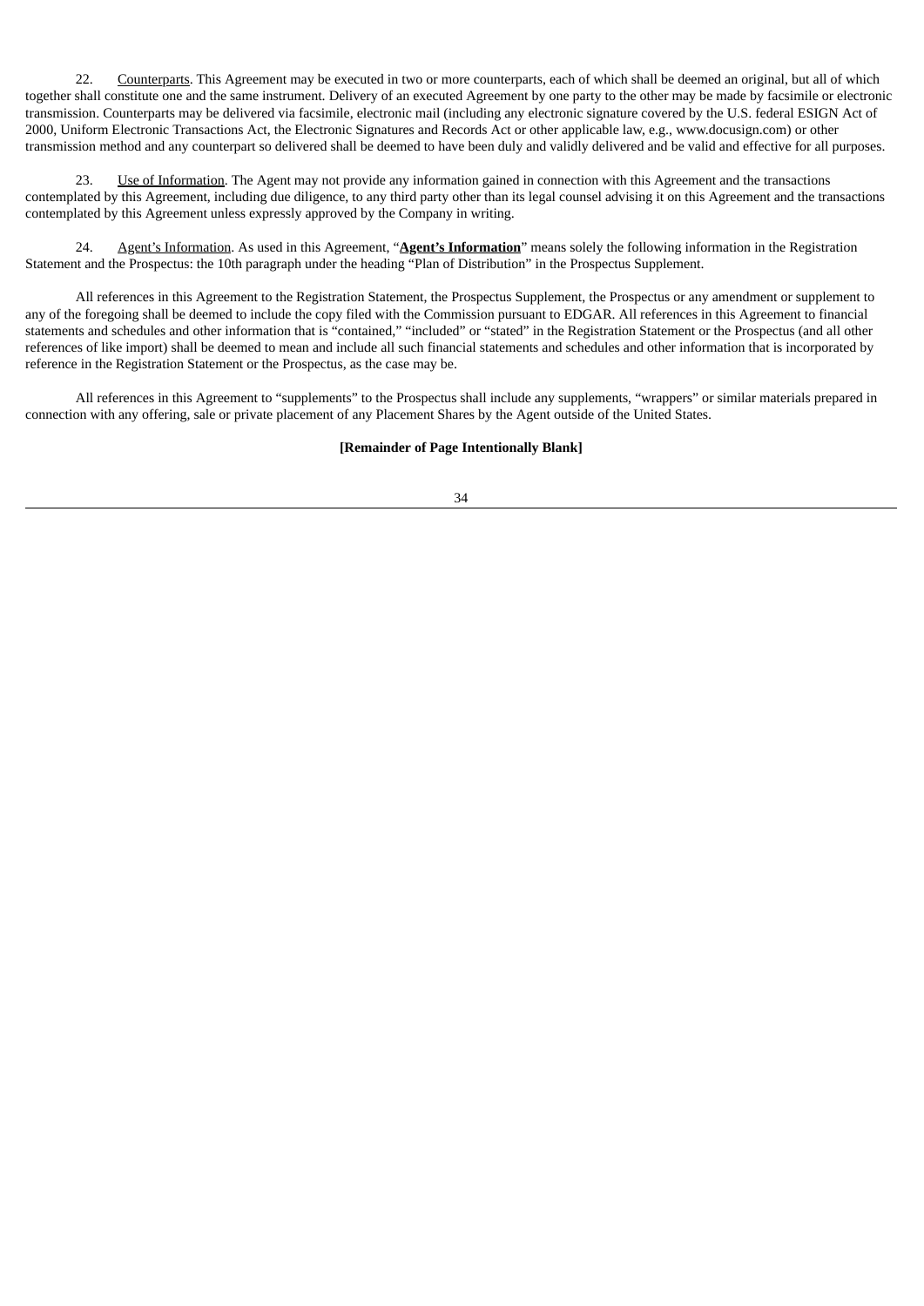22. Counterparts. This Agreement may be executed in two or more counterparts, each of which shall be deemed an original, but all of which together shall constitute one and the same instrument. Delivery of an executed Agreement by one party to the other may be made by facsimile or electronic transmission. Counterparts may be delivered via facsimile, electronic mail (including any electronic signature covered by the U.S. federal ESIGN Act of 2000, Uniform Electronic Transactions Act, the Electronic Signatures and Records Act or other applicable law, e.g., www.docusign.com) or other transmission method and any counterpart so delivered shall be deemed to have been duly and validly delivered and be valid and effective for all purposes.

23. Use of Information. The Agent may not provide any information gained in connection with this Agreement and the transactions contemplated by this Agreement, including due diligence, to any third party other than its legal counsel advising it on this Agreement and the transactions contemplated by this Agreement unless expressly approved by the Company in writing.

24. Agent's Information. As used in this Agreement, "**Agent's Information**" means solely the following information in the Registration Statement and the Prospectus: the 10th paragraph under the heading "Plan of Distribution" in the Prospectus Supplement.

All references in this Agreement to the Registration Statement, the Prospectus Supplement, the Prospectus or any amendment or supplement to any of the foregoing shall be deemed to include the copy filed with the Commission pursuant to EDGAR. All references in this Agreement to financial statements and schedules and other information that is "contained," "included" or "stated" in the Registration Statement or the Prospectus (and all other references of like import) shall be deemed to mean and include all such financial statements and schedules and other information that is incorporated by reference in the Registration Statement or the Prospectus, as the case may be.

All references in this Agreement to "supplements" to the Prospectus shall include any supplements, "wrappers" or similar materials prepared in connection with any offering, sale or private placement of any Placement Shares by the Agent outside of the United States.

**[Remainder of Page Intentionally Blank]**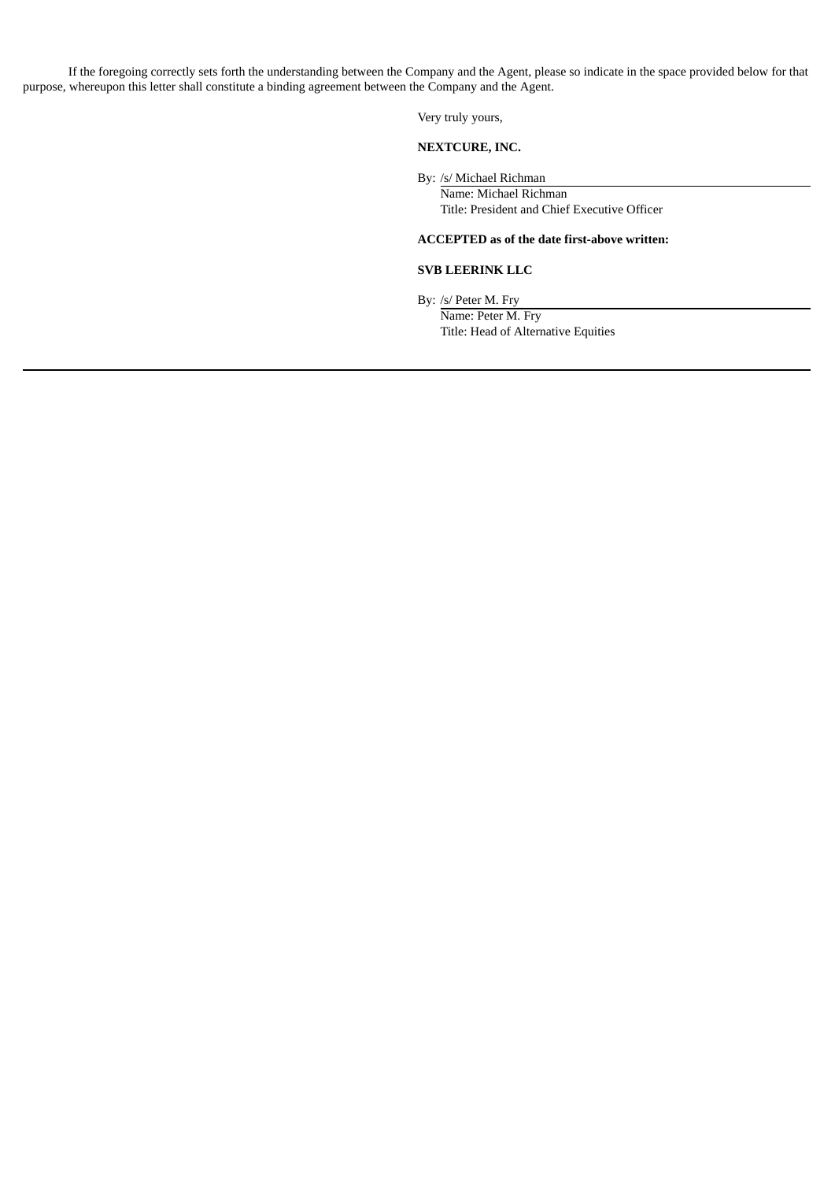If the foregoing correctly sets forth the understanding between the Company and the Agent, please so indicate in the space provided below for that purpose, whereupon this letter shall constitute a binding agreement between the Company and the Agent.

Very truly yours,

**NEXTCURE, INC.**

By: /s/ Michael Richman
Name: Michael Richman
Title: President and Chief Executive Officer

**ACCEPTED as of the date first-above written:**

**SVB LEERINK LLC**

By: /s/ Peter M. Fry
Name: Peter M. Fry
Title: Head of Alternative Equities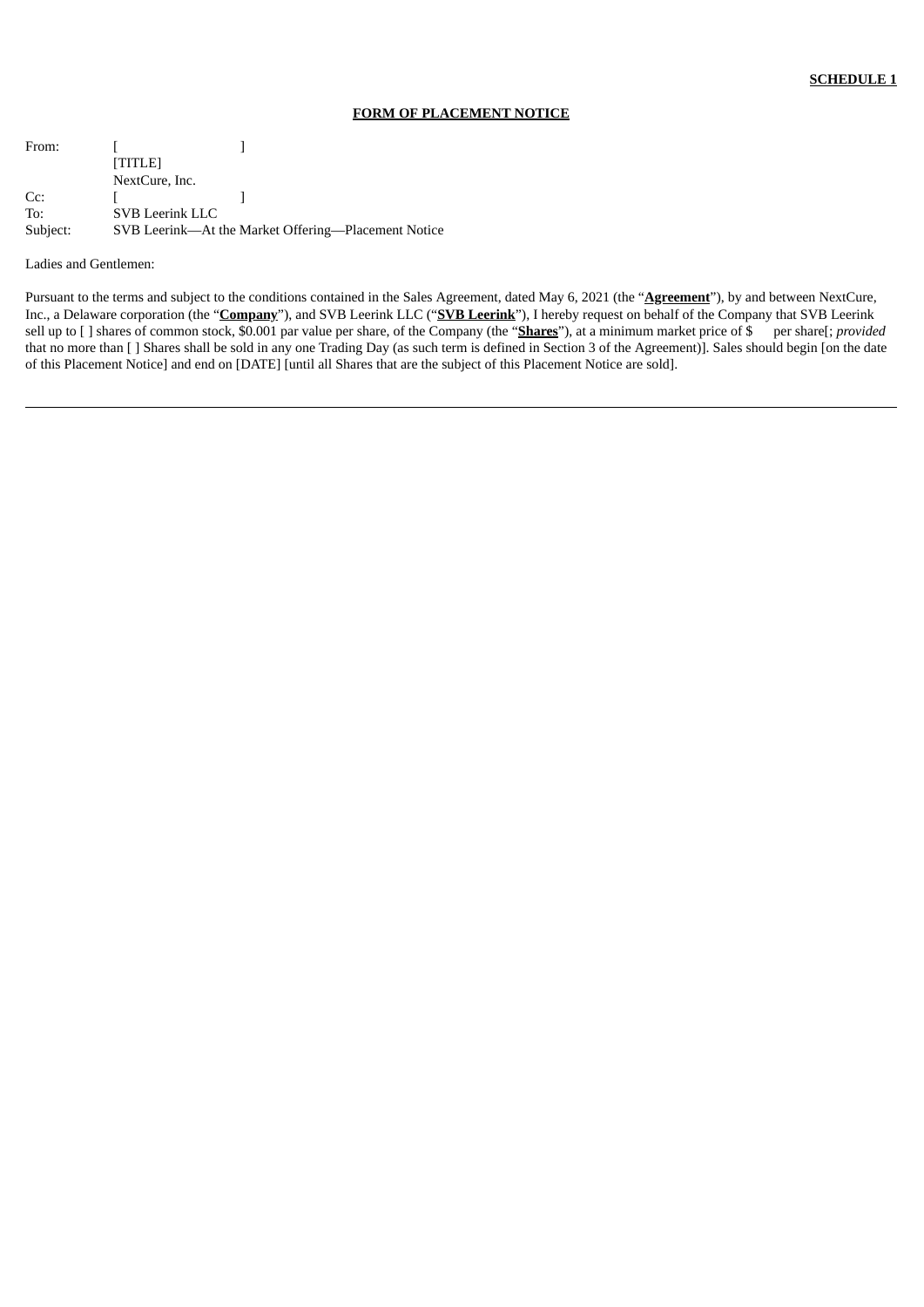**SCHEDULE 1**

**FORM OF PLACEMENT NOTICE**

From: [ ]
[TITLE]
NextCure, Inc.

Cc: [ ]

To: SVB Leerink LLC

Subject: SVB Leerink—At the Market Offering—Placement Notice

Ladies and Gentlemen:

Pursuant to the terms and subject to the conditions contained in the Sales Agreement, dated May 6, 2021 (the "**Agreement**"), by and between NextCure, Inc., a Delaware corporation (the "**Company**"), and SVB Leerink LLC ("**SVB Leerink**"), I hereby request on behalf of the Company that SVB Leerink sell up to [ ] shares of common stock, $0.001 par value per share, of the Company (the "**Shares**"), at a minimum market price of $ per share[; *provided* that no more than [ ] Shares shall be sold in any one Trading Day (as such term is defined in Section 3 of the Agreement)]. Sales should begin [on the date of this Placement Notice] and end on [DATE] [until all Shares that are the subject of this Placement Notice are sold].

---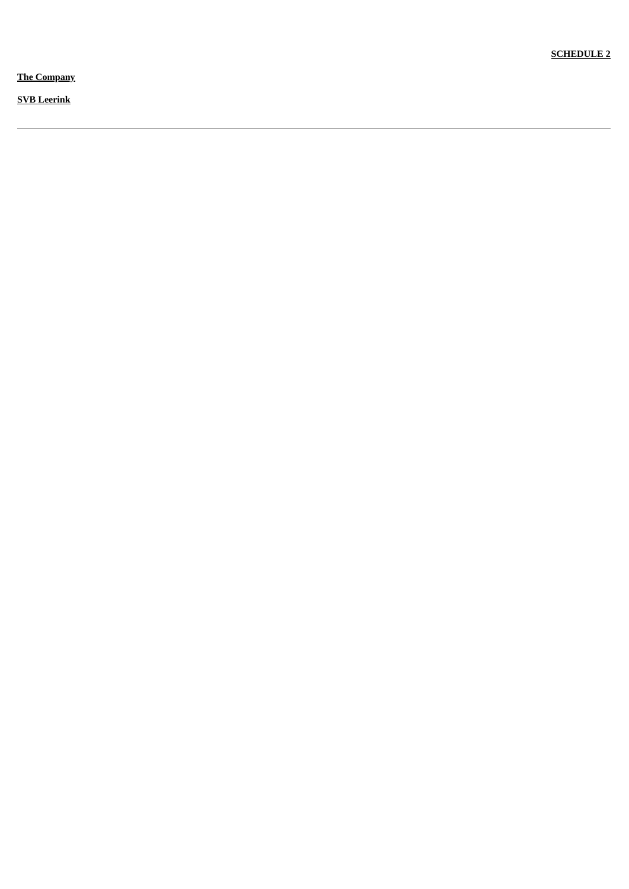**SCHEDULE 2**

**The Company**

**SVB Leerink**

---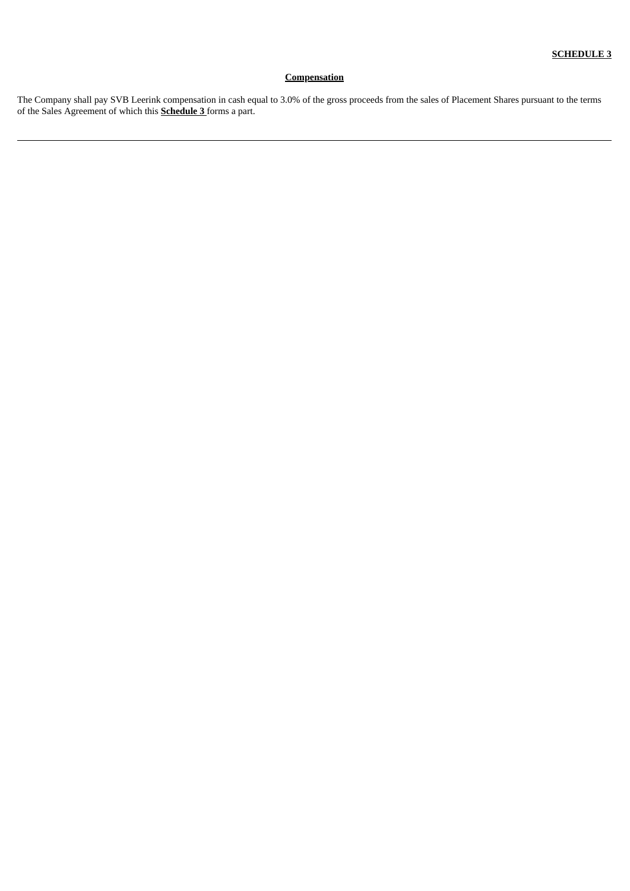**SCHEDULE 3**

**Compensation**

The Company shall pay SVB Leerink compensation in cash equal to 3.0% of the gross proceeds from the sales of Placement Shares pursuant to the terms of the Sales Agreement of which this **Schedule 3** forms a part.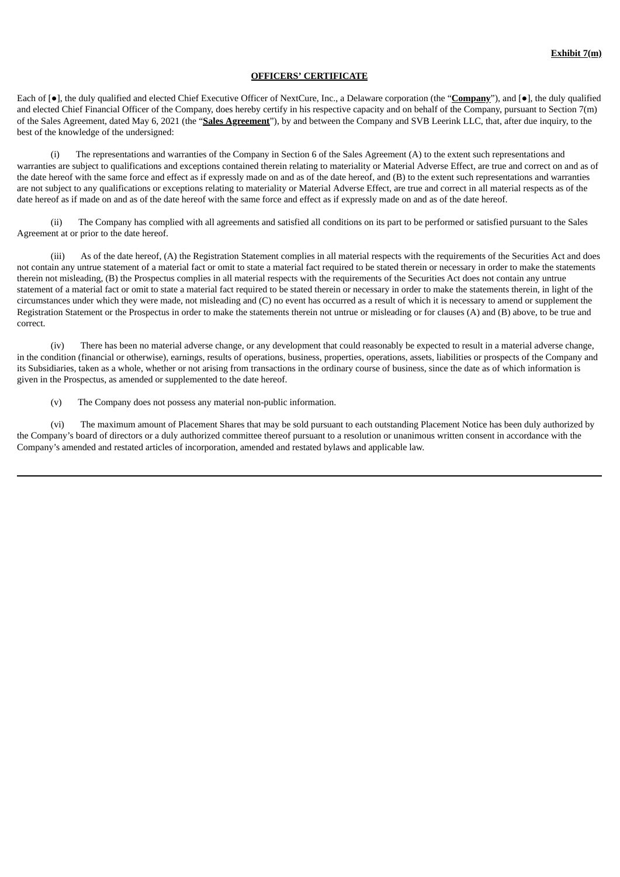**Exhibit 7(m)**

**OFFICERS' CERTIFICATE**

Each of [●], the duly qualified and elected Chief Executive Officer of NextCure, Inc., a Delaware corporation (the "**Company**"), and [●], the duly qualified and elected Chief Financial Officer of the Company, does hereby certify in his respective capacity and on behalf of the Company, pursuant to Section 7(m) of the Sales Agreement, dated May 6, 2021 (the "**Sales Agreement**"), by and between the Company and SVB Leerink LLC, that, after due inquiry, to the best of the knowledge of the undersigned:

(i) The representations and warranties of the Company in Section 6 of the Sales Agreement (A) to the extent such representations and warranties are subject to qualifications and exceptions contained therein relating to materiality or Material Adverse Effect, are true and correct on and as of the date hereof with the same force and effect as if expressly made on and as of the date hereof, and (B) to the extent such representations and warranties are not subject to any qualifications or exceptions relating to materiality or Material Adverse Effect, are true and correct in all material respects as of the date hereof as if made on and as of the date hereof with the same force and effect as if expressly made on and as of the date hereof.

(ii) The Company has complied with all agreements and satisfied all conditions on its part to be performed or satisfied pursuant to the Sales Agreement at or prior to the date hereof.

(iii) As of the date hereof, (A) the Registration Statement complies in all material respects with the requirements of the Securities Act and does not contain any untrue statement of a material fact or omit to state a material fact required to be stated therein or necessary in order to make the statements therein not misleading, (B) the Prospectus complies in all material respects with the requirements of the Securities Act does not contain any untrue statement of a material fact or omit to state a material fact required to be stated therein or necessary in order to make the statements therein, in light of the circumstances under which they were made, not misleading and (C) no event has occurred as a result of which it is necessary to amend or supplement the Registration Statement or the Prospectus in order to make the statements therein not untrue or misleading or for clauses (A) and (B) above, to be true and correct.

(iv) There has been no material adverse change, or any development that could reasonably be expected to result in a material adverse change, in the condition (financial or otherwise), earnings, results of operations, business, properties, operations, assets, liabilities or prospects of the Company and its Subsidiaries, taken as a whole, whether or not arising from transactions in the ordinary course of business, since the date as of which information is given in the Prospectus, as amended or supplemented to the date hereof.

(v) The Company does not possess any material non-public information.

(vi) The maximum amount of Placement Shares that may be sold pursuant to each outstanding Placement Notice has been duly authorized by the Company's board of directors or a duly authorized committee thereof pursuant to a resolution or unanimous written consent in accordance with the Company's amended and restated articles of incorporation, amended and restated bylaws and applicable law.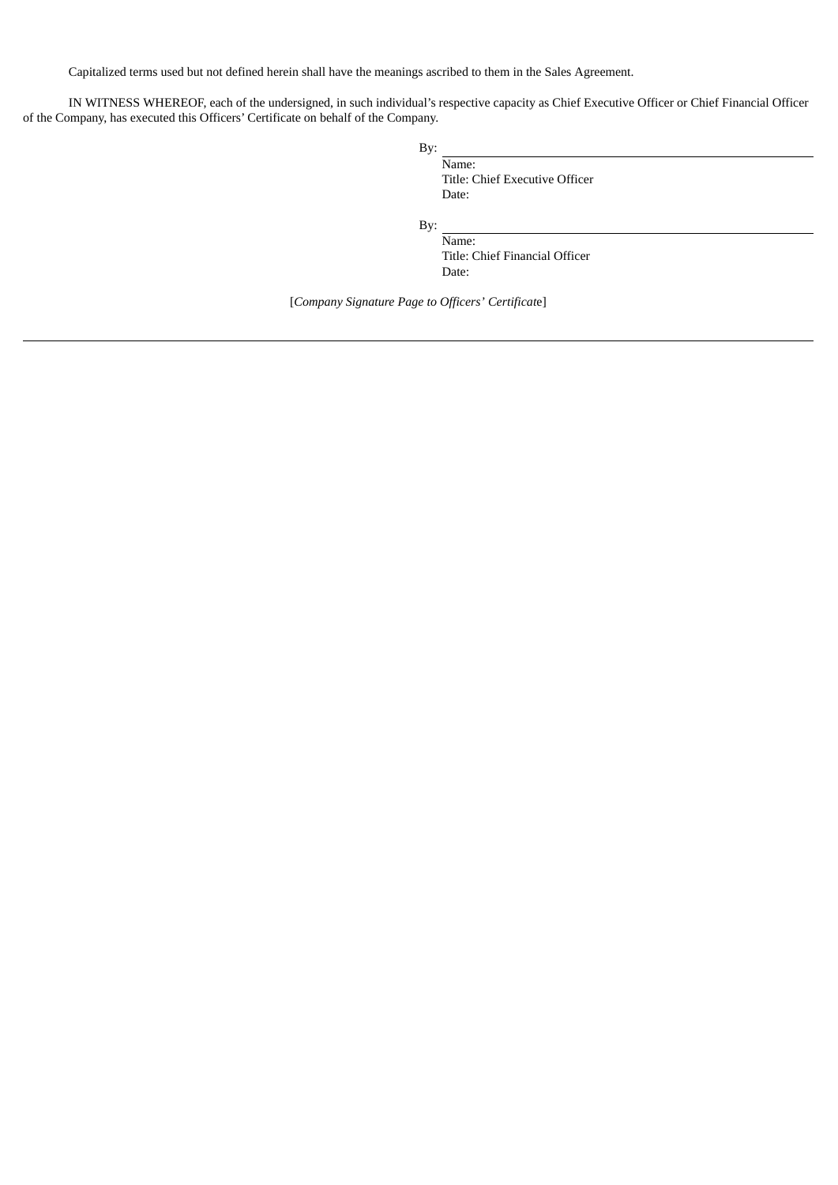Capitalized terms used but not defined herein shall have the meanings ascribed to them in the Sales Agreement.

IN WITNESS WHEREOF, each of the undersigned, in such individual's respective capacity as Chief Executive Officer or Chief Financial Officer of the Company, has executed this Officers' Certificate on behalf of the Company.

By: \_\_\_\_\_\_\_\_\_\_\_\_\_\_\_\_\_\_\_\_\_\_\_\_\_\_\_\_\_\_\_\_
Name:
Title: Chief Executive Officer
Date:

By: \_\_\_\_\_\_\_\_\_\_\_\_\_\_\_\_\_\_\_\_\_\_\_\_\_\_\_\_\_\_\_\_
Name:
Title: Chief Financial Officer
Date:

[*Company Signature Page to Officers' Certificate*]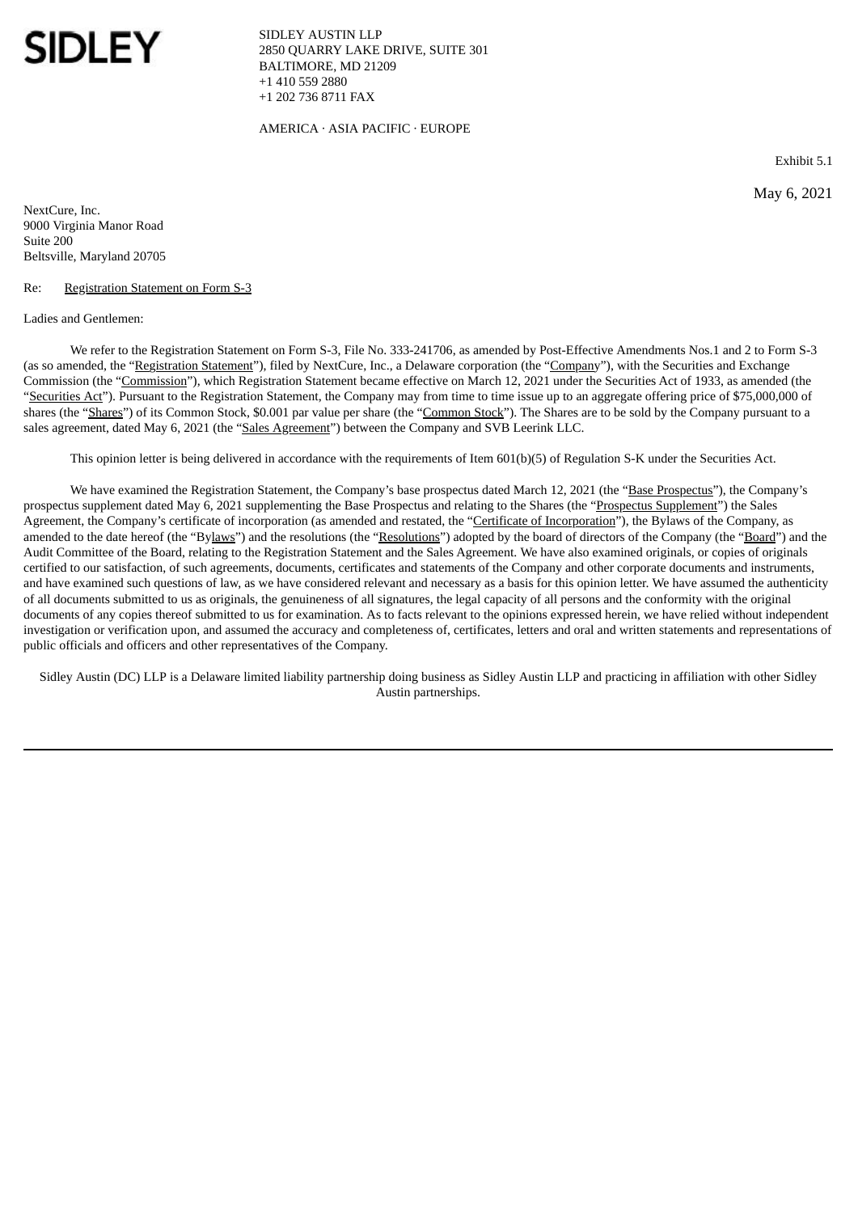SIDLEY

SIDLEY AUSTIN LLP
2850 QUARRY LAKE DRIVE, SUITE 301
BALTIMORE, MD 21209
+1 410 559 2880
+1 202 736 8711 FAX

AMERICA · ASIA PACIFIC · EUROPE

Exhibit 5.1

May 6, 2021

NextCure, Inc.
9000 Virginia Manor Road
Suite 200
Beltsville, Maryland 20705

Re: Registration Statement on Form S-3

Ladies and Gentlemen:

We refer to the Registration Statement on Form S-3, File No. 333-241706, as amended by Post-Effective Amendments Nos.1 and 2 to Form S-3 (as so amended, the "Registration Statement"), filed by NextCure, Inc., a Delaware corporation (the "Company"), with the Securities and Exchange Commission (the "Commission"), which Registration Statement became effective on March 12, 2021 under the Securities Act of 1933, as amended (the "Securities Act"). Pursuant to the Registration Statement, the Company may from time to time issue up to an aggregate offering price of $75,000,000 of shares (the "Shares") of its Common Stock, $0.001 par value per share (the "Common Stock"). The Shares are to be sold by the Company pursuant to a sales agreement, dated May 6, 2021 (the "Sales Agreement") between the Company and SVB Leerink LLC.

This opinion letter is being delivered in accordance with the requirements of Item 601(b)(5) of Regulation S-K under the Securities Act.

We have examined the Registration Statement, the Company's base prospectus dated March 12, 2021 (the "Base Prospectus"), the Company's prospectus supplement dated May 6, 2021 supplementing the Base Prospectus and relating to the Shares (the "Prospectus Supplement") the Sales Agreement, the Company's certificate of incorporation (as amended and restated, the "Certificate of Incorporation"), the Bylaws of the Company, as amended to the date hereof (the "Bylaws") and the resolutions (the "Resolutions") adopted by the board of directors of the Company (the "Board") and the Audit Committee of the Board, relating to the Registration Statement and the Sales Agreement. We have also examined originals, or copies of originals certified to our satisfaction, of such agreements, documents, certificates and statements of the Company and other corporate documents and instruments, and have examined such questions of law, as we have considered relevant and necessary as a basis for this opinion letter. We have assumed the authenticity of all documents submitted to us as originals, the genuineness of all signatures, the legal capacity of all persons and the conformity with the original documents of any copies thereof submitted to us for examination. As to facts relevant to the opinions expressed herein, we have relied without independent investigation or verification upon, and assumed the accuracy and completeness of, certificates, letters and oral and written statements and representations of public officials and officers and other representatives of the Company.

Sidley Austin (DC) LLP is a Delaware limited liability partnership doing business as Sidley Austin LLP and practicing in affiliation with other Sidley Austin partnerships.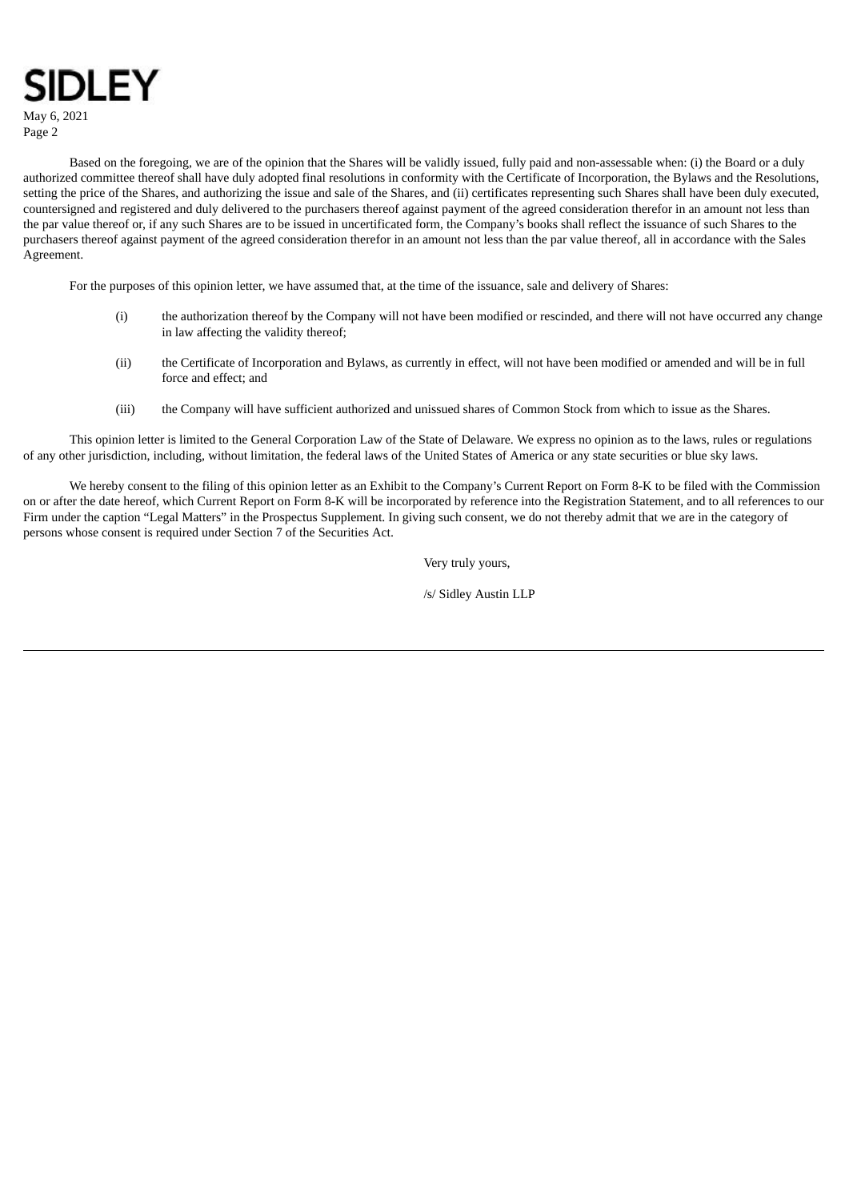Based on the foregoing, we are of the opinion that the Shares will be validly issued, fully paid and non-assessable when: (i) the Board or a duly authorized committee thereof shall have duly adopted final resolutions in conformity with the Certificate of Incorporation, the Bylaws and the Resolutions, setting the price of the Shares, and authorizing the issue and sale of the Shares, and (ii) certificates representing such Shares shall have been duly executed, countersigned and registered and duly delivered to the purchasers thereof against payment of the agreed consideration therefor in an amount not less than the par value thereof or, if any such Shares are to be issued in uncertificated form, the Company's books shall reflect the issuance of such Shares to the purchasers thereof against payment of the agreed consideration therefor in an amount not less than the par value thereof, all in accordance with the Sales Agreement.

For the purposes of this opinion letter, we have assumed that, at the time of the issuance, sale and delivery of Shares:

(i) the authorization thereof by the Company will not have been modified or rescinded, and there will not have occurred any change in law affecting the validity thereof;

(ii) the Certificate of Incorporation and Bylaws, as currently in effect, will not have been modified or amended and will be in full force and effect; and

(iii) the Company will have sufficient authorized and unissued shares of Common Stock from which to issue as the Shares.

This opinion letter is limited to the General Corporation Law of the State of Delaware. We express no opinion as to the laws, rules or regulations of any other jurisdiction, including, without limitation, the federal laws of the United States of America or any state securities or blue sky laws.

We hereby consent to the filing of this opinion letter as an Exhibit to the Company's Current Report on Form 8-K to be filed with the Commission on or after the date hereof, which Current Report on Form 8-K will be incorporated by reference into the Registration Statement, and to all references to our Firm under the caption "Legal Matters" in the Prospectus Supplement. In giving such consent, we do not thereby admit that we are in the category of persons whose consent is required under Section 7 of the Securities Act.

Very truly yours,

/s/ Sidley Austin LLP